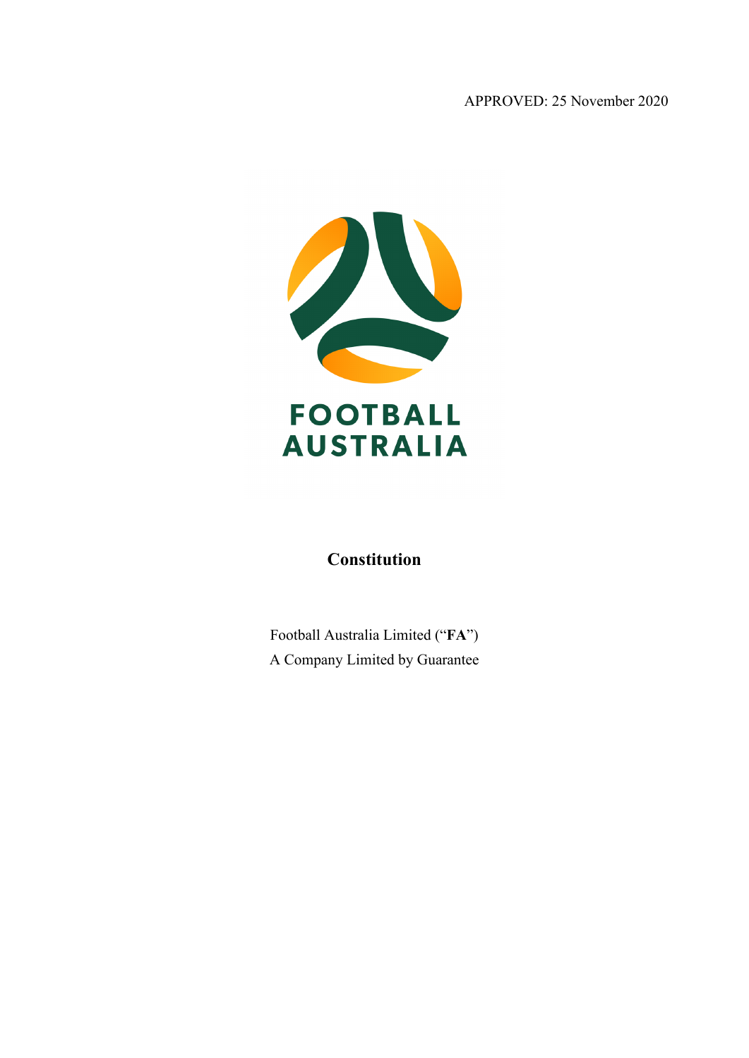APPROVED: 25 November 2020

FOOTBALL AUSTRALIA

# Constitution

Football Australia Limited ("**FA**")

A Company Limited by Guarantee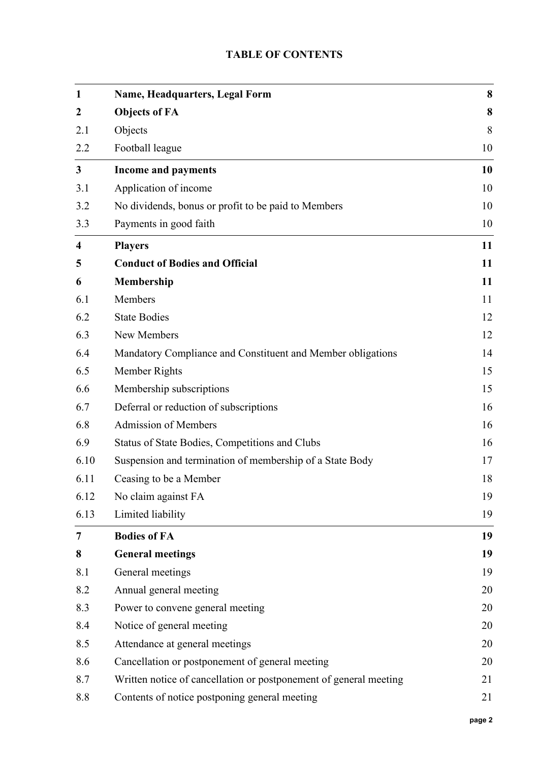**TABLE OF CONTENTS**

| | | |
|---|---|---|
| **1** | **Name, Headquarters, Legal Form** | **8** |
| **2** | **Objects of FA** | **8** |
| 2.1 | Objects | 8 |
| 2.2 | Football league | 10 |
| **3** | **Income and payments** | **10** |
| 3.1 | Application of income | 10 |
| 3.2 | No dividends, bonus or profit to be paid to Members | 10 |
| 3.3 | Payments in good faith | 10 |
| **4** | **Players** | **11** |
| **5** | **Conduct of Bodies and Official** | **11** |
| **6** | **Membership** | **11** |
| 6.1 | Members | 11 |
| 6.2 | State Bodies | 12 |
| 6.3 | New Members | 12 |
| 6.4 | Mandatory Compliance and Constituent and Member obligations | 14 |
| 6.5 | Member Rights | 15 |
| 6.6 | Membership subscriptions | 15 |
| 6.7 | Deferral or reduction of subscriptions | 16 |
| 6.8 | Admission of Members | 16 |
| 6.9 | Status of State Bodies, Competitions and Clubs | 16 |
| 6.10 | Suspension and termination of membership of a State Body | 17 |
| 6.11 | Ceasing to be a Member | 18 |
| 6.12 | No claim against FA | 19 |
| 6.13 | Limited liability | 19 |
| **7** | **Bodies of FA** | **19** |
| **8** | **General meetings** | **19** |
| 8.1 | General meetings | 19 |
| 8.2 | Annual general meeting | 20 |
| 8.3 | Power to convene general meeting | 20 |
| 8.4 | Notice of general meeting | 20 |
| 8.5 | Attendance at general meetings | 20 |
| 8.6 | Cancellation or postponement of general meeting | 20 |
| 8.7 | Written notice of cancellation or postponement of general meeting | 21 |
| 8.8 | Contents of notice postponing general meeting | 21 |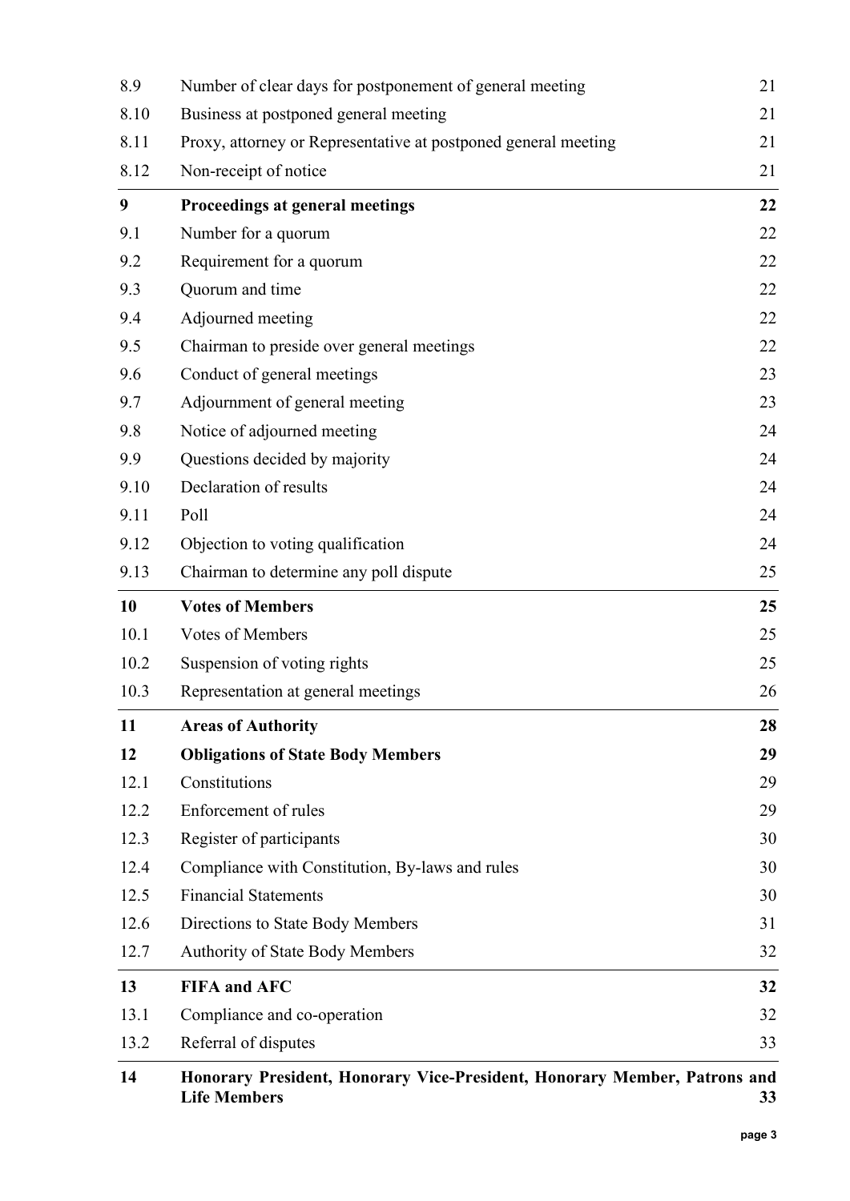| | | |
|---|---|---|
| 8.9 | Number of clear days for postponement of general meeting | 21 |
| 8.10 | Business at postponed general meeting | 21 |
| 8.11 | Proxy, attorney or Representative at postponed general meeting | 21 |
| 8.12 | Non-receipt of notice | 21 |
| **9** | **Proceedings at general meetings** | **22** |
| 9.1 | Number for a quorum | 22 |
| 9.2 | Requirement for a quorum | 22 |
| 9.3 | Quorum and time | 22 |
| 9.4 | Adjourned meeting | 22 |
| 9.5 | Chairman to preside over general meetings | 22 |
| 9.6 | Conduct of general meetings | 23 |
| 9.7 | Adjournment of general meeting | 23 |
| 9.8 | Notice of adjourned meeting | 24 |
| 9.9 | Questions decided by majority | 24 |
| 9.10 | Declaration of results | 24 |
| 9.11 | Poll | 24 |
| 9.12 | Objection to voting qualification | 24 |
| 9.13 | Chairman to determine any poll dispute | 25 |
| **10** | **Votes of Members** | **25** |
| 10.1 | Votes of Members | 25 |
| 10.2 | Suspension of voting rights | 25 |
| 10.3 | Representation at general meetings | 26 |
| **11** | **Areas of Authority** | **28** |
| **12** | **Obligations of State Body Members** | **29** |
| 12.1 | Constitutions | 29 |
| 12.2 | Enforcement of rules | 29 |
| 12.3 | Register of participants | 30 |
| 12.4 | Compliance with Constitution, By-laws and rules | 30 |
| 12.5 | Financial Statements | 30 |
| 12.6 | Directions to State Body Members | 31 |
| 12.7 | Authority of State Body Members | 32 |
| **13** | **FIFA and AFC** | **32** |
| 13.1 | Compliance and co-operation | 32 |
| 13.2 | Referral of disputes | 33 |
| **14** | **Honorary President, Honorary Vice-President, Honorary Member, Patrons and Life Members** | **33** |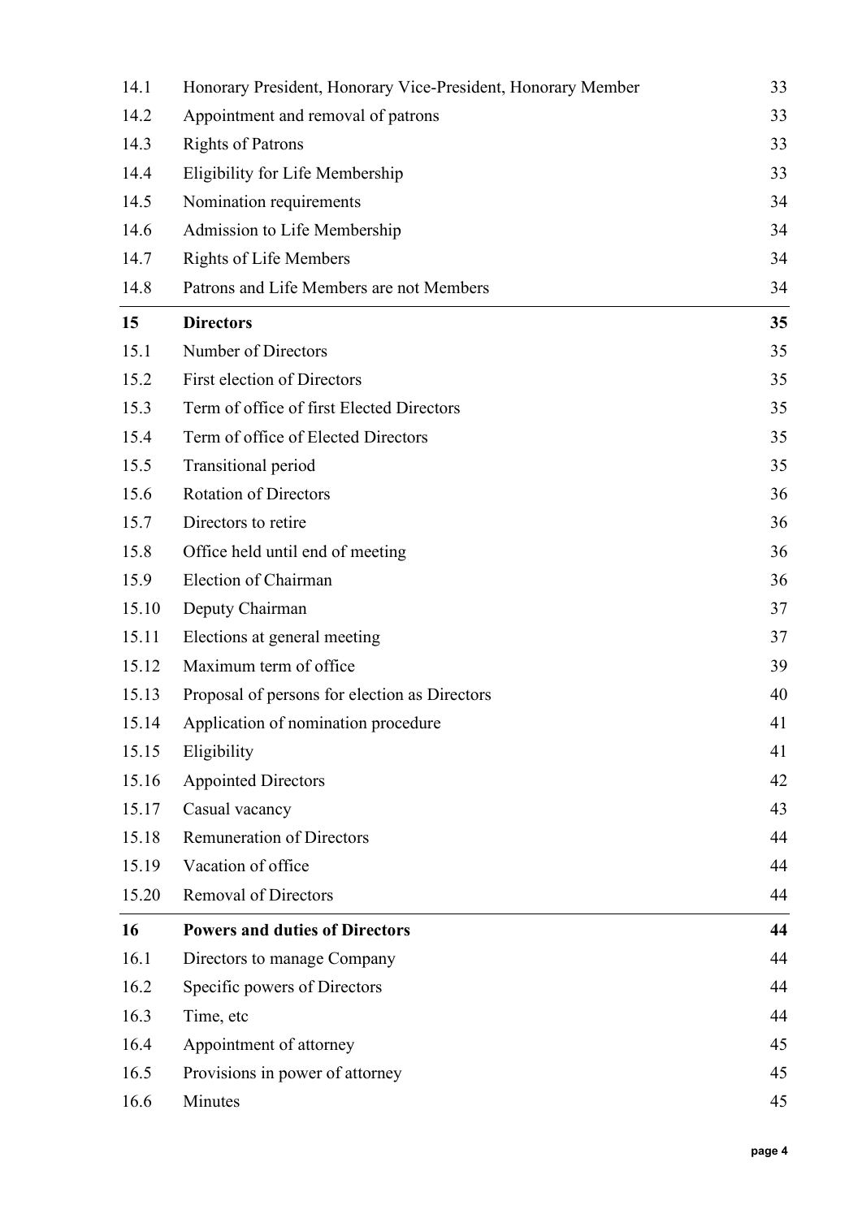| | | |
|---|---|---|
| 14.1 | Honorary President, Honorary Vice-President, Honorary Member | 33 |
| 14.2 | Appointment and removal of patrons | 33 |
| 14.3 | Rights of Patrons | 33 |
| 14.4 | Eligibility for Life Membership | 33 |
| 14.5 | Nomination requirements | 34 |
| 14.6 | Admission to Life Membership | 34 |
| 14.7 | Rights of Life Members | 34 |
| 14.8 | Patrons and Life Members are not Members | 34 |
| **15** | **Directors** | **35** |
| 15.1 | Number of Directors | 35 |
| 15.2 | First election of Directors | 35 |
| 15.3 | Term of office of first Elected Directors | 35 |
| 15.4 | Term of office of Elected Directors | 35 |
| 15.5 | Transitional period | 35 |
| 15.6 | Rotation of Directors | 36 |
| 15.7 | Directors to retire | 36 |
| 15.8 | Office held until end of meeting | 36 |
| 15.9 | Election of Chairman | 36 |
| 15.10 | Deputy Chairman | 37 |
| 15.11 | Elections at general meeting | 37 |
| 15.12 | Maximum term of office | 39 |
| 15.13 | Proposal of persons for election as Directors | 40 |
| 15.14 | Application of nomination procedure | 41 |
| 15.15 | Eligibility | 41 |
| 15.16 | Appointed Directors | 42 |
| 15.17 | Casual vacancy | 43 |
| 15.18 | Remuneration of Directors | 44 |
| 15.19 | Vacation of office | 44 |
| 15.20 | Removal of Directors | 44 |
| **16** | **Powers and duties of Directors** | **44** |
| 16.1 | Directors to manage Company | 44 |
| 16.2 | Specific powers of Directors | 44 |
| 16.3 | Time, etc | 44 |
| 16.4 | Appointment of attorney | 45 |
| 16.5 | Provisions in power of attorney | 45 |
| 16.6 | Minutes | 45 |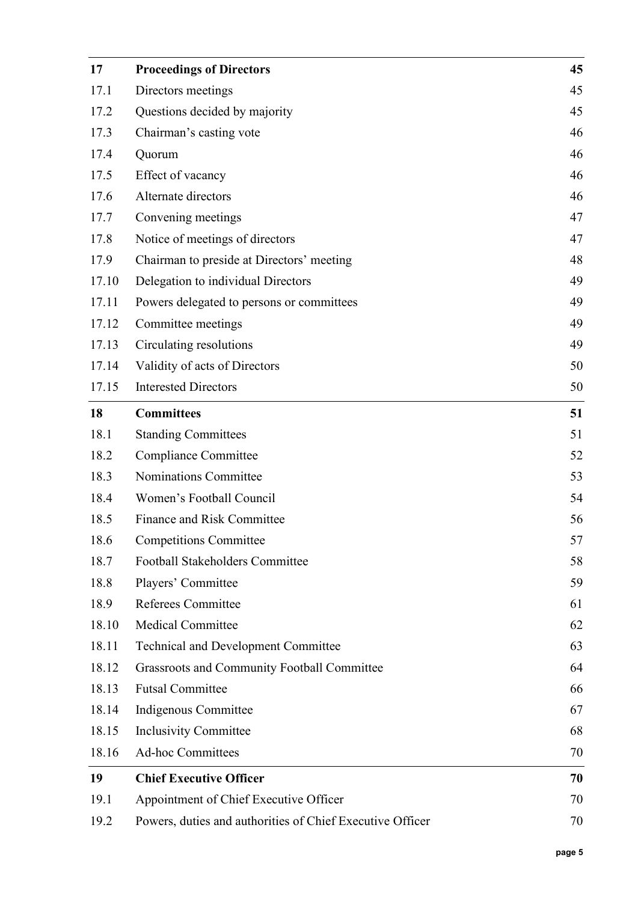| | | |
|---|---|---|
| **17** | **Proceedings of Directors** | **45** |
| 17.1 | Directors meetings | 45 |
| 17.2 | Questions decided by majority | 45 |
| 17.3 | Chairman's casting vote | 46 |
| 17.4 | Quorum | 46 |
| 17.5 | Effect of vacancy | 46 |
| 17.6 | Alternate directors | 46 |
| 17.7 | Convening meetings | 47 |
| 17.8 | Notice of meetings of directors | 47 |
| 17.9 | Chairman to preside at Directors' meeting | 48 |
| 17.10 | Delegation to individual Directors | 49 |
| 17.11 | Powers delegated to persons or committees | 49 |
| 17.12 | Committee meetings | 49 |
| 17.13 | Circulating resolutions | 49 |
| 17.14 | Validity of acts of Directors | 50 |
| 17.15 | Interested Directors | 50 |
| **18** | **Committees** | **51** |
| 18.1 | Standing Committees | 51 |
| 18.2 | Compliance Committee | 52 |
| 18.3 | Nominations Committee | 53 |
| 18.4 | Women's Football Council | 54 |
| 18.5 | Finance and Risk Committee | 56 |
| 18.6 | Competitions Committee | 57 |
| 18.7 | Football Stakeholders Committee | 58 |
| 18.8 | Players' Committee | 59 |
| 18.9 | Referees Committee | 61 |
| 18.10 | Medical Committee | 62 |
| 18.11 | Technical and Development Committee | 63 |
| 18.12 | Grassroots and Community Football Committee | 64 |
| 18.13 | Futsal Committee | 66 |
| 18.14 | Indigenous Committee | 67 |
| 18.15 | Inclusivity Committee | 68 |
| 18.16 | Ad-hoc Committees | 70 |
| **19** | **Chief Executive Officer** | **70** |
| 19.1 | Appointment of Chief Executive Officer | 70 |
| 19.2 | Powers, duties and authorities of Chief Executive Officer | 70 |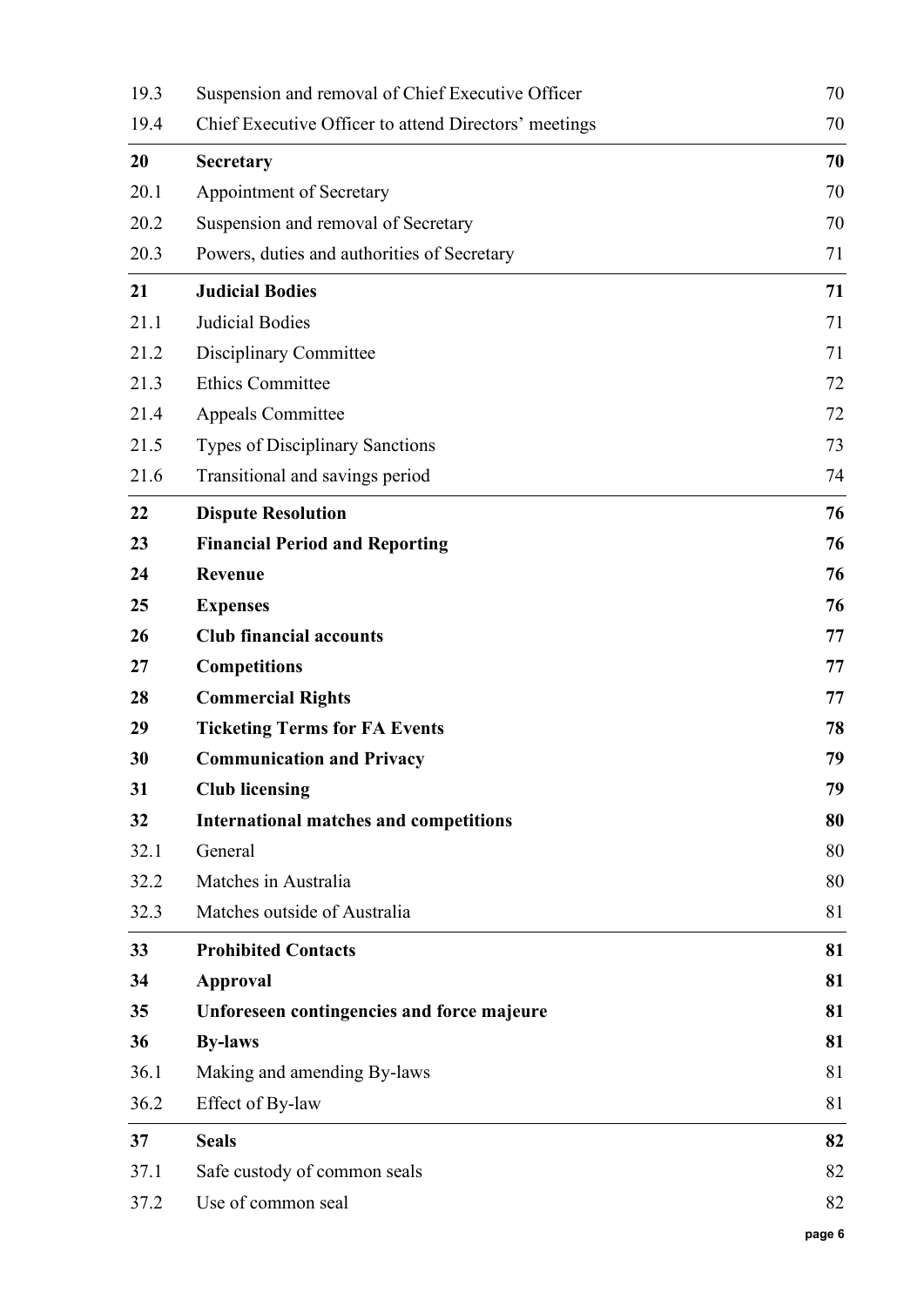| | | |
|---|---|---|
| 19.3 | Suspension and removal of Chief Executive Officer | 70 |
| 19.4 | Chief Executive Officer to attend Directors' meetings | 70 |
| **20** | **Secretary** | **70** |
| 20.1 | Appointment of Secretary | 70 |
| 20.2 | Suspension and removal of Secretary | 70 |
| 20.3 | Powers, duties and authorities of Secretary | 71 |
| **21** | **Judicial Bodies** | **71** |
| 21.1 | Judicial Bodies | 71 |
| 21.2 | Disciplinary Committee | 71 |
| 21.3 | Ethics Committee | 72 |
| 21.4 | Appeals Committee | 72 |
| 21.5 | Types of Disciplinary Sanctions | 73 |
| 21.6 | Transitional and savings period | 74 |
| **22** | **Dispute Resolution** | **76** |
| **23** | **Financial Period and Reporting** | **76** |
| **24** | **Revenue** | **76** |
| **25** | **Expenses** | **76** |
| **26** | **Club financial accounts** | **77** |
| **27** | **Competitions** | **77** |
| **28** | **Commercial Rights** | **77** |
| **29** | **Ticketing Terms for FA Events** | **78** |
| **30** | **Communication and Privacy** | **79** |
| **31** | **Club licensing** | **79** |
| **32** | **International matches and competitions** | **80** |
| 32.1 | General | 80 |
| 32.2 | Matches in Australia | 80 |
| 32.3 | Matches outside of Australia | 81 |
| **33** | **Prohibited Contacts** | **81** |
| **34** | **Approval** | **81** |
| **35** | **Unforeseen contingencies and force majeure** | **81** |
| **36** | **By-laws** | **81** |
| 36.1 | Making and amending By-laws | 81 |
| 36.2 | Effect of By-law | 81 |
| **37** | **Seals** | **82** |
| 37.1 | Safe custody of common seals | 82 |
| 37.2 | Use of common seal | 82 |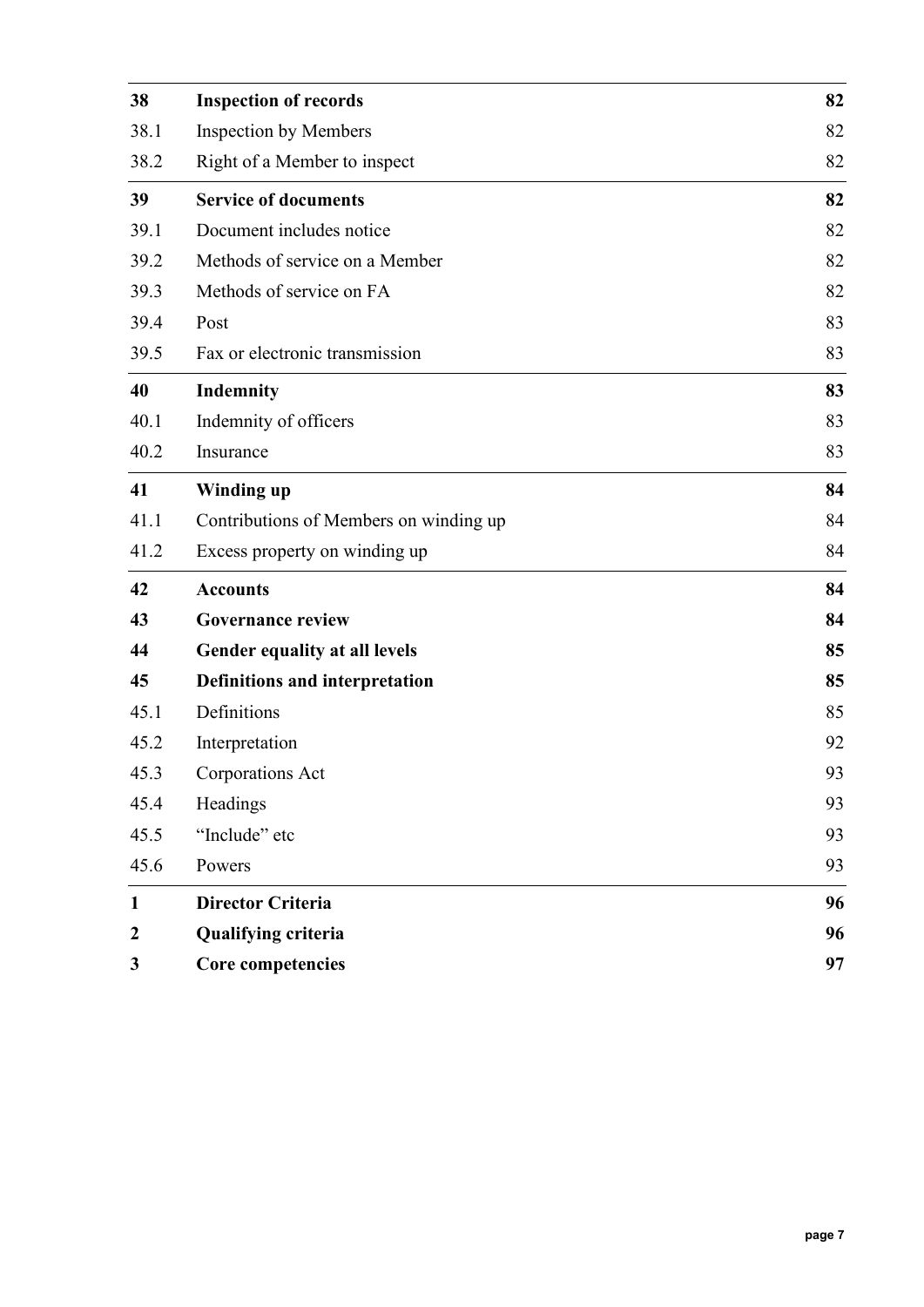| | | |
|---|---|---|
| **38** | **Inspection of records** | **82** |
| 38.1 | Inspection by Members | 82 |
| 38.2 | Right of a Member to inspect | 82 |
| **39** | **Service of documents** | **82** |
| 39.1 | Document includes notice | 82 |
| 39.2 | Methods of service on a Member | 82 |
| 39.3 | Methods of service on FA | 82 |
| 39.4 | Post | 83 |
| 39.5 | Fax or electronic transmission | 83 |
| **40** | **Indemnity** | **83** |
| 40.1 | Indemnity of officers | 83 |
| 40.2 | Insurance | 83 |
| **41** | **Winding up** | **84** |
| 41.1 | Contributions of Members on winding up | 84 |
| 41.2 | Excess property on winding up | 84 |
| **42** | **Accounts** | **84** |
| **43** | **Governance review** | **84** |
| **44** | **Gender equality at all levels** | **85** |
| **45** | **Definitions and interpretation** | **85** |
| 45.1 | Definitions | 85 |
| 45.2 | Interpretation | 92 |
| 45.3 | Corporations Act | 93 |
| 45.4 | Headings | 93 |
| 45.5 | "Include" etc | 93 |
| 45.6 | Powers | 93 |
| **1** | **Director Criteria** | **96** |
| **2** | **Qualifying criteria** | **96** |
| **3** | **Core competencies** | **97** |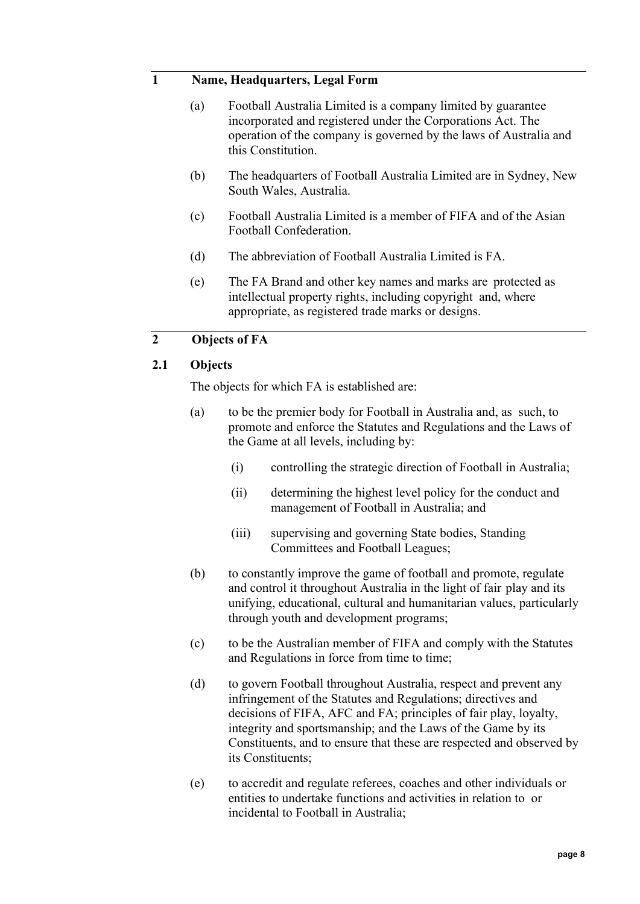## 1 Name, Headquarters, Legal Form

(a) Football Australia Limited is a company limited by guarantee incorporated and registered under the Corporations Act. The operation of the company is governed by the laws of Australia and this Constitution.

(b) The headquarters of Football Australia Limited are in Sydney, New South Wales, Australia.

(c) Football Australia Limited is a member of FIFA and of the Asian Football Confederation.

(d) The abbreviation of Football Australia Limited is FA.

(e) The FA Brand and other key names and marks are protected as intellectual property rights, including copyright and, where appropriate, as registered trade marks or designs.

## 2 Objects of FA

### 2.1 Objects

The objects for which FA is established are:

(a) to be the premier body for Football in Australia and, as such, to promote and enforce the Statutes and Regulations and the Laws of the Game at all levels, including by:

  (i) controlling the strategic direction of Football in Australia;

  (ii) determining the highest level policy for the conduct and management of Football in Australia; and

  (iii) supervising and governing State bodies, Standing Committees and Football Leagues;

(b) to constantly improve the game of football and promote, regulate and control it throughout Australia in the light of fair play and its unifying, educational, cultural and humanitarian values, particularly through youth and development programs;

(c) to be the Australian member of FIFA and comply with the Statutes and Regulations in force from time to time;

(d) to govern Football throughout Australia, respect and prevent any infringement of the Statutes and Regulations; directives and decisions of FIFA, AFC and FA; principles of fair play, loyalty, integrity and sportsmanship; and the Laws of the Game by its Constituents, and to ensure that these are respected and observed by its Constituents;

(e) to accredit and regulate referees, coaches and other individuals or entities to undertake functions and activities in relation to or incidental to Football in Australia;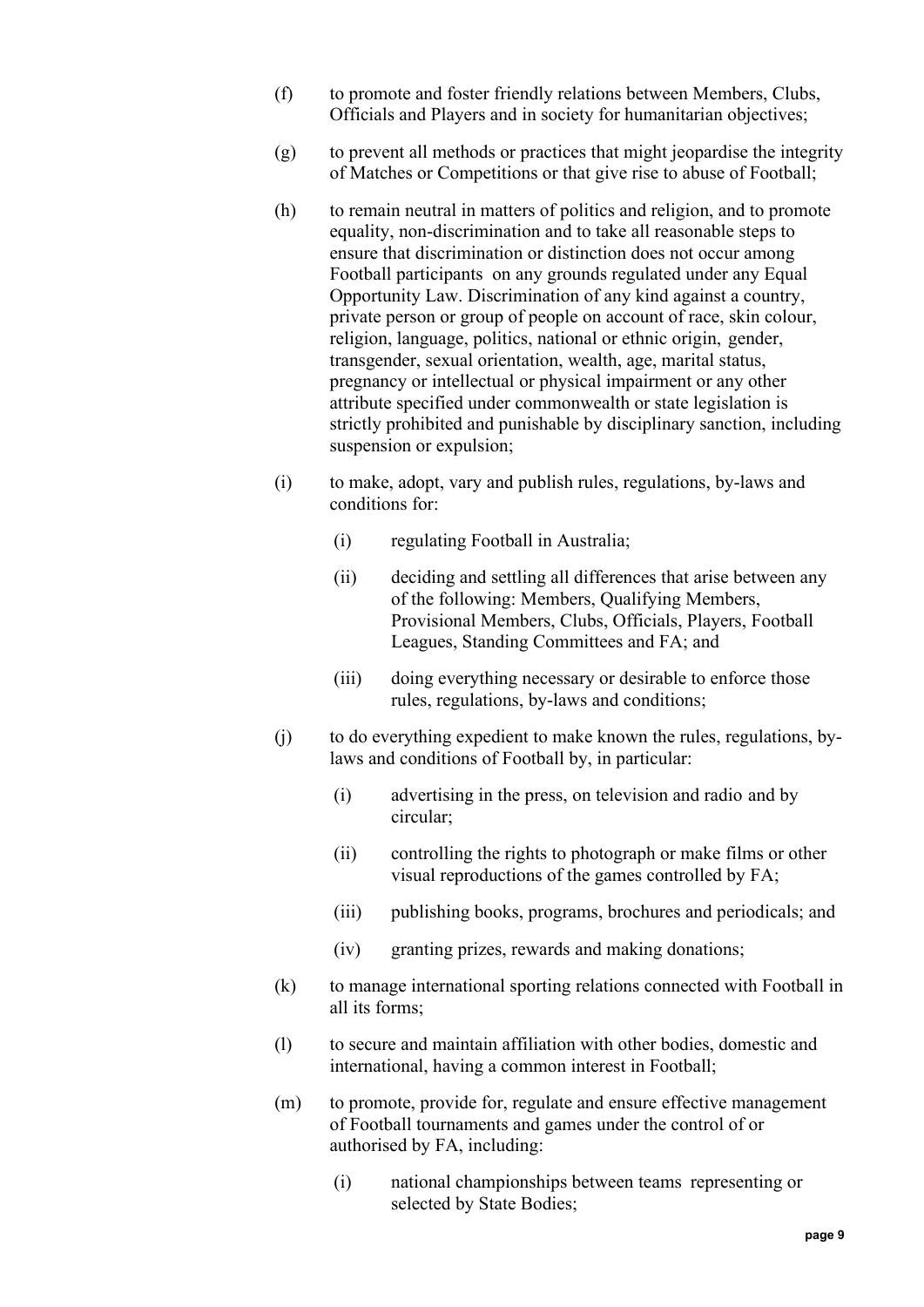(f) to promote and foster friendly relations between Members, Clubs, Officials and Players and in society for humanitarian objectives;

(g) to prevent all methods or practices that might jeopardise the integrity of Matches or Competitions or that give rise to abuse of Football;

(h) to remain neutral in matters of politics and religion, and to promote equality, non-discrimination and to take all reasonable steps to ensure that discrimination or distinction does not occur among Football participants on any grounds regulated under any Equal Opportunity Law. Discrimination of any kind against a country, private person or group of people on account of race, skin colour, religion, language, politics, national or ethnic origin, gender, transgender, sexual orientation, wealth, age, marital status, pregnancy or intellectual or physical impairment or any other attribute specified under commonwealth or state legislation is strictly prohibited and punishable by disciplinary sanction, including suspension or expulsion;

(i) to make, adopt, vary and publish rules, regulations, by-laws and conditions for:

  (i) regulating Football in Australia;

  (ii) deciding and settling all differences that arise between any of the following: Members, Qualifying Members, Provisional Members, Clubs, Officials, Players, Football Leagues, Standing Committees and FA; and

  (iii) doing everything necessary or desirable to enforce those rules, regulations, by-laws and conditions;

(j) to do everything expedient to make known the rules, regulations, by-laws and conditions of Football by, in particular:

  (i) advertising in the press, on television and radio and by circular;

  (ii) controlling the rights to photograph or make films or other visual reproductions of the games controlled by FA;

  (iii) publishing books, programs, brochures and periodicals; and

  (iv) granting prizes, rewards and making donations;

(k) to manage international sporting relations connected with Football in all its forms;

(l) to secure and maintain affiliation with other bodies, domestic and international, having a common interest in Football;

(m) to promote, provide for, regulate and ensure effective management of Football tournaments and games under the control of or authorised by FA, including:

  (i) national championships between teams representing or selected by State Bodies;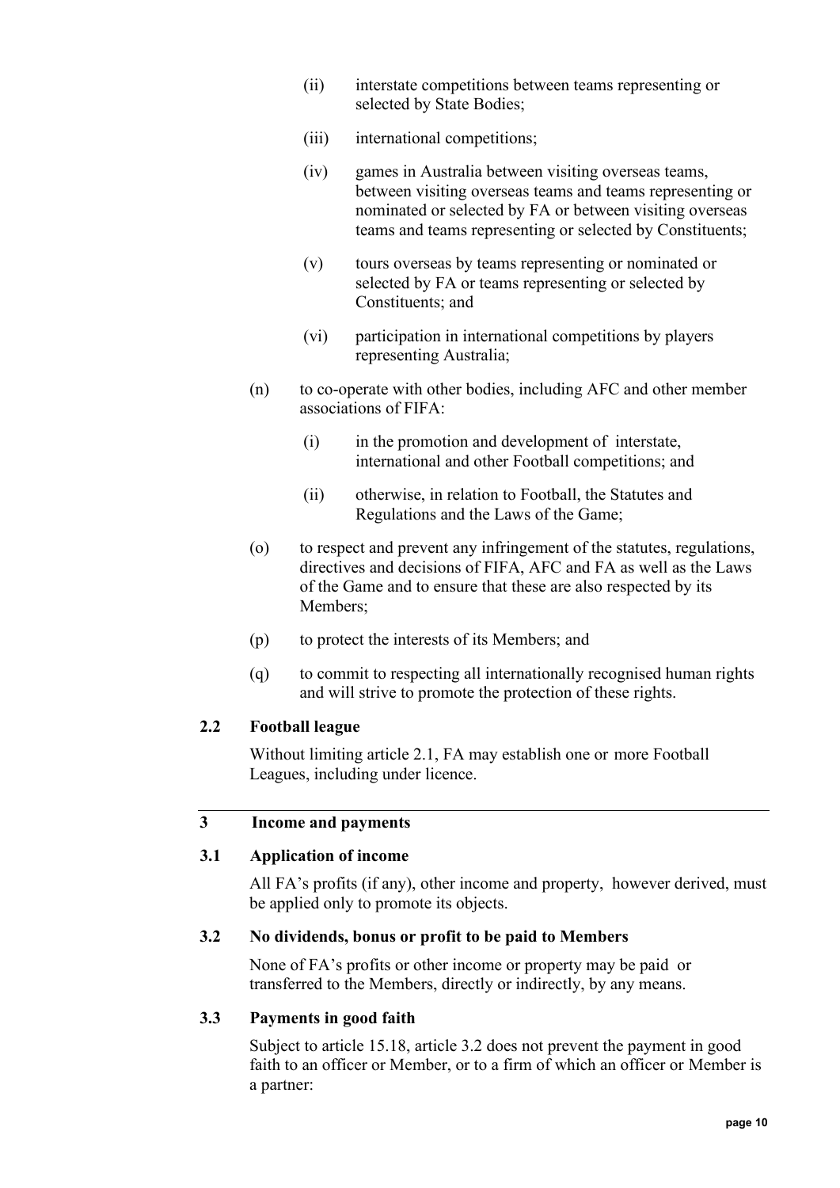(ii) interstate competitions between teams representing or selected by State Bodies;

(iii) international competitions;

(iv) games in Australia between visiting overseas teams, between visiting overseas teams and teams representing or nominated or selected by FA or between visiting overseas teams and teams representing or selected by Constituents;

(v) tours overseas by teams representing or nominated or selected by FA or teams representing or selected by Constituents; and

(vi) participation in international competitions by players representing Australia;

(n) to co-operate with other bodies, including AFC and other member associations of FIFA:

(i) in the promotion and development of interstate, international and other Football competitions; and

(ii) otherwise, in relation to Football, the Statutes and Regulations and the Laws of the Game;

(o) to respect and prevent any infringement of the statutes, regulations, directives and decisions of FIFA, AFC and FA as well as the Laws of the Game and to ensure that these are also respected by its Members;

(p) to protect the interests of its Members; and

(q) to commit to respecting all internationally recognised human rights and will strive to promote the protection of these rights.

### 2.2 Football league

Without limiting article 2.1, FA may establish one or more Football Leagues, including under licence.

## 3 Income and payments

### 3.1 Application of income

All FA's profits (if any), other income and property, however derived, must be applied only to promote its objects.

### 3.2 No dividends, bonus or profit to be paid to Members

None of FA's profits or other income or property may be paid or transferred to the Members, directly or indirectly, by any means.

### 3.3 Payments in good faith

Subject to article 15.18, article 3.2 does not prevent the payment in good faith to an officer or Member, or to a firm of which an officer or Member is a partner: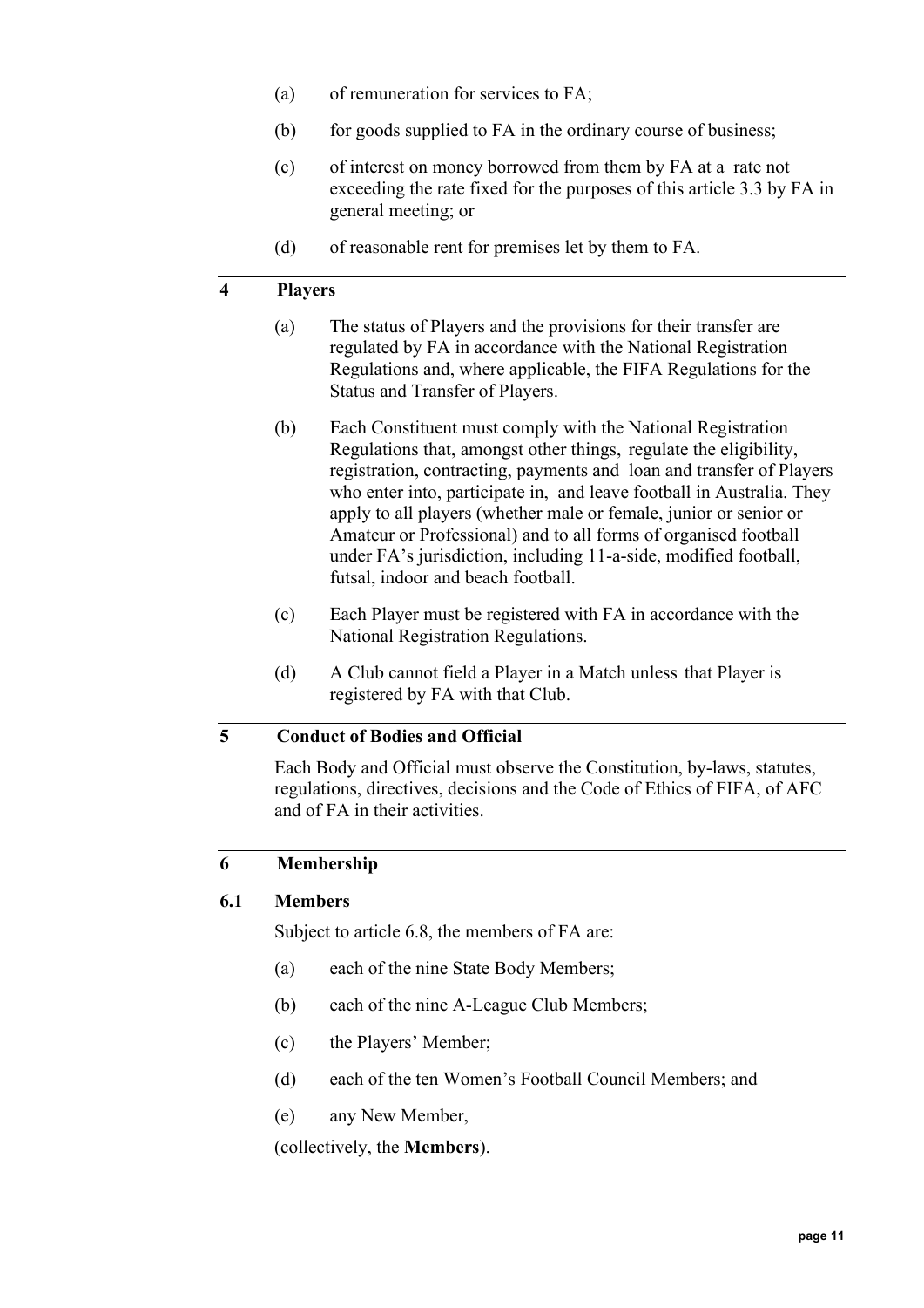(a) of remuneration for services to FA;

(b) for goods supplied to FA in the ordinary course of business;

(c) of interest on money borrowed from them by FA at a rate not exceeding the rate fixed for the purposes of this article 3.3 by FA in general meeting; or

(d) of reasonable rent for premises let by them to FA.

## 4 Players

(a) The status of Players and the provisions for their transfer are regulated by FA in accordance with the National Registration Regulations and, where applicable, the FIFA Regulations for the Status and Transfer of Players.

(b) Each Constituent must comply with the National Registration Regulations that, amongst other things, regulate the eligibility, registration, contracting, payments and loan and transfer of Players who enter into, participate in, and leave football in Australia. They apply to all players (whether male or female, junior or senior or Amateur or Professional) and to all forms of organised football under FA's jurisdiction, including 11-a-side, modified football, futsal, indoor and beach football.

(c) Each Player must be registered with FA in accordance with the National Registration Regulations.

(d) A Club cannot field a Player in a Match unless that Player is registered by FA with that Club.

## 5 Conduct of Bodies and Official

Each Body and Official must observe the Constitution, by-laws, statutes, regulations, directives, decisions and the Code of Ethics of FIFA, of AFC and of FA in their activities.

## 6 Membership

### 6.1 Members

Subject to article 6.8, the members of FA are:

(a) each of the nine State Body Members;

(b) each of the nine A-League Club Members;

(c) the Players' Member;

(d) each of the ten Women's Football Council Members; and

(e) any New Member,

(collectively, the **Members**).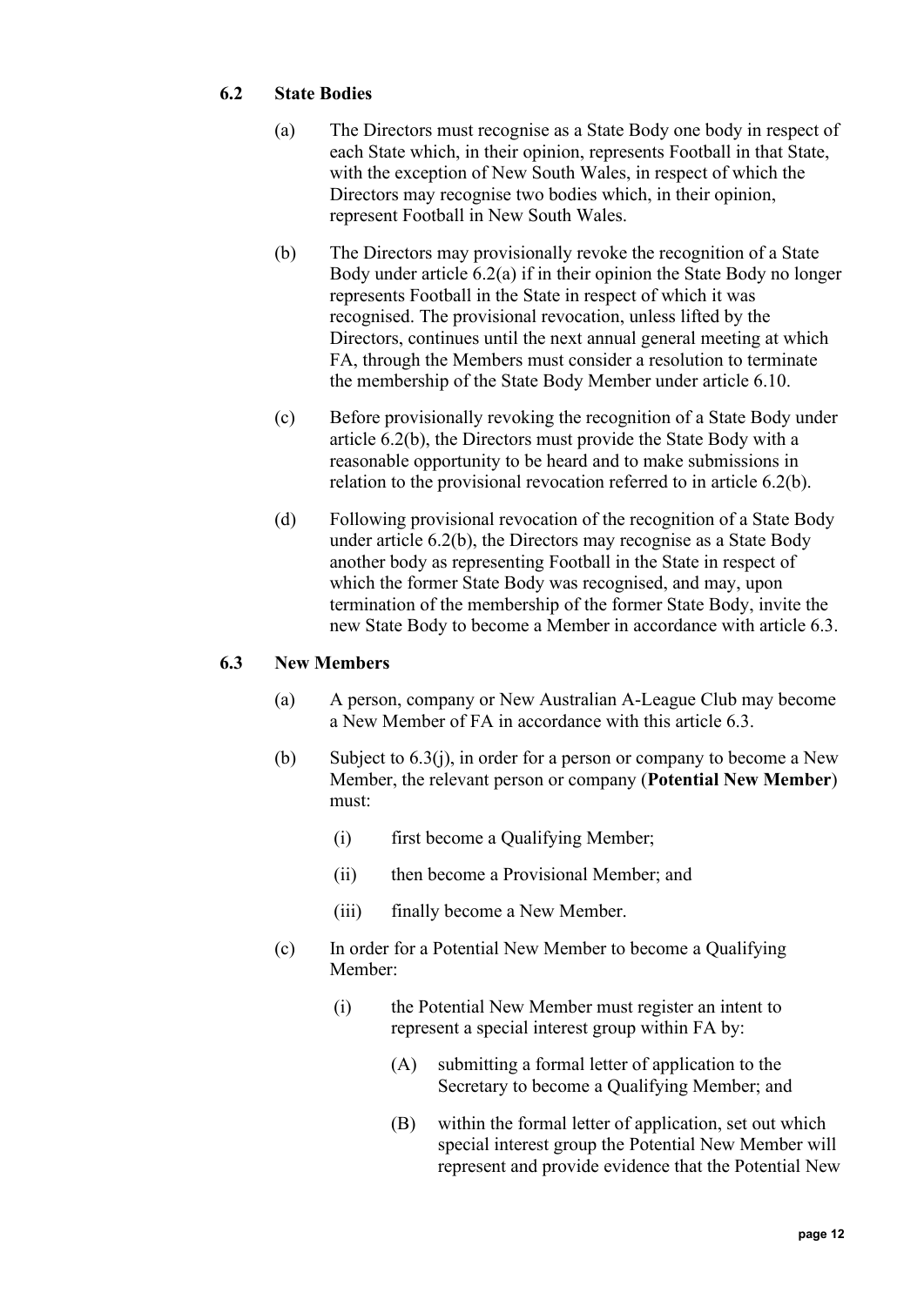### 6.2 State Bodies

(a) The Directors must recognise as a State Body one body in respect of each State which, in their opinion, represents Football in that State, with the exception of New South Wales, in respect of which the Directors may recognise two bodies which, in their opinion, represent Football in New South Wales.

(b) The Directors may provisionally revoke the recognition of a State Body under article 6.2(a) if in their opinion the State Body no longer represents Football in the State in respect of which it was recognised. The provisional revocation, unless lifted by the Directors, continues until the next annual general meeting at which FA, through the Members must consider a resolution to terminate the membership of the State Body Member under article 6.10.

(c) Before provisionally revoking the recognition of a State Body under article 6.2(b), the Directors must provide the State Body with a reasonable opportunity to be heard and to make submissions in relation to the provisional revocation referred to in article 6.2(b).

(d) Following provisional revocation of the recognition of a State Body under article 6.2(b), the Directors may recognise as a State Body another body as representing Football in the State in respect of which the former State Body was recognised, and may, upon termination of the membership of the former State Body, invite the new State Body to become a Member in accordance with article 6.3.

### 6.3 New Members

(a) A person, company or New Australian A-League Club may become a New Member of FA in accordance with this article 6.3.

(b) Subject to 6.3(j), in order for a person or company to become a New Member, the relevant person or company (**Potential New Member**) must:

(i) first become a Qualifying Member;

(ii) then become a Provisional Member; and

(iii) finally become a New Member.

(c) In order for a Potential New Member to become a Qualifying Member:

(i) the Potential New Member must register an intent to represent a special interest group within FA by:

(A) submitting a formal letter of application to the Secretary to become a Qualifying Member; and

(B) within the formal letter of application, set out which special interest group the Potential New Member will represent and provide evidence that the Potential New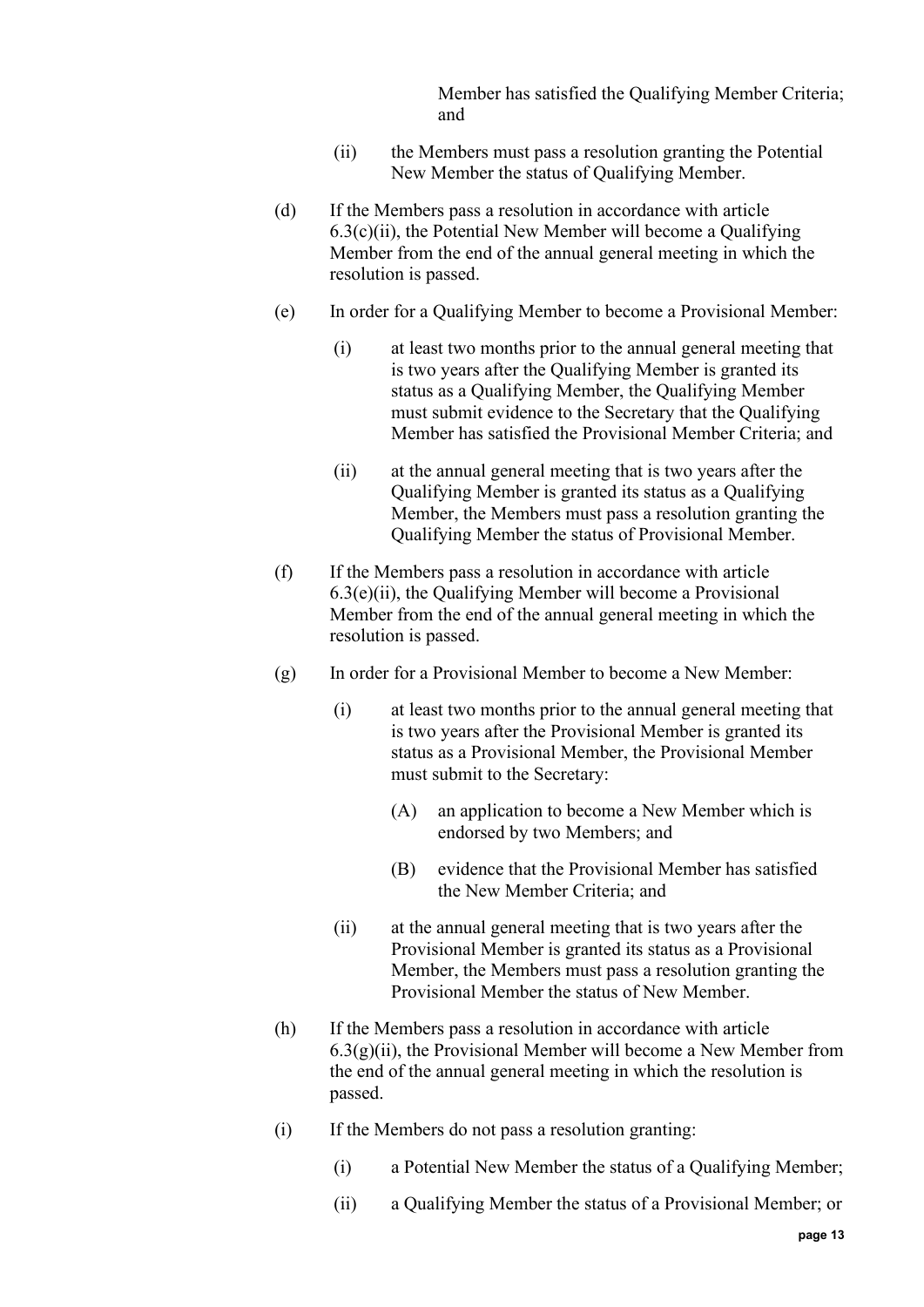Member has satisfied the Qualifying Member Criteria; and

(ii) the Members must pass a resolution granting the Potential New Member the status of Qualifying Member.

(d) If the Members pass a resolution in accordance with article 6.3(c)(ii), the Potential New Member will become a Qualifying Member from the end of the annual general meeting in which the resolution is passed.

(e) In order for a Qualifying Member to become a Provisional Member:

(i) at least two months prior to the annual general meeting that is two years after the Qualifying Member is granted its status as a Qualifying Member, the Qualifying Member must submit evidence to the Secretary that the Qualifying Member has satisfied the Provisional Member Criteria; and

(ii) at the annual general meeting that is two years after the Qualifying Member is granted its status as a Qualifying Member, the Members must pass a resolution granting the Qualifying Member the status of Provisional Member.

(f) If the Members pass a resolution in accordance with article 6.3(e)(ii), the Qualifying Member will become a Provisional Member from the end of the annual general meeting in which the resolution is passed.

(g) In order for a Provisional Member to become a New Member:

(i) at least two months prior to the annual general meeting that is two years after the Provisional Member is granted its status as a Provisional Member, the Provisional Member must submit to the Secretary:

(A) an application to become a New Member which is endorsed by two Members; and

(B) evidence that the Provisional Member has satisfied the New Member Criteria; and

(ii) at the annual general meeting that is two years after the Provisional Member is granted its status as a Provisional Member, the Members must pass a resolution granting the Provisional Member the status of New Member.

(h) If the Members pass a resolution in accordance with article 6.3(g)(ii), the Provisional Member will become a New Member from the end of the annual general meeting in which the resolution is passed.

(i) If the Members do not pass a resolution granting:

(i) a Potential New Member the status of a Qualifying Member;

(ii) a Qualifying Member the status of a Provisional Member; or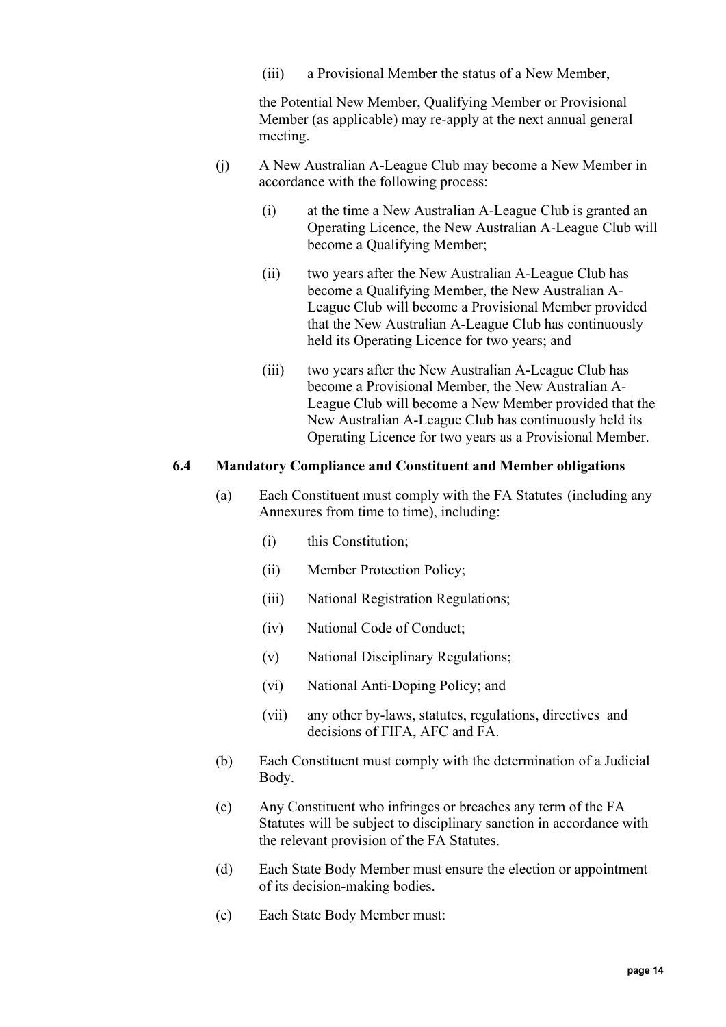(iii) a Provisional Member the status of a New Member,

the Potential New Member, Qualifying Member or Provisional Member (as applicable) may re-apply at the next annual general meeting.

(j) A New Australian A-League Club may become a New Member in accordance with the following process:

(i) at the time a New Australian A-League Club is granted an Operating Licence, the New Australian A-League Club will become a Qualifying Member;

(ii) two years after the New Australian A-League Club has become a Qualifying Member, the New Australian A-League Club will become a Provisional Member provided that the New Australian A-League Club has continuously held its Operating Licence for two years; and

(iii) two years after the New Australian A-League Club has become a Provisional Member, the New Australian A-League Club will become a New Member provided that the New Australian A-League Club has continuously held its Operating Licence for two years as a Provisional Member.

### 6.4 Mandatory Compliance and Constituent and Member obligations

(a) Each Constituent must comply with the FA Statutes (including any Annexures from time to time), including:

(i) this Constitution;

(ii) Member Protection Policy;

(iii) National Registration Regulations;

(iv) National Code of Conduct;

(v) National Disciplinary Regulations;

(vi) National Anti-Doping Policy; and

(vii) any other by-laws, statutes, regulations, directives and decisions of FIFA, AFC and FA.

(b) Each Constituent must comply with the determination of a Judicial Body.

(c) Any Constituent who infringes or breaches any term of the FA Statutes will be subject to disciplinary sanction in accordance with the relevant provision of the FA Statutes.

(d) Each State Body Member must ensure the election or appointment of its decision-making bodies.

(e) Each State Body Member must: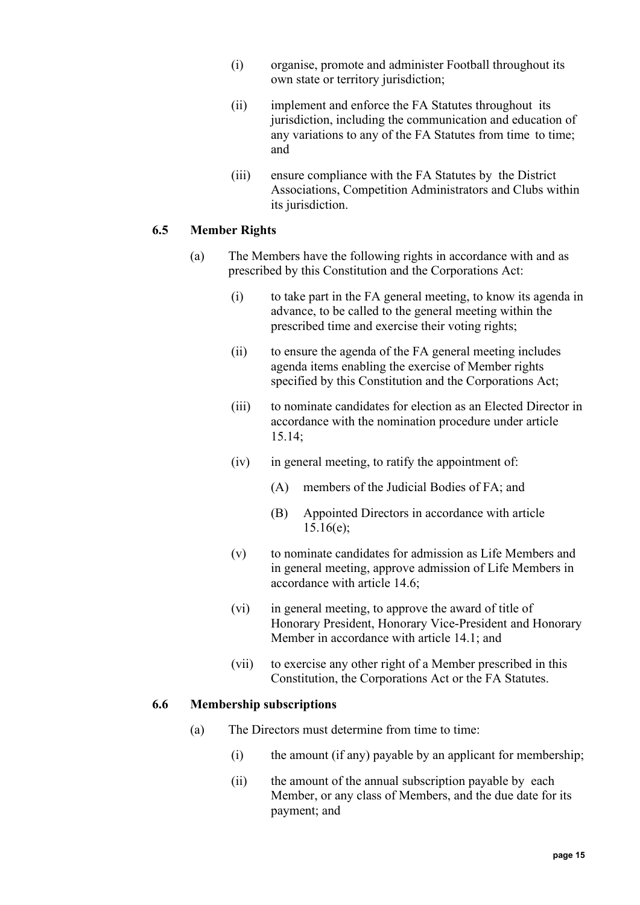(i) organise, promote and administer Football throughout its own state or territory jurisdiction;

(ii) implement and enforce the FA Statutes throughout its jurisdiction, including the communication and education of any variations to any of the FA Statutes from time to time; and

(iii) ensure compliance with the FA Statutes by the District Associations, Competition Administrators and Clubs within its jurisdiction.

### 6.5 Member Rights

(a) The Members have the following rights in accordance with and as prescribed by this Constitution and the Corporations Act:

(i) to take part in the FA general meeting, to know its agenda in advance, to be called to the general meeting within the prescribed time and exercise their voting rights;

(ii) to ensure the agenda of the FA general meeting includes agenda items enabling the exercise of Member rights specified by this Constitution and the Corporations Act;

(iii) to nominate candidates for election as an Elected Director in accordance with the nomination procedure under article 15.14;

(iv) in general meeting, to ratify the appointment of:

(A) members of the Judicial Bodies of FA; and

(B) Appointed Directors in accordance with article 15.16(e);

(v) to nominate candidates for admission as Life Members and in general meeting, approve admission of Life Members in accordance with article 14.6;

(vi) in general meeting, to approve the award of title of Honorary President, Honorary Vice-President and Honorary Member in accordance with article 14.1; and

(vii) to exercise any other right of a Member prescribed in this Constitution, the Corporations Act or the FA Statutes.

### 6.6 Membership subscriptions

(a) The Directors must determine from time to time:

(i) the amount (if any) payable by an applicant for membership;

(ii) the amount of the annual subscription payable by each Member, or any class of Members, and the due date for its payment; and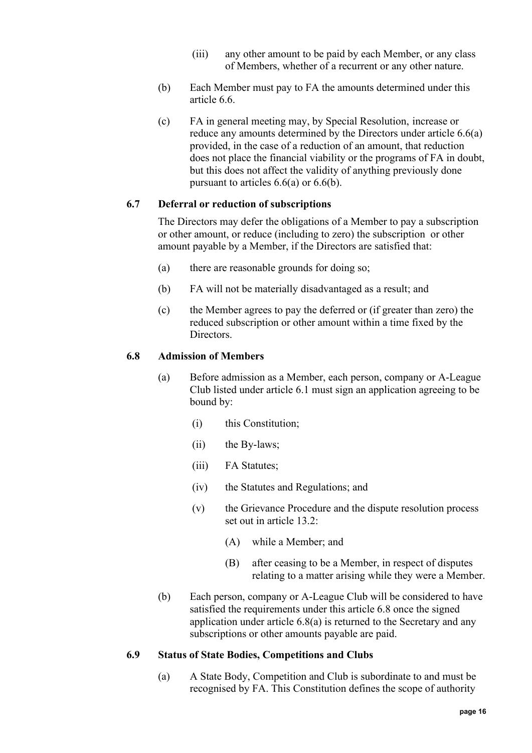(iii) any other amount to be paid by each Member, or any class of Members, whether of a recurrent or any other nature.

(b) Each Member must pay to FA the amounts determined under this article 6.6.

(c) FA in general meeting may, by Special Resolution, increase or reduce any amounts determined by the Directors under article 6.6(a) provided, in the case of a reduction of an amount, that reduction does not place the financial viability or the programs of FA in doubt, but this does not affect the validity of anything previously done pursuant to articles 6.6(a) or 6.6(b).

### 6.7 Deferral or reduction of subscriptions

The Directors may defer the obligations of a Member to pay a subscription or other amount, or reduce (including to zero) the subscription or other amount payable by a Member, if the Directors are satisfied that:

(a) there are reasonable grounds for doing so;

(b) FA will not be materially disadvantaged as a result; and

(c) the Member agrees to pay the deferred or (if greater than zero) the reduced subscription or other amount within a time fixed by the Directors.

### 6.8 Admission of Members

(a) Before admission as a Member, each person, company or A-League Club listed under article 6.1 must sign an application agreeing to be bound by:

(i) this Constitution;

(ii) the By-laws;

(iii) FA Statutes;

(iv) the Statutes and Regulations; and

(v) the Grievance Procedure and the dispute resolution process set out in article 13.2:

(A) while a Member; and

(B) after ceasing to be a Member, in respect of disputes relating to a matter arising while they were a Member.

(b) Each person, company or A-League Club will be considered to have satisfied the requirements under this article 6.8 once the signed application under article 6.8(a) is returned to the Secretary and any subscriptions or other amounts payable are paid.

### 6.9 Status of State Bodies, Competitions and Clubs

(a) A State Body, Competition and Club is subordinate to and must be recognised by FA. This Constitution defines the scope of authority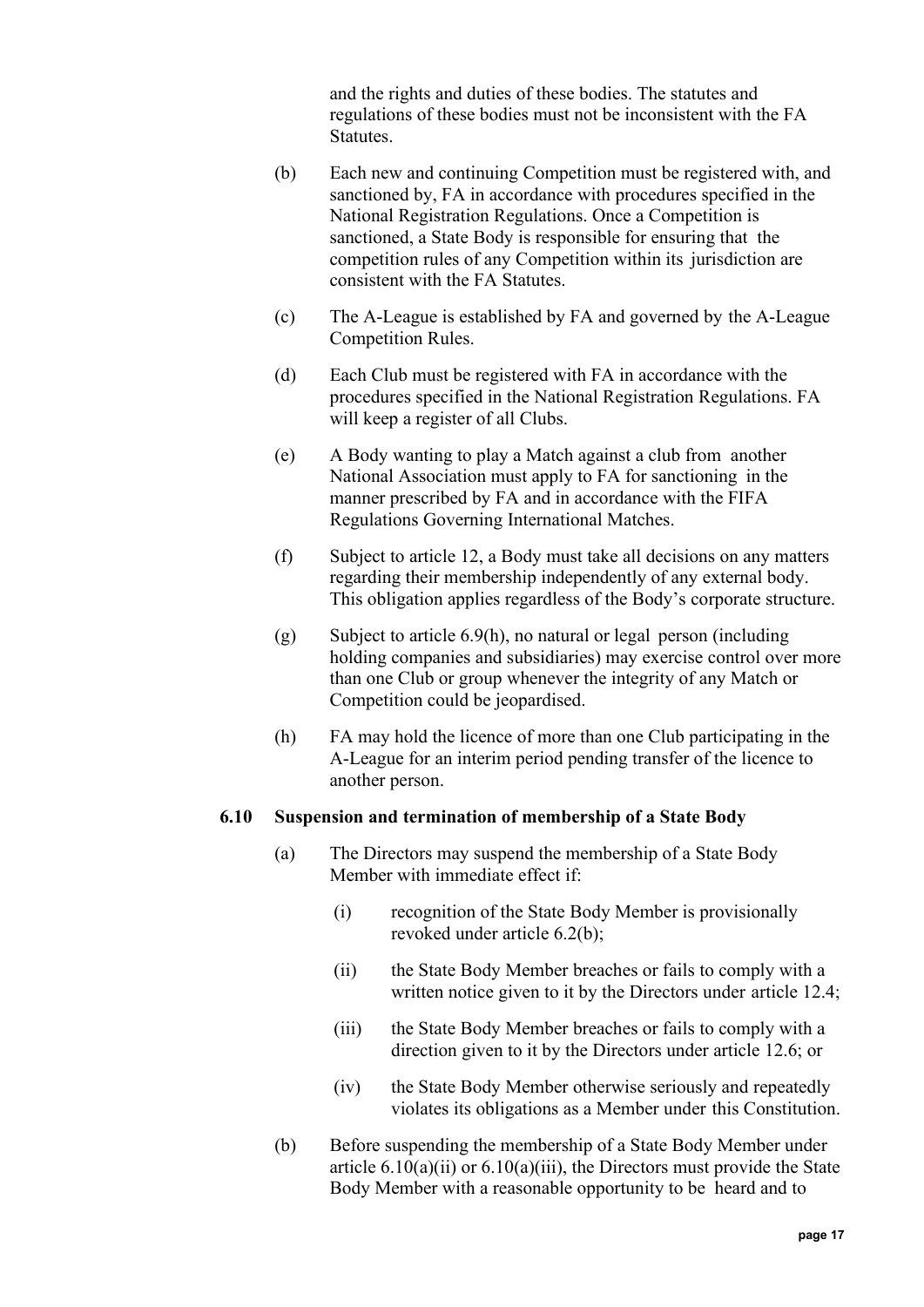and the rights and duties of these bodies. The statutes and regulations of these bodies must not be inconsistent with the FA Statutes.

(b) Each new and continuing Competition must be registered with, and sanctioned by, FA in accordance with procedures specified in the National Registration Regulations. Once a Competition is sanctioned, a State Body is responsible for ensuring that the competition rules of any Competition within its jurisdiction are consistent with the FA Statutes.

(c) The A-League is established by FA and governed by the A-League Competition Rules.

(d) Each Club must be registered with FA in accordance with the procedures specified in the National Registration Regulations. FA will keep a register of all Clubs.

(e) A Body wanting to play a Match against a club from another National Association must apply to FA for sanctioning in the manner prescribed by FA and in accordance with the FIFA Regulations Governing International Matches.

(f) Subject to article 12, a Body must take all decisions on any matters regarding their membership independently of any external body. This obligation applies regardless of the Body's corporate structure.

(g) Subject to article 6.9(h), no natural or legal person (including holding companies and subsidiaries) may exercise control over more than one Club or group whenever the integrity of any Match or Competition could be jeopardised.

(h) FA may hold the licence of more than one Club participating in the A-League for an interim period pending transfer of the licence to another person.

### 6.10 Suspension and termination of membership of a State Body

(a) The Directors may suspend the membership of a State Body Member with immediate effect if:

(i) recognition of the State Body Member is provisionally revoked under article 6.2(b);

(ii) the State Body Member breaches or fails to comply with a written notice given to it by the Directors under article 12.4;

(iii) the State Body Member breaches or fails to comply with a direction given to it by the Directors under article 12.6; or

(iv) the State Body Member otherwise seriously and repeatedly violates its obligations as a Member under this Constitution.

(b) Before suspending the membership of a State Body Member under article 6.10(a)(ii) or 6.10(a)(iii), the Directors must provide the State Body Member with a reasonable opportunity to be heard and to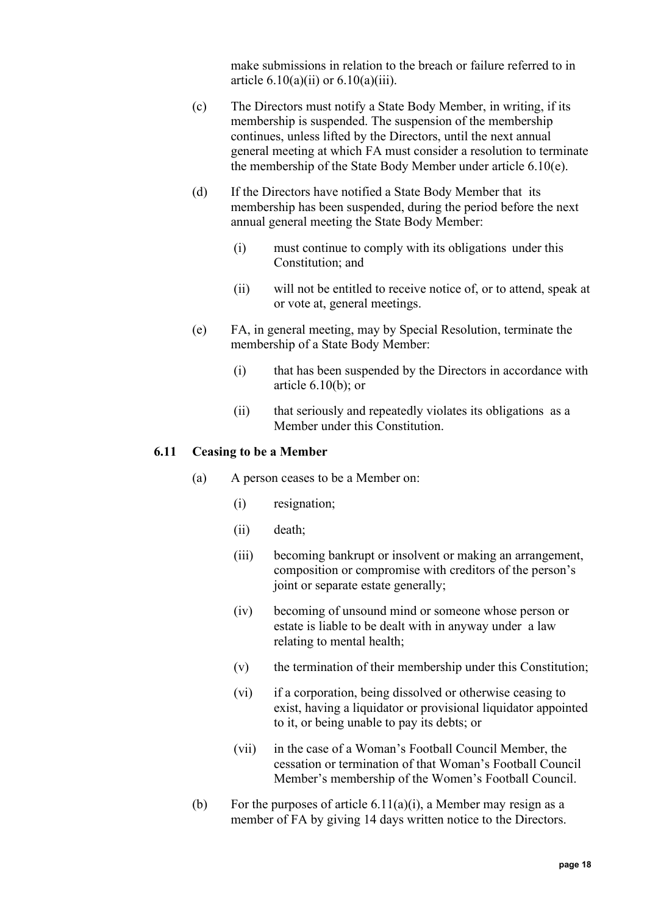make submissions in relation to the breach or failure referred to in article 6.10(a)(ii) or 6.10(a)(iii).

(c) The Directors must notify a State Body Member, in writing, if its membership is suspended. The suspension of the membership continues, unless lifted by the Directors, until the next annual general meeting at which FA must consider a resolution to terminate the membership of the State Body Member under article 6.10(e).

(d) If the Directors have notified a State Body Member that its membership has been suspended, during the period before the next annual general meeting the State Body Member:

  (i) must continue to comply with its obligations under this Constitution; and

  (ii) will not be entitled to receive notice of, or to attend, speak at or vote at, general meetings.

(e) FA, in general meeting, may by Special Resolution, terminate the membership of a State Body Member:

  (i) that has been suspended by the Directors in accordance with article 6.10(b); or

  (ii) that seriously and repeatedly violates its obligations as a Member under this Constitution.

### 6.11 Ceasing to be a Member

(a) A person ceases to be a Member on:

  (i) resignation;

  (ii) death;

  (iii) becoming bankrupt or insolvent or making an arrangement, composition or compromise with creditors of the person's joint or separate estate generally;

  (iv) becoming of unsound mind or someone whose person or estate is liable to be dealt with in anyway under a law relating to mental health;

  (v) the termination of their membership under this Constitution;

  (vi) if a corporation, being dissolved or otherwise ceasing to exist, having a liquidator or provisional liquidator appointed to it, or being unable to pay its debts; or

  (vii) in the case of a Woman's Football Council Member, the cessation or termination of that Woman's Football Council Member's membership of the Women's Football Council.

(b) For the purposes of article 6.11(a)(i), a Member may resign as a member of FA by giving 14 days written notice to the Directors.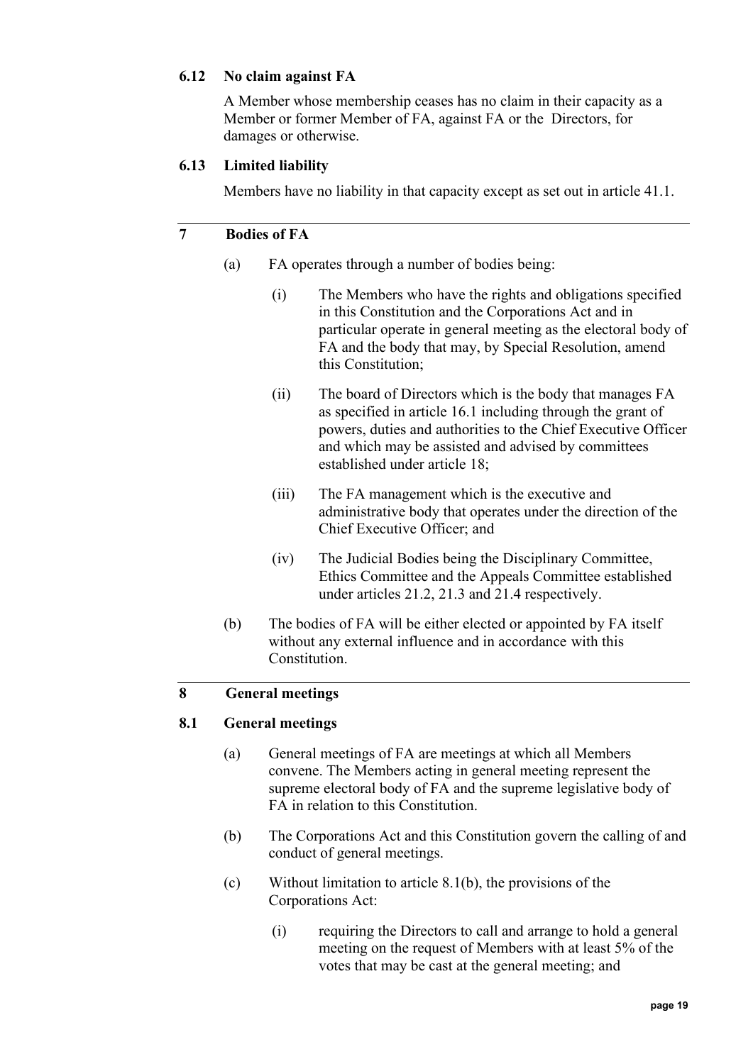### 6.12 No claim against FA

A Member whose membership ceases has no claim in their capacity as a Member or former Member of FA, against FA or the Directors, for damages or otherwise.

### 6.13 Limited liability

Members have no liability in that capacity except as set out in article 41.1.

## 7 Bodies of FA

(a) FA operates through a number of bodies being:

(i) The Members who have the rights and obligations specified in this Constitution and the Corporations Act and in particular operate in general meeting as the electoral body of FA and the body that may, by Special Resolution, amend this Constitution;

(ii) The board of Directors which is the body that manages FA as specified in article 16.1 including through the grant of powers, duties and authorities to the Chief Executive Officer and which may be assisted and advised by committees established under article 18;

(iii) The FA management which is the executive and administrative body that operates under the direction of the Chief Executive Officer; and

(iv) The Judicial Bodies being the Disciplinary Committee, Ethics Committee and the Appeals Committee established under articles 21.2, 21.3 and 21.4 respectively.

(b) The bodies of FA will be either elected or appointed by FA itself without any external influence and in accordance with this Constitution.

## 8 General meetings

### 8.1 General meetings

(a) General meetings of FA are meetings at which all Members convene. The Members acting in general meeting represent the supreme electoral body of FA and the supreme legislative body of FA in relation to this Constitution.

(b) The Corporations Act and this Constitution govern the calling of and conduct of general meetings.

(c) Without limitation to article 8.1(b), the provisions of the Corporations Act:

(i) requiring the Directors to call and arrange to hold a general meeting on the request of Members with at least 5% of the votes that may be cast at the general meeting; and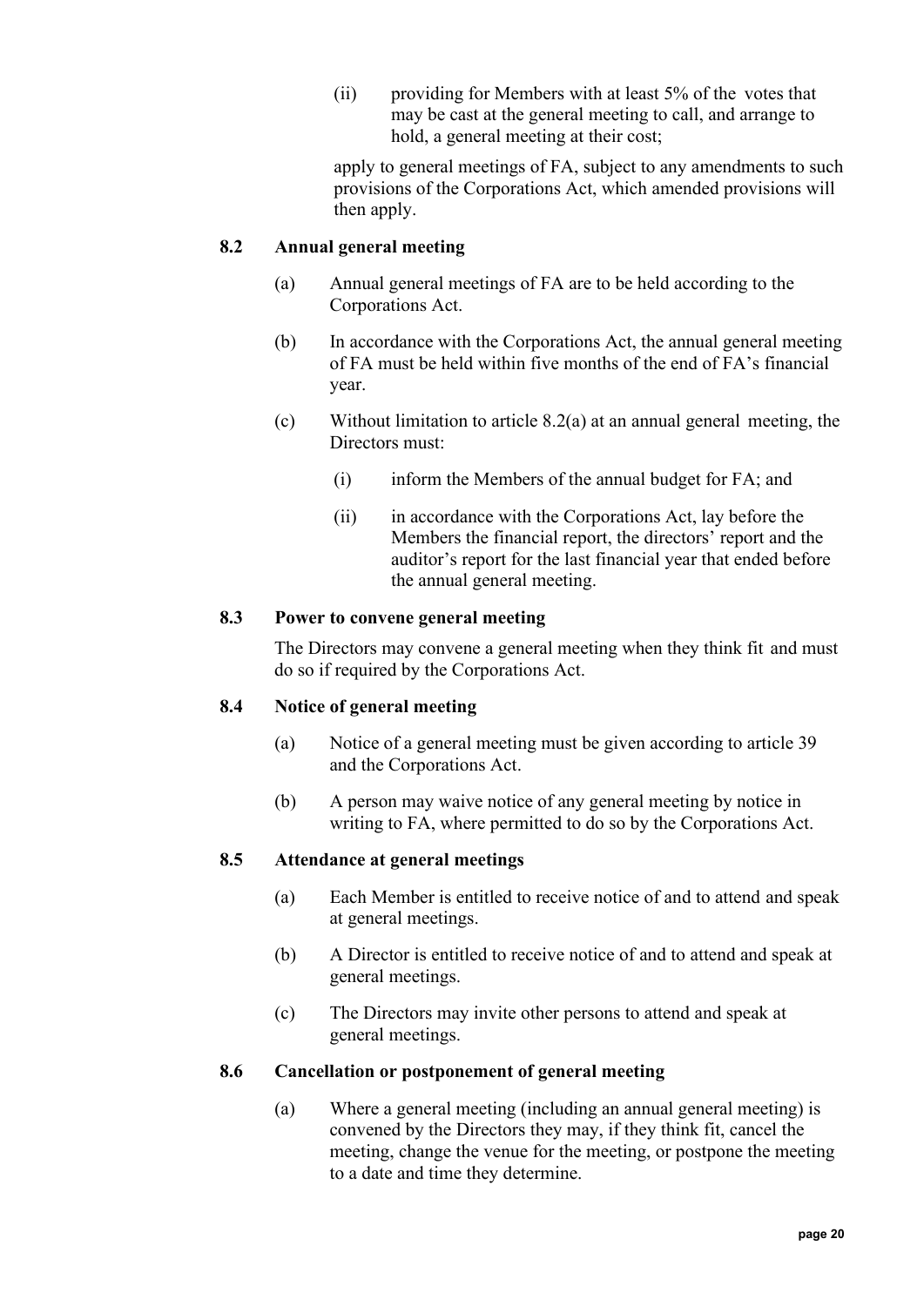(ii) providing for Members with at least 5% of the votes that may be cast at the general meeting to call, and arrange to hold, a general meeting at their cost;

apply to general meetings of FA, subject to any amendments to such provisions of the Corporations Act, which amended provisions will then apply.

### 8.2 Annual general meeting

(a) Annual general meetings of FA are to be held according to the Corporations Act.

(b) In accordance with the Corporations Act, the annual general meeting of FA must be held within five months of the end of FA's financial year.

(c) Without limitation to article 8.2(a) at an annual general meeting, the Directors must:

(i) inform the Members of the annual budget for FA; and

(ii) in accordance with the Corporations Act, lay before the Members the financial report, the directors' report and the auditor's report for the last financial year that ended before the annual general meeting.

### 8.3 Power to convene general meeting

The Directors may convene a general meeting when they think fit and must do so if required by the Corporations Act.

### 8.4 Notice of general meeting

(a) Notice of a general meeting must be given according to article 39 and the Corporations Act.

(b) A person may waive notice of any general meeting by notice in writing to FA, where permitted to do so by the Corporations Act.

### 8.5 Attendance at general meetings

(a) Each Member is entitled to receive notice of and to attend and speak at general meetings.

(b) A Director is entitled to receive notice of and to attend and speak at general meetings.

(c) The Directors may invite other persons to attend and speak at general meetings.

### 8.6 Cancellation or postponement of general meeting

(a) Where a general meeting (including an annual general meeting) is convened by the Directors they may, if they think fit, cancel the meeting, change the venue for the meeting, or postpone the meeting to a date and time they determine.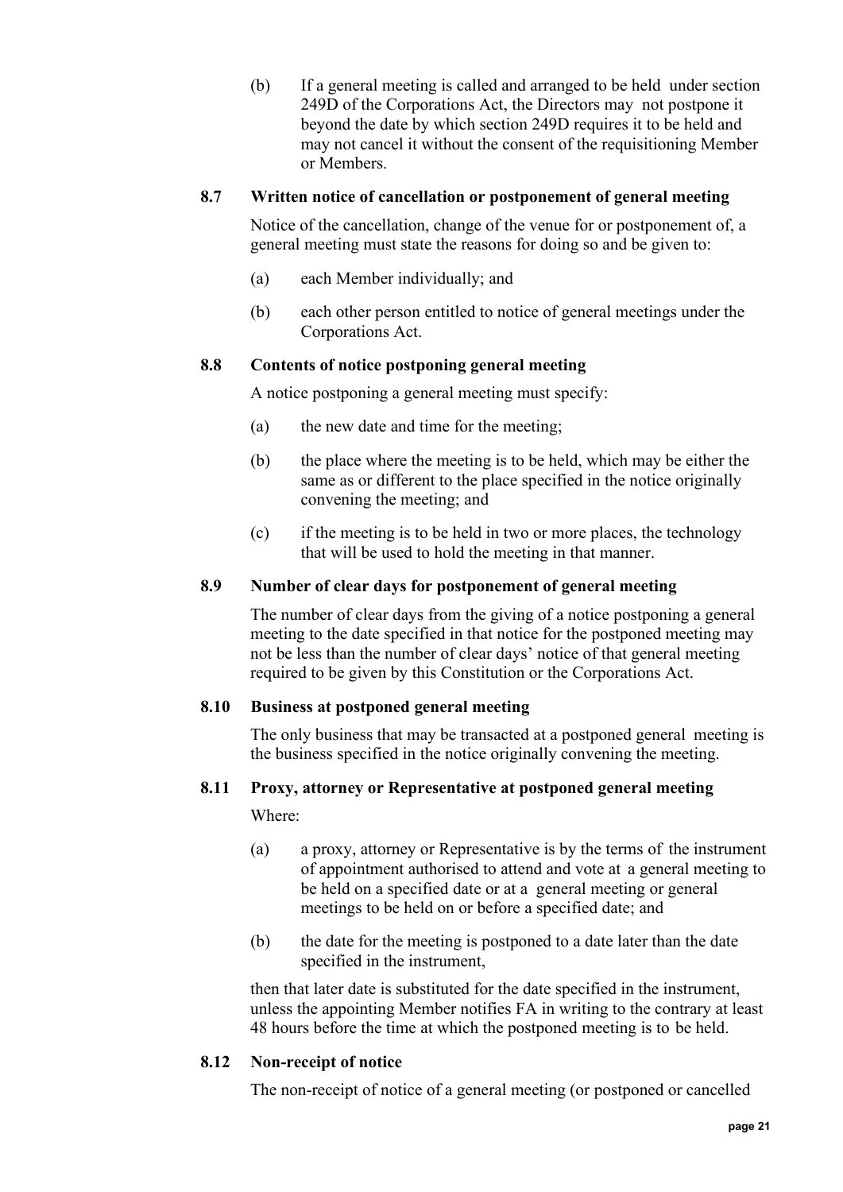(b) If a general meeting is called and arranged to be held under section 249D of the Corporations Act, the Directors may not postpone it beyond the date by which section 249D requires it to be held and may not cancel it without the consent of the requisitioning Member or Members.

### 8.7 Written notice of cancellation or postponement of general meeting

Notice of the cancellation, change of the venue for or postponement of, a general meeting must state the reasons for doing so and be given to:

(a) each Member individually; and

(b) each other person entitled to notice of general meetings under the Corporations Act.

### 8.8 Contents of notice postponing general meeting

A notice postponing a general meeting must specify:

(a) the new date and time for the meeting;

(b) the place where the meeting is to be held, which may be either the same as or different to the place specified in the notice originally convening the meeting; and

(c) if the meeting is to be held in two or more places, the technology that will be used to hold the meeting in that manner.

### 8.9 Number of clear days for postponement of general meeting

The number of clear days from the giving of a notice postponing a general meeting to the date specified in that notice for the postponed meeting may not be less than the number of clear days' notice of that general meeting required to be given by this Constitution or the Corporations Act.

### 8.10 Business at postponed general meeting

The only business that may be transacted at a postponed general meeting is the business specified in the notice originally convening the meeting.

### 8.11 Proxy, attorney or Representative at postponed general meeting

Where:

(a) a proxy, attorney or Representative is by the terms of the instrument of appointment authorised to attend and vote at a general meeting to be held on a specified date or at a general meeting or general meetings to be held on or before a specified date; and

(b) the date for the meeting is postponed to a date later than the date specified in the instrument,

then that later date is substituted for the date specified in the instrument, unless the appointing Member notifies FA in writing to the contrary at least 48 hours before the time at which the postponed meeting is to be held.

### 8.12 Non-receipt of notice

The non-receipt of notice of a general meeting (or postponed or cancelled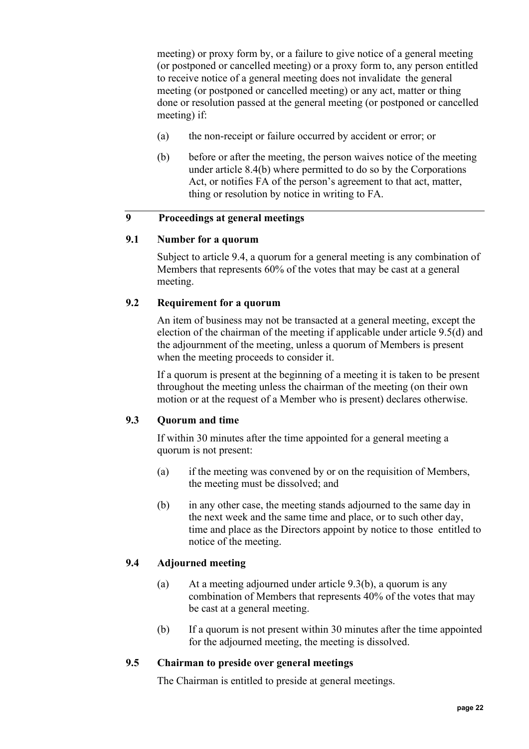meeting) or proxy form by, or a failure to give notice of a general meeting (or postponed or cancelled meeting) or a proxy form to, any person entitled to receive notice of a general meeting does not invalidate the general meeting (or postponed or cancelled meeting) or any act, matter or thing done or resolution passed at the general meeting (or postponed or cancelled meeting) if:

(a) the non-receipt or failure occurred by accident or error; or

(b) before or after the meeting, the person waives notice of the meeting under article 8.4(b) where permitted to do so by the Corporations Act, or notifies FA of the person's agreement to that act, matter, thing or resolution by notice in writing to FA.

## 9 Proceedings at general meetings

### 9.1 Number for a quorum

Subject to article 9.4, a quorum for a general meeting is any combination of Members that represents 60% of the votes that may be cast at a general meeting.

### 9.2 Requirement for a quorum

An item of business may not be transacted at a general meeting, except the election of the chairman of the meeting if applicable under article 9.5(d) and the adjournment of the meeting, unless a quorum of Members is present when the meeting proceeds to consider it.

If a quorum is present at the beginning of a meeting it is taken to be present throughout the meeting unless the chairman of the meeting (on their own motion or at the request of a Member who is present) declares otherwise.

### 9.3 Quorum and time

If within 30 minutes after the time appointed for a general meeting a quorum is not present:

(a) if the meeting was convened by or on the requisition of Members, the meeting must be dissolved; and

(b) in any other case, the meeting stands adjourned to the same day in the next week and the same time and place, or to such other day, time and place as the Directors appoint by notice to those entitled to notice of the meeting.

### 9.4 Adjourned meeting

(a) At a meeting adjourned under article 9.3(b), a quorum is any combination of Members that represents 40% of the votes that may be cast at a general meeting.

(b) If a quorum is not present within 30 minutes after the time appointed for the adjourned meeting, the meeting is dissolved.

### 9.5 Chairman to preside over general meetings

The Chairman is entitled to preside at general meetings.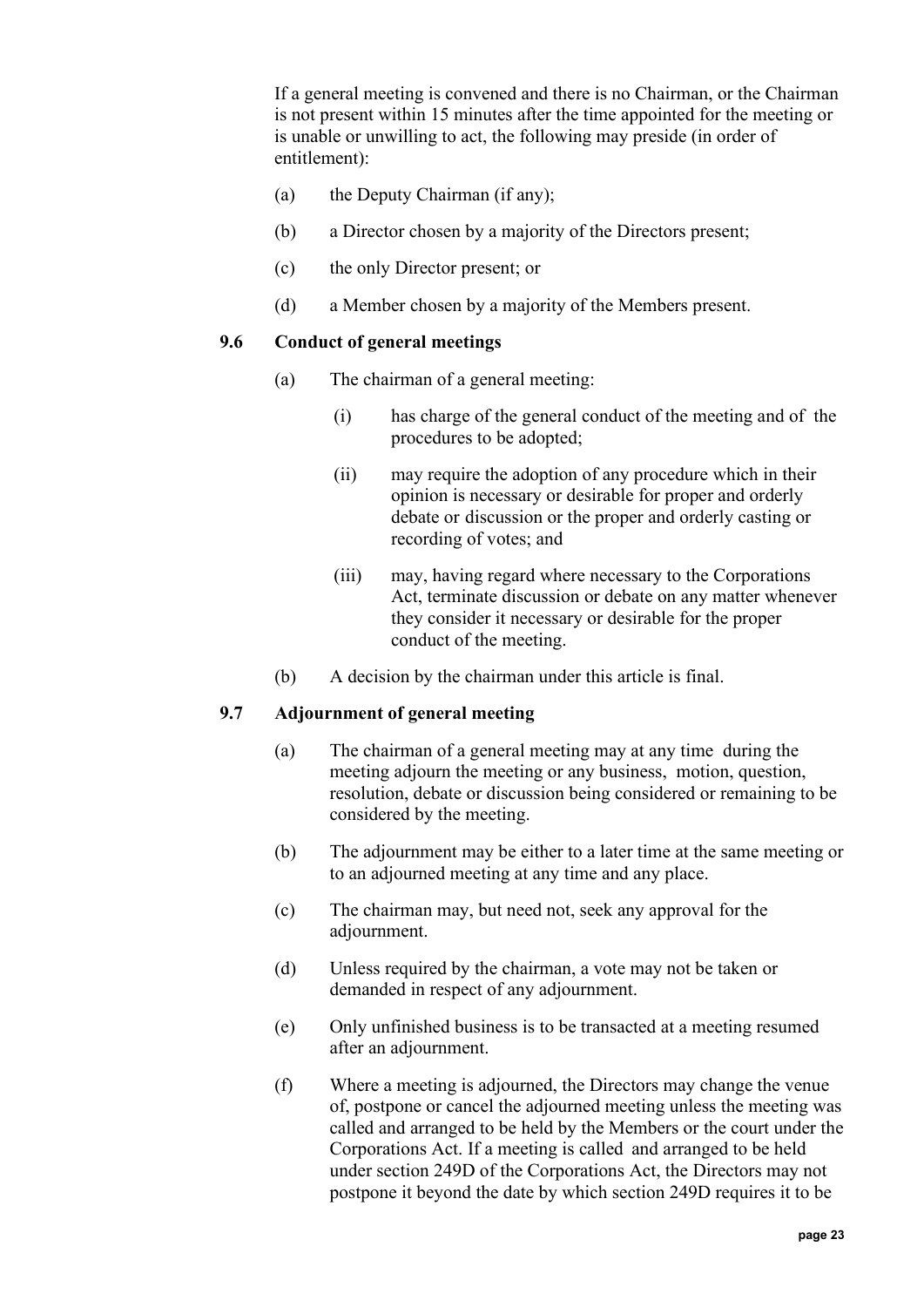If a general meeting is convened and there is no Chairman, or the Chairman is not present within 15 minutes after the time appointed for the meeting or is unable or unwilling to act, the following may preside (in order of entitlement):

(a) the Deputy Chairman (if any);

(b) a Director chosen by a majority of the Directors present;

(c) the only Director present; or

(d) a Member chosen by a majority of the Members present.

### 9.6 Conduct of general meetings

(a) The chairman of a general meeting:

  (i) has charge of the general conduct of the meeting and of the procedures to be adopted;

  (ii) may require the adoption of any procedure which in their opinion is necessary or desirable for proper and orderly debate or discussion or the proper and orderly casting or recording of votes; and

  (iii) may, having regard where necessary to the Corporations Act, terminate discussion or debate on any matter whenever they consider it necessary or desirable for the proper conduct of the meeting.

(b) A decision by the chairman under this article is final.

### 9.7 Adjournment of general meeting

(a) The chairman of a general meeting may at any time during the meeting adjourn the meeting or any business, motion, question, resolution, debate or discussion being considered or remaining to be considered by the meeting.

(b) The adjournment may be either to a later time at the same meeting or to an adjourned meeting at any time and any place.

(c) The chairman may, but need not, seek any approval for the adjournment.

(d) Unless required by the chairman, a vote may not be taken or demanded in respect of any adjournment.

(e) Only unfinished business is to be transacted at a meeting resumed after an adjournment.

(f) Where a meeting is adjourned, the Directors may change the venue of, postpone or cancel the adjourned meeting unless the meeting was called and arranged to be held by the Members or the court under the Corporations Act. If a meeting is called and arranged to be held under section 249D of the Corporations Act, the Directors may not postpone it beyond the date by which section 249D requires it to be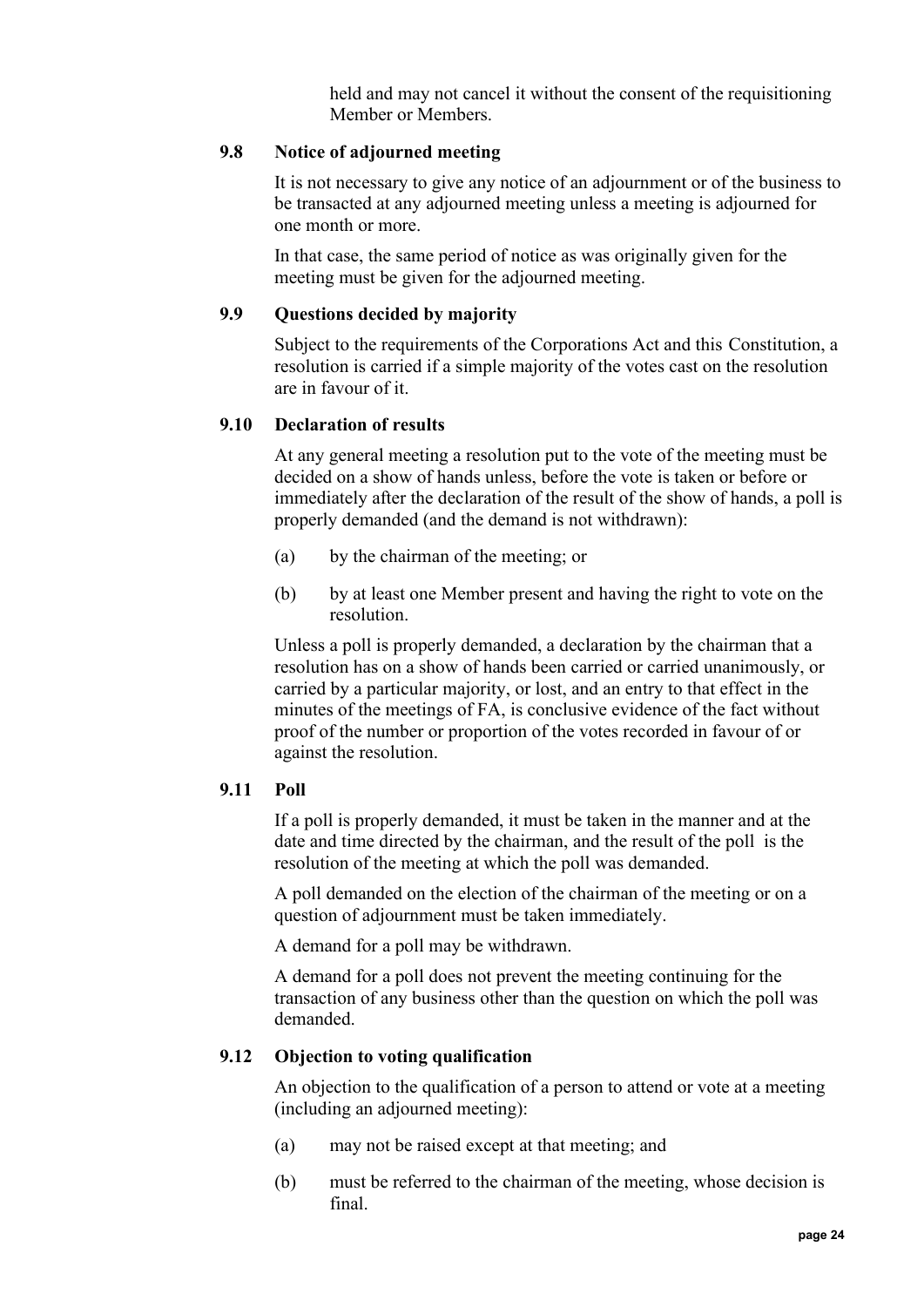held and may not cancel it without the consent of the requisitioning Member or Members.

### 9.8 Notice of adjourned meeting

It is not necessary to give any notice of an adjournment or of the business to be transacted at any adjourned meeting unless a meeting is adjourned for one month or more.

In that case, the same period of notice as was originally given for the meeting must be given for the adjourned meeting.

### 9.9 Questions decided by majority

Subject to the requirements of the Corporations Act and this Constitution, a resolution is carried if a simple majority of the votes cast on the resolution are in favour of it.

### 9.10 Declaration of results

At any general meeting a resolution put to the vote of the meeting must be decided on a show of hands unless, before the vote is taken or before or immediately after the declaration of the result of the show of hands, a poll is properly demanded (and the demand is not withdrawn):

(a) by the chairman of the meeting; or

(b) by at least one Member present and having the right to vote on the resolution.

Unless a poll is properly demanded, a declaration by the chairman that a resolution has on a show of hands been carried or carried unanimously, or carried by a particular majority, or lost, and an entry to that effect in the minutes of the meetings of FA, is conclusive evidence of the fact without proof of the number or proportion of the votes recorded in favour of or against the resolution.

### 9.11 Poll

If a poll is properly demanded, it must be taken in the manner and at the date and time directed by the chairman, and the result of the poll is the resolution of the meeting at which the poll was demanded.

A poll demanded on the election of the chairman of the meeting or on a question of adjournment must be taken immediately.

A demand for a poll may be withdrawn.

A demand for a poll does not prevent the meeting continuing for the transaction of any business other than the question on which the poll was demanded.

### 9.12 Objection to voting qualification

An objection to the qualification of a person to attend or vote at a meeting (including an adjourned meeting):

(a) may not be raised except at that meeting; and

(b) must be referred to the chairman of the meeting, whose decision is final.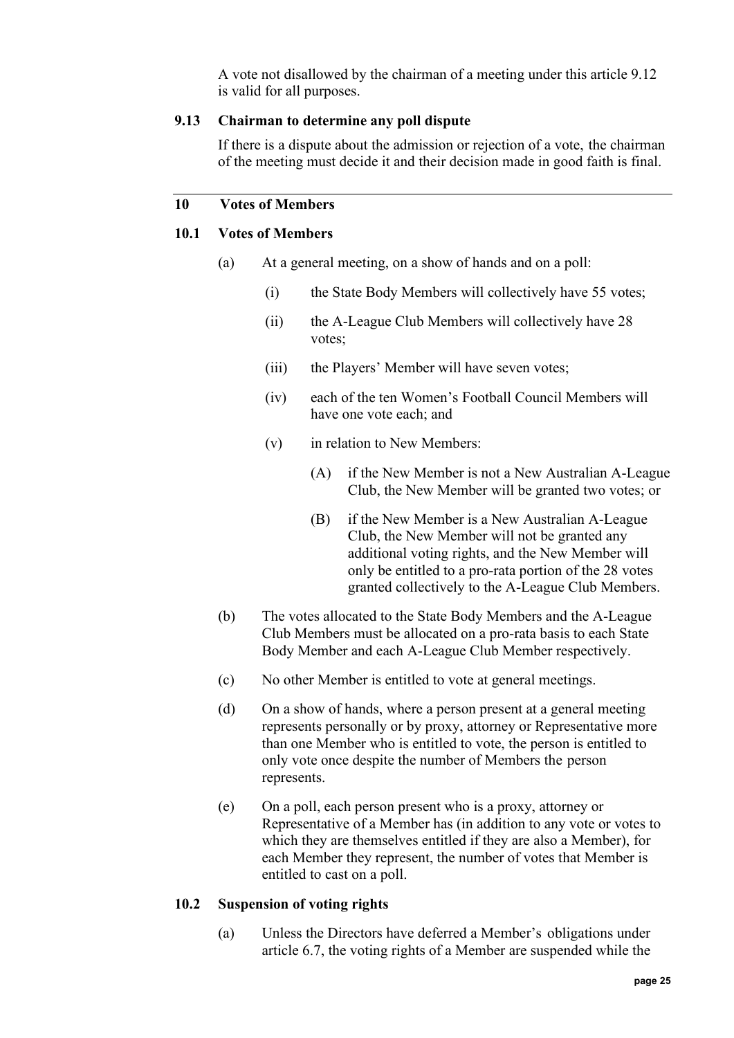A vote not disallowed by the chairman of a meeting under this article 9.12 is valid for all purposes.

### 9.13 Chairman to determine any poll dispute

If there is a dispute about the admission or rejection of a vote, the chairman of the meeting must decide it and their decision made in good faith is final.

## 10 Votes of Members

### 10.1 Votes of Members

(a) At a general meeting, on a show of hands and on a poll:

(i) the State Body Members will collectively have 55 votes;

(ii) the A-League Club Members will collectively have 28 votes;

(iii) the Players' Member will have seven votes;

(iv) each of the ten Women's Football Council Members will have one vote each; and

(v) in relation to New Members:

(A) if the New Member is not a New Australian A-League Club, the New Member will be granted two votes; or

(B) if the New Member is a New Australian A-League Club, the New Member will not be granted any additional voting rights, and the New Member will only be entitled to a pro-rata portion of the 28 votes granted collectively to the A-League Club Members.

(b) The votes allocated to the State Body Members and the A-League Club Members must be allocated on a pro-rata basis to each State Body Member and each A-League Club Member respectively.

(c) No other Member is entitled to vote at general meetings.

(d) On a show of hands, where a person present at a general meeting represents personally or by proxy, attorney or Representative more than one Member who is entitled to vote, the person is entitled to only vote once despite the number of Members the person represents.

(e) On a poll, each person present who is a proxy, attorney or Representative of a Member has (in addition to any vote or votes to which they are themselves entitled if they are also a Member), for each Member they represent, the number of votes that Member is entitled to cast on a poll.

### 10.2 Suspension of voting rights

(a) Unless the Directors have deferred a Member's obligations under article 6.7, the voting rights of a Member are suspended while the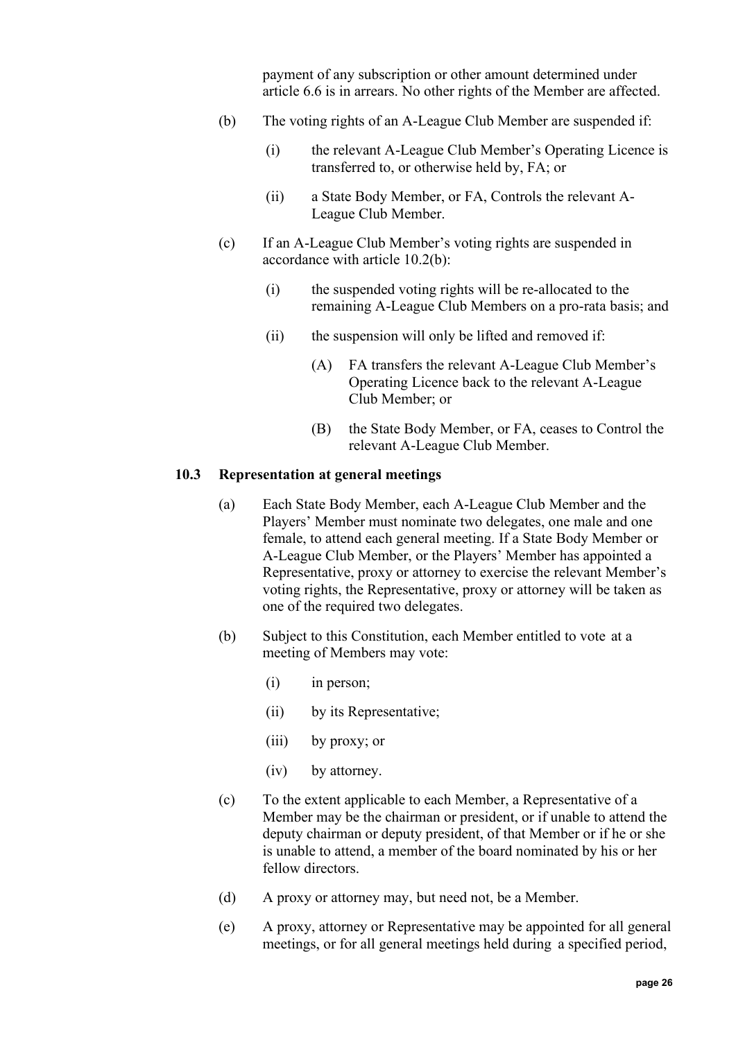payment of any subscription or other amount determined under article 6.6 is in arrears. No other rights of the Member are affected.

(b) The voting rights of an A-League Club Member are suspended if:

(i) the relevant A-League Club Member's Operating Licence is transferred to, or otherwise held by, FA; or

(ii) a State Body Member, or FA, Controls the relevant A-League Club Member.

(c) If an A-League Club Member's voting rights are suspended in accordance with article 10.2(b):

(i) the suspended voting rights will be re-allocated to the remaining A-League Club Members on a pro-rata basis; and

(ii) the suspension will only be lifted and removed if:

(A) FA transfers the relevant A-League Club Member's Operating Licence back to the relevant A-League Club Member; or

(B) the State Body Member, or FA, ceases to Control the relevant A-League Club Member.

### 10.3 Representation at general meetings

(a) Each State Body Member, each A-League Club Member and the Players' Member must nominate two delegates, one male and one female, to attend each general meeting. If a State Body Member or A-League Club Member, or the Players' Member has appointed a Representative, proxy or attorney to exercise the relevant Member's voting rights, the Representative, proxy or attorney will be taken as one of the required two delegates.

(b) Subject to this Constitution, each Member entitled to vote at a meeting of Members may vote:

(i) in person;

(ii) by its Representative;

(iii) by proxy; or

(iv) by attorney.

(c) To the extent applicable to each Member, a Representative of a Member may be the chairman or president, or if unable to attend the deputy chairman or deputy president, of that Member or if he or she is unable to attend, a member of the board nominated by his or her fellow directors.

(d) A proxy or attorney may, but need not, be a Member.

(e) A proxy, attorney or Representative may be appointed for all general meetings, or for all general meetings held during a specified period,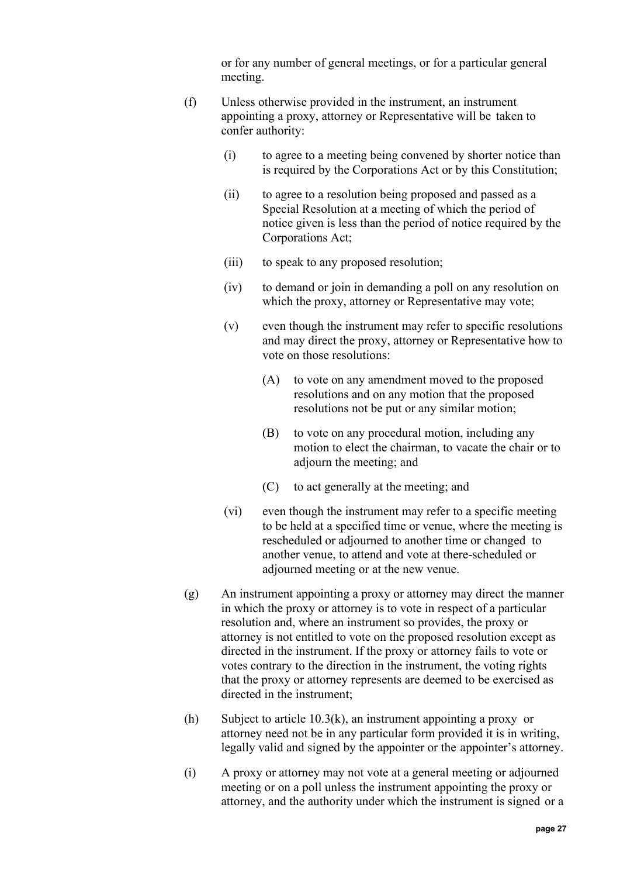or for any number of general meetings, or for a particular general meeting.

(f) Unless otherwise provided in the instrument, an instrument appointing a proxy, attorney or Representative will be taken to confer authority:

  (i) to agree to a meeting being convened by shorter notice than is required by the Corporations Act or by this Constitution;

  (ii) to agree to a resolution being proposed and passed as a Special Resolution at a meeting of which the period of notice given is less than the period of notice required by the Corporations Act;

  (iii) to speak to any proposed resolution;

  (iv) to demand or join in demanding a poll on any resolution on which the proxy, attorney or Representative may vote;

  (v) even though the instrument may refer to specific resolutions and may direct the proxy, attorney or Representative how to vote on those resolutions:

    (A) to vote on any amendment moved to the proposed resolutions and on any motion that the proposed resolutions not be put or any similar motion;

    (B) to vote on any procedural motion, including any motion to elect the chairman, to vacate the chair or to adjourn the meeting; and

    (C) to act generally at the meeting; and

  (vi) even though the instrument may refer to a specific meeting to be held at a specified time or venue, where the meeting is rescheduled or adjourned to another time or changed to another venue, to attend and vote at there-scheduled or adjourned meeting or at the new venue.

(g) An instrument appointing a proxy or attorney may direct the manner in which the proxy or attorney is to vote in respect of a particular resolution and, where an instrument so provides, the proxy or attorney is not entitled to vote on the proposed resolution except as directed in the instrument. If the proxy or attorney fails to vote or votes contrary to the direction in the instrument, the voting rights that the proxy or attorney represents are deemed to be exercised as directed in the instrument;

(h) Subject to article 10.3(k), an instrument appointing a proxy or attorney need not be in any particular form provided it is in writing, legally valid and signed by the appointer or the appointer's attorney.

(i) A proxy or attorney may not vote at a general meeting or adjourned meeting or on a poll unless the instrument appointing the proxy or attorney, and the authority under which the instrument is signed or a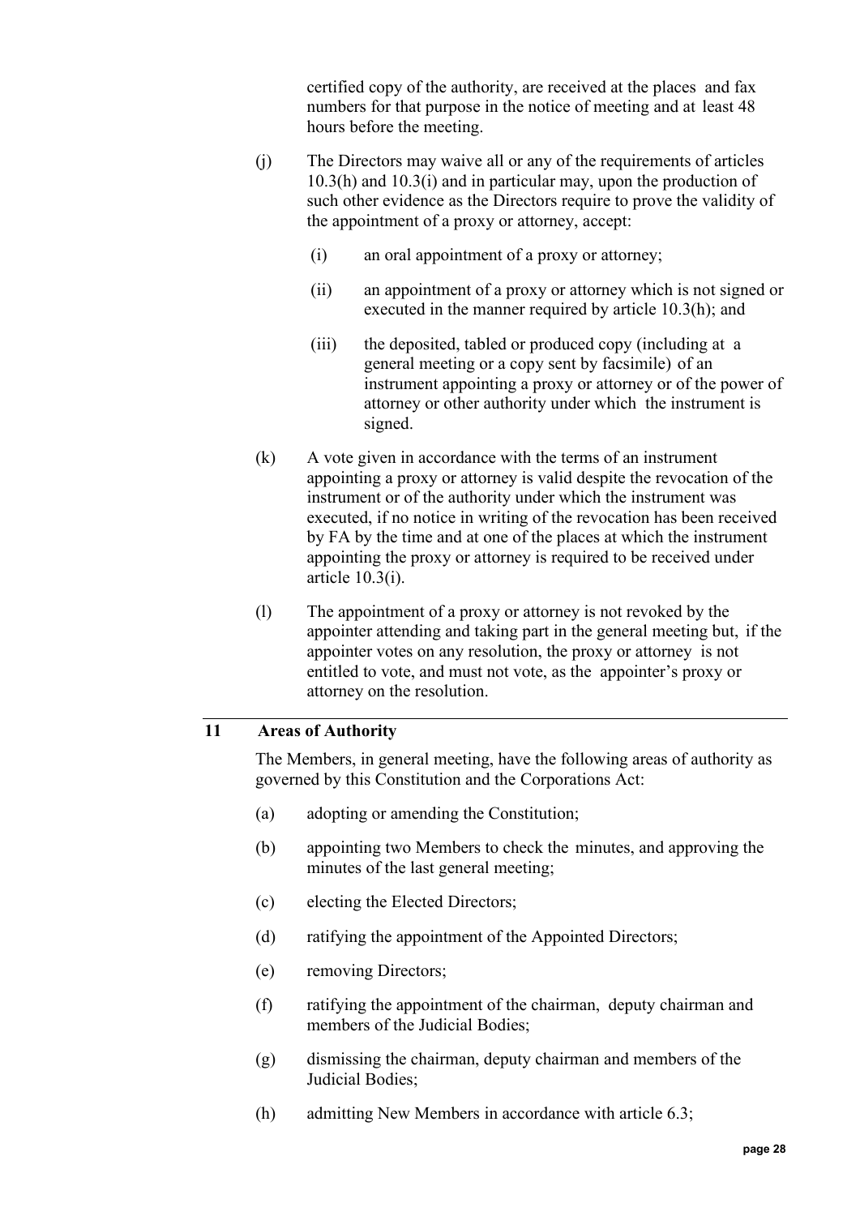certified copy of the authority, are received at the places and fax numbers for that purpose in the notice of meeting and at least 48 hours before the meeting.

(j) The Directors may waive all or any of the requirements of articles 10.3(h) and 10.3(i) and in particular may, upon the production of such other evidence as the Directors require to prove the validity of the appointment of a proxy or attorney, accept:

 (i) an oral appointment of a proxy or attorney;

 (ii) an appointment of a proxy or attorney which is not signed or executed in the manner required by article 10.3(h); and

 (iii) the deposited, tabled or produced copy (including at a general meeting or a copy sent by facsimile) of an instrument appointing a proxy or attorney or of the power of attorney or other authority under which the instrument is signed.

(k) A vote given in accordance with the terms of an instrument appointing a proxy or attorney is valid despite the revocation of the instrument or of the authority under which the instrument was executed, if no notice in writing of the revocation has been received by FA by the time and at one of the places at which the instrument appointing the proxy or attorney is required to be received under article 10.3(i).

(l) The appointment of a proxy or attorney is not revoked by the appointer attending and taking part in the general meeting but, if the appointer votes on any resolution, the proxy or attorney is not entitled to vote, and must not vote, as the appointer's proxy or attorney on the resolution.

## 11 Areas of Authority

The Members, in general meeting, have the following areas of authority as governed by this Constitution and the Corporations Act:

(a) adopting or amending the Constitution;

(b) appointing two Members to check the minutes, and approving the minutes of the last general meeting;

(c) electing the Elected Directors;

(d) ratifying the appointment of the Appointed Directors;

(e) removing Directors;

(f) ratifying the appointment of the chairman, deputy chairman and members of the Judicial Bodies;

(g) dismissing the chairman, deputy chairman and members of the Judicial Bodies;

(h) admitting New Members in accordance with article 6.3;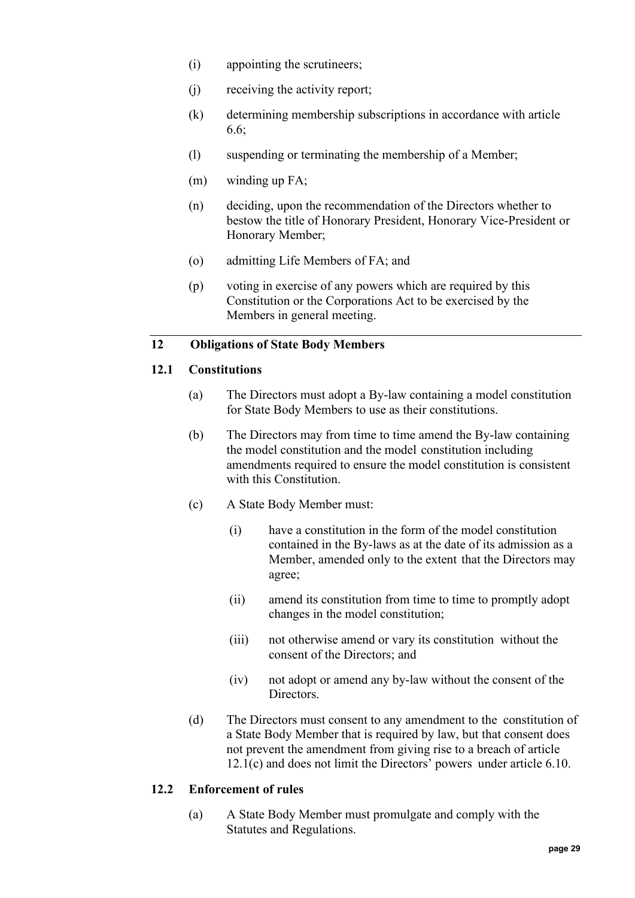(i) appointing the scrutineers;

(j) receiving the activity report;

(k) determining membership subscriptions in accordance with article 6.6;

(l) suspending or terminating the membership of a Member;

(m) winding up FA;

(n) deciding, upon the recommendation of the Directors whether to bestow the title of Honorary President, Honorary Vice-President or Honorary Member;

(o) admitting Life Members of FA; and

(p) voting in exercise of any powers which are required by this Constitution or the Corporations Act to be exercised by the Members in general meeting.

## 12 Obligations of State Body Members

### 12.1 Constitutions

(a) The Directors must adopt a By-law containing a model constitution for State Body Members to use as their constitutions.

(b) The Directors may from time to time amend the By-law containing the model constitution and the model constitution including amendments required to ensure the model constitution is consistent with this Constitution.

(c) A State Body Member must:

   (i) have a constitution in the form of the model constitution contained in the By-laws as at the date of its admission as a Member, amended only to the extent that the Directors may agree;

   (ii) amend its constitution from time to time to promptly adopt changes in the model constitution;

   (iii) not otherwise amend or vary its constitution without the consent of the Directors; and

   (iv) not adopt or amend any by-law without the consent of the Directors.

(d) The Directors must consent to any amendment to the constitution of a State Body Member that is required by law, but that consent does not prevent the amendment from giving rise to a breach of article 12.1(c) and does not limit the Directors' powers under article 6.10.

### 12.2 Enforcement of rules

(a) A State Body Member must promulgate and comply with the Statutes and Regulations.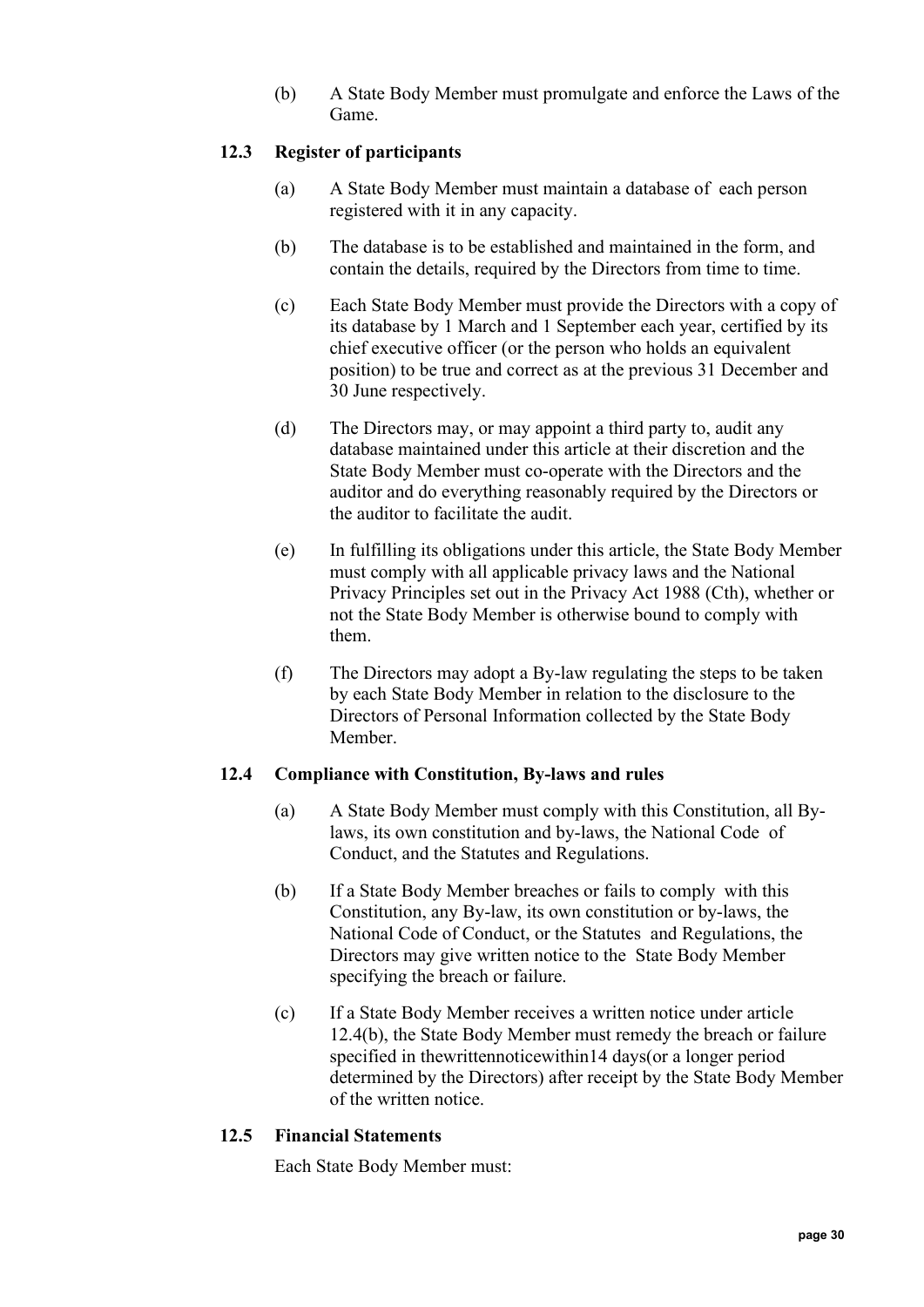(b) A State Body Member must promulgate and enforce the Laws of the Game.

### 12.3 Register of participants

(a) A State Body Member must maintain a database of each person registered with it in any capacity.

(b) The database is to be established and maintained in the form, and contain the details, required by the Directors from time to time.

(c) Each State Body Member must provide the Directors with a copy of its database by 1 March and 1 September each year, certified by its chief executive officer (or the person who holds an equivalent position) to be true and correct as at the previous 31 December and 30 June respectively.

(d) The Directors may, or may appoint a third party to, audit any database maintained under this article at their discretion and the State Body Member must co-operate with the Directors and the auditor and do everything reasonably required by the Directors or the auditor to facilitate the audit.

(e) In fulfilling its obligations under this article, the State Body Member must comply with all applicable privacy laws and the National Privacy Principles set out in the Privacy Act 1988 (Cth), whether or not the State Body Member is otherwise bound to comply with them.

(f) The Directors may adopt a By-law regulating the steps to be taken by each State Body Member in relation to the disclosure to the Directors of Personal Information collected by the State Body Member.

### 12.4 Compliance with Constitution, By-laws and rules

(a) A State Body Member must comply with this Constitution, all By-laws, its own constitution and by-laws, the National Code of Conduct, and the Statutes and Regulations.

(b) If a State Body Member breaches or fails to comply with this Constitution, any By-law, its own constitution or by-laws, the National Code of Conduct, or the Statutes and Regulations, the Directors may give written notice to the State Body Member specifying the breach or failure.

(c) If a State Body Member receives a written notice under article 12.4(b), the State Body Member must remedy the breach or failure specified in thewrittennoticewithin14 days(or a longer period determined by the Directors) after receipt by the State Body Member of the written notice.

### 12.5 Financial Statements

Each State Body Member must: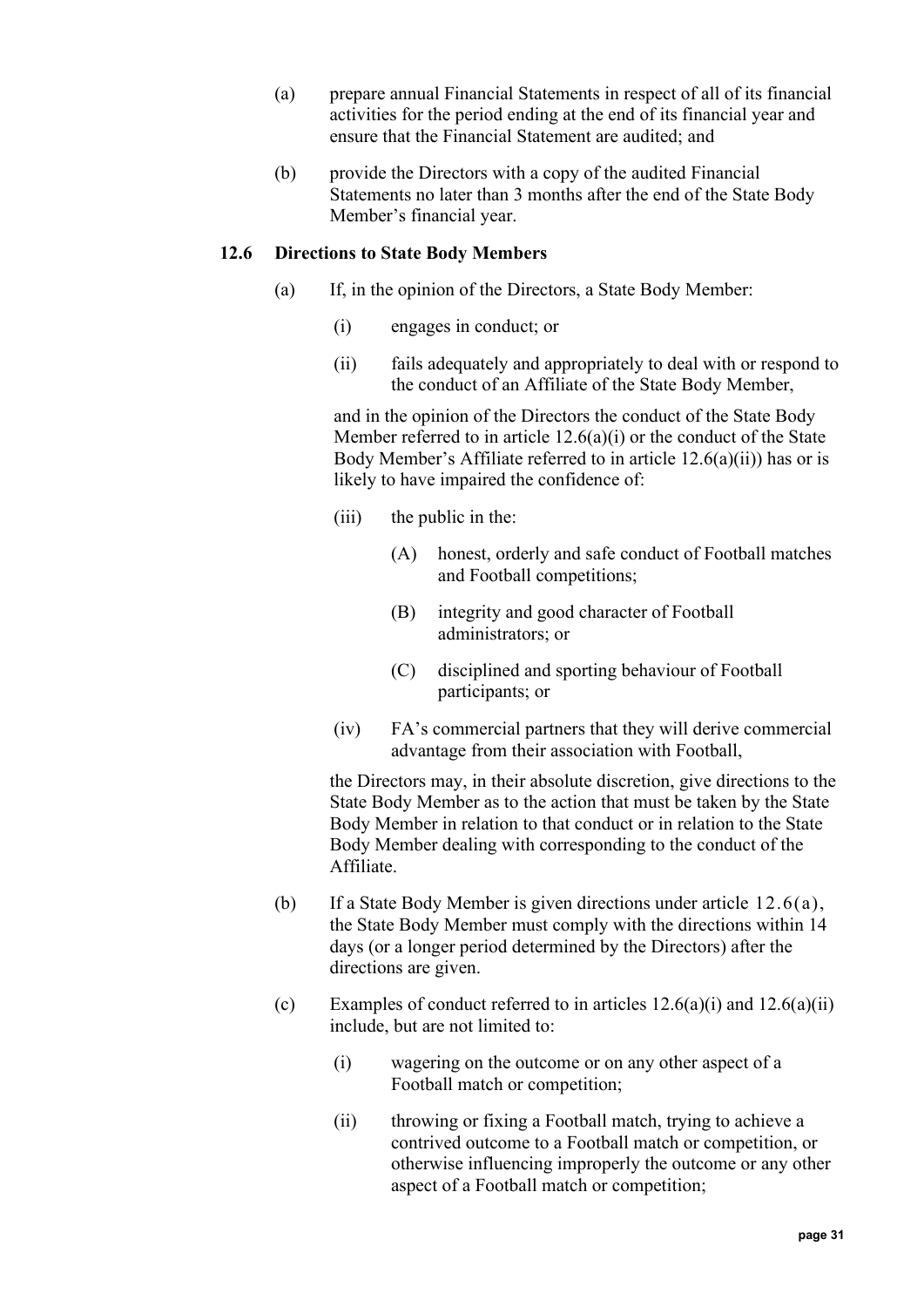(a) prepare annual Financial Statements in respect of all of its financial activities for the period ending at the end of its financial year and ensure that the Financial Statement are audited; and

(b) provide the Directors with a copy of the audited Financial Statements no later than 3 months after the end of the State Body Member's financial year.

### 12.6 Directions to State Body Members

(a) If, in the opinion of the Directors, a State Body Member:

   (i) engages in conduct; or

   (ii) fails adequately and appropriately to deal with or respond to the conduct of an Affiliate of the State Body Member,

   and in the opinion of the Directors the conduct of the State Body Member referred to in article 12.6(a)(i) or the conduct of the State Body Member's Affiliate referred to in article 12.6(a)(ii)) has or is likely to have impaired the confidence of:

   (iii) the public in the:

      (A) honest, orderly and safe conduct of Football matches and Football competitions;

      (B) integrity and good character of Football administrators; or

      (C) disciplined and sporting behaviour of Football participants; or

   (iv) FA's commercial partners that they will derive commercial advantage from their association with Football,

   the Directors may, in their absolute discretion, give directions to the State Body Member as to the action that must be taken by the State Body Member in relation to that conduct or in relation to the State Body Member dealing with corresponding to the conduct of the Affiliate.

(b) If a State Body Member is given directions under article 12.6(a), the State Body Member must comply with the directions within 14 days (or a longer period determined by the Directors) after the directions are given.

(c) Examples of conduct referred to in articles 12.6(a)(i) and 12.6(a)(ii) include, but are not limited to:

   (i) wagering on the outcome or on any other aspect of a Football match or competition;

   (ii) throwing or fixing a Football match, trying to achieve a contrived outcome to a Football match or competition, or otherwise influencing improperly the outcome or any other aspect of a Football match or competition;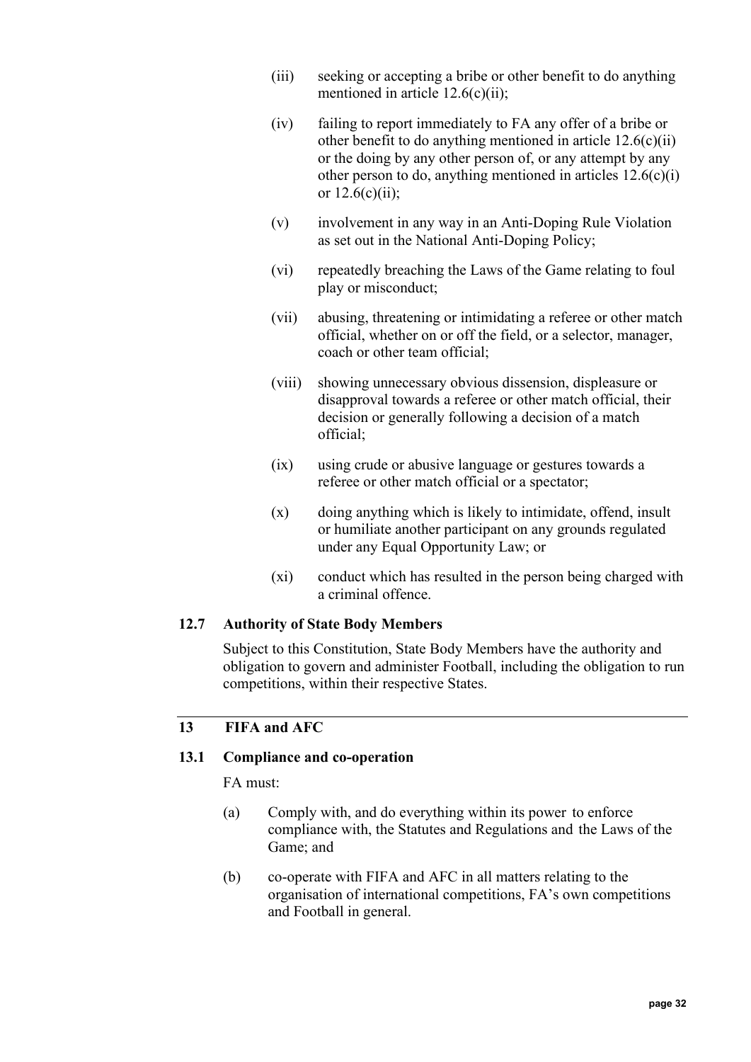(iii) seeking or accepting a bribe or other benefit to do anything mentioned in article 12.6(c)(ii);

(iv) failing to report immediately to FA any offer of a bribe or other benefit to do anything mentioned in article 12.6(c)(ii) or the doing by any other person of, or any attempt by any other person to do, anything mentioned in articles 12.6(c)(i) or 12.6(c)(ii);

(v) involvement in any way in an Anti-Doping Rule Violation as set out in the National Anti-Doping Policy;

(vi) repeatedly breaching the Laws of the Game relating to foul play or misconduct;

(vii) abusing, threatening or intimidating a referee or other match official, whether on or off the field, or a selector, manager, coach or other team official;

(viii) showing unnecessary obvious dissension, displeasure or disapproval towards a referee or other match official, their decision or generally following a decision of a match official;

(ix) using crude or abusive language or gestures towards a referee or other match official or a spectator;

(x) doing anything which is likely to intimidate, offend, insult or humiliate another participant on any grounds regulated under any Equal Opportunity Law; or

(xi) conduct which has resulted in the person being charged with a criminal offence.

### 12.7 Authority of State Body Members

Subject to this Constitution, State Body Members have the authority and obligation to govern and administer Football, including the obligation to run competitions, within their respective States.

## 13 FIFA and AFC

### 13.1 Compliance and co-operation

FA must:

(a) Comply with, and do everything within its power to enforce compliance with, the Statutes and Regulations and the Laws of the Game; and

(b) co-operate with FIFA and AFC in all matters relating to the organisation of international competitions, FA's own competitions and Football in general.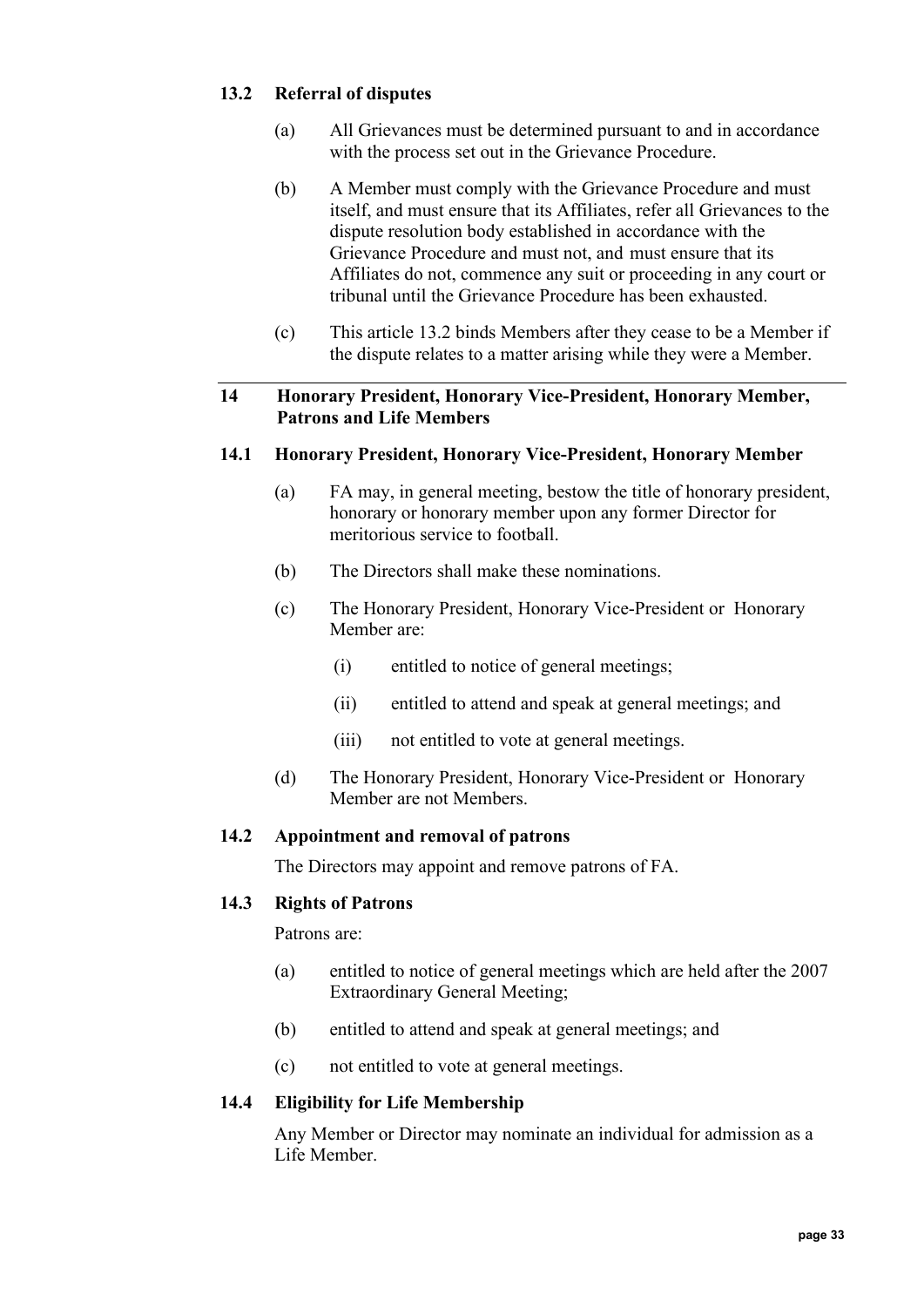### 13.2 Referral of disputes

(a) All Grievances must be determined pursuant to and in accordance with the process set out in the Grievance Procedure.

(b) A Member must comply with the Grievance Procedure and must itself, and must ensure that its Affiliates, refer all Grievances to the dispute resolution body established in accordance with the Grievance Procedure and must not, and must ensure that its Affiliates do not, commence any suit or proceeding in any court or tribunal until the Grievance Procedure has been exhausted.

(c) This article 13.2 binds Members after they cease to be a Member if the dispute relates to a matter arising while they were a Member.

## 14 Honorary President, Honorary Vice-President, Honorary Member, Patrons and Life Members

### 14.1 Honorary President, Honorary Vice-President, Honorary Member

(a) FA may, in general meeting, bestow the title of honorary president, honorary or honorary member upon any former Director for meritorious service to football.

(b) The Directors shall make these nominations.

(c) The Honorary President, Honorary Vice-President or Honorary Member are:

(i) entitled to notice of general meetings;

(ii) entitled to attend and speak at general meetings; and

(iii) not entitled to vote at general meetings.

(d) The Honorary President, Honorary Vice-President or Honorary Member are not Members.

### 14.2 Appointment and removal of patrons

The Directors may appoint and remove patrons of FA.

### 14.3 Rights of Patrons

Patrons are:

(a) entitled to notice of general meetings which are held after the 2007 Extraordinary General Meeting;

(b) entitled to attend and speak at general meetings; and

(c) not entitled to vote at general meetings.

### 14.4 Eligibility for Life Membership

Any Member or Director may nominate an individual for admission as a Life Member.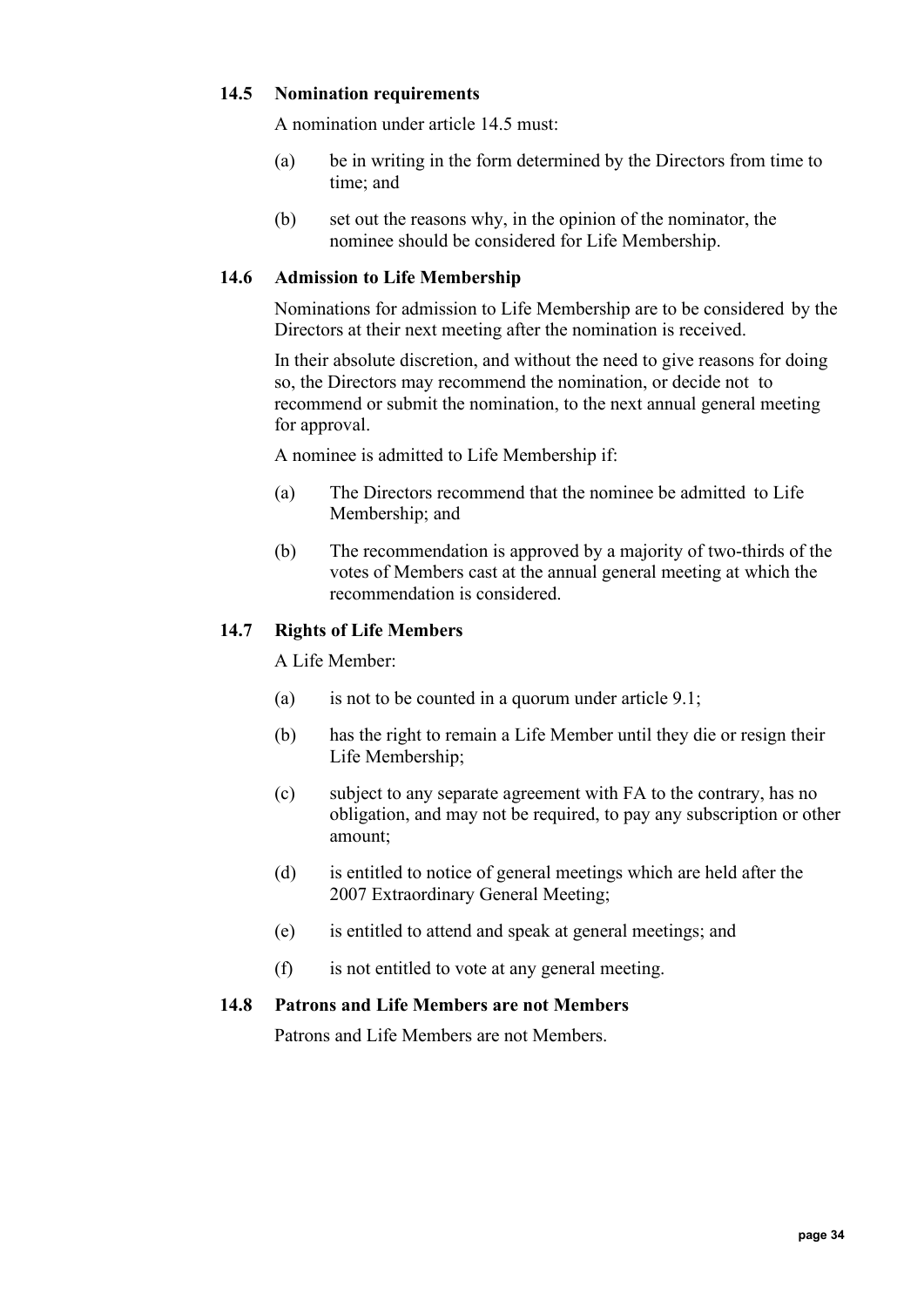### 14.5 Nomination requirements

A nomination under article 14.5 must:

(a) be in writing in the form determined by the Directors from time to time; and

(b) set out the reasons why, in the opinion of the nominator, the nominee should be considered for Life Membership.

### 14.6 Admission to Life Membership

Nominations for admission to Life Membership are to be considered by the Directors at their next meeting after the nomination is received.

In their absolute discretion, and without the need to give reasons for doing so, the Directors may recommend the nomination, or decide not to recommend or submit the nomination, to the next annual general meeting for approval.

A nominee is admitted to Life Membership if:

(a) The Directors recommend that the nominee be admitted to Life Membership; and

(b) The recommendation is approved by a majority of two-thirds of the votes of Members cast at the annual general meeting at which the recommendation is considered.

### 14.7 Rights of Life Members

A Life Member:

(a) is not to be counted in a quorum under article 9.1;

(b) has the right to remain a Life Member until they die or resign their Life Membership;

(c) subject to any separate agreement with FA to the contrary, has no obligation, and may not be required, to pay any subscription or other amount;

(d) is entitled to notice of general meetings which are held after the 2007 Extraordinary General Meeting;

(e) is entitled to attend and speak at general meetings; and

(f) is not entitled to vote at any general meeting.

### 14.8 Patrons and Life Members are not Members

Patrons and Life Members are not Members.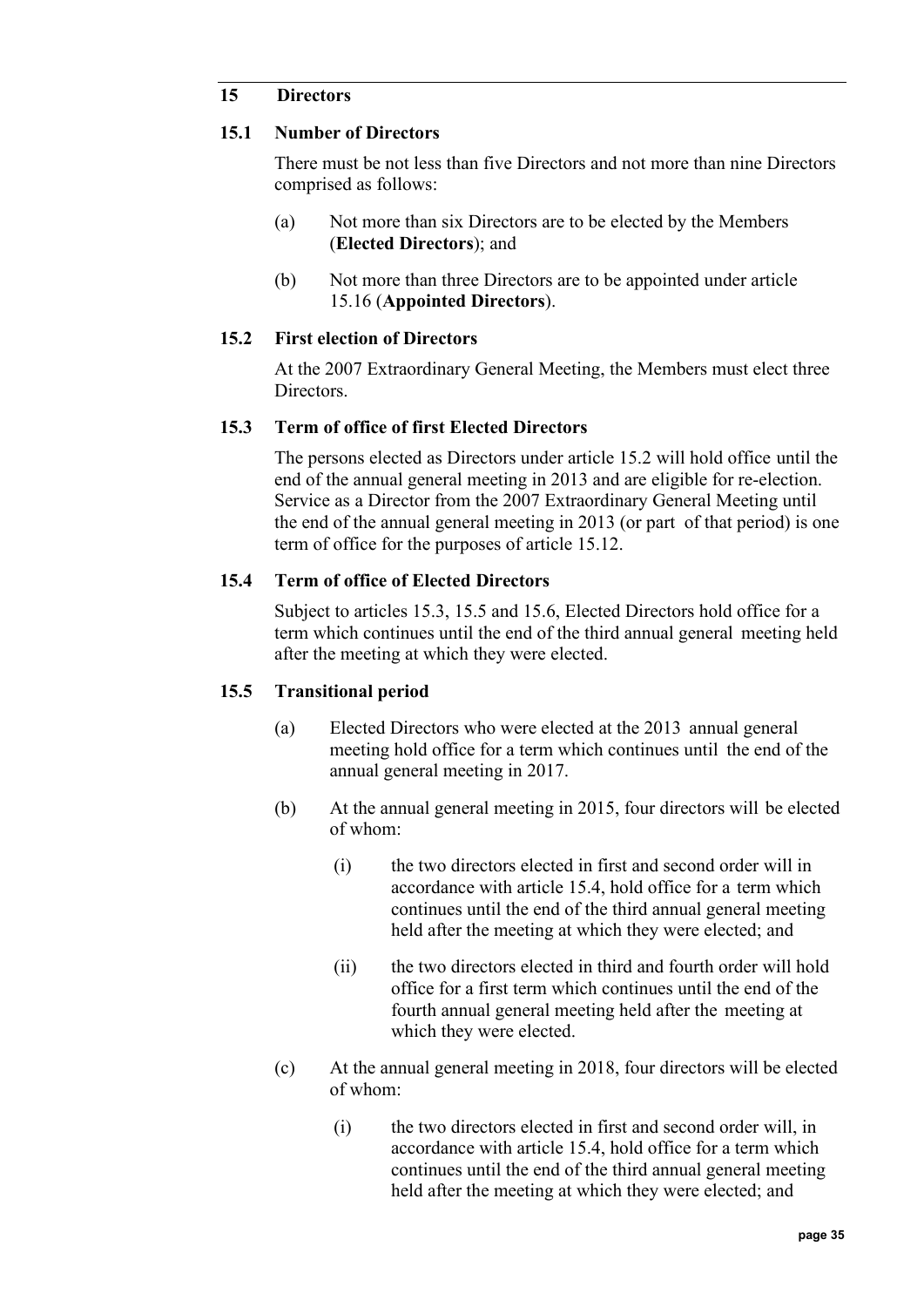## 15 Directors

### 15.1 Number of Directors

There must be not less than five Directors and not more than nine Directors comprised as follows:

(a) Not more than six Directors are to be elected by the Members (**Elected Directors**); and

(b) Not more than three Directors are to be appointed under article 15.16 (**Appointed Directors**).

### 15.2 First election of Directors

At the 2007 Extraordinary General Meeting, the Members must elect three Directors.

### 15.3 Term of office of first Elected Directors

The persons elected as Directors under article 15.2 will hold office until the end of the annual general meeting in 2013 and are eligible for re-election. Service as a Director from the 2007 Extraordinary General Meeting until the end of the annual general meeting in 2013 (or part of that period) is one term of office for the purposes of article 15.12.

### 15.4 Term of office of Elected Directors

Subject to articles 15.3, 15.5 and 15.6, Elected Directors hold office for a term which continues until the end of the third annual general meeting held after the meeting at which they were elected.

### 15.5 Transitional period

(a) Elected Directors who were elected at the 2013 annual general meeting hold office for a term which continues until the end of the annual general meeting in 2017.

(b) At the annual general meeting in 2015, four directors will be elected of whom:

(i) the two directors elected in first and second order will in accordance with article 15.4, hold office for a term which continues until the end of the third annual general meeting held after the meeting at which they were elected; and

(ii) the two directors elected in third and fourth order will hold office for a first term which continues until the end of the fourth annual general meeting held after the meeting at which they were elected.

(c) At the annual general meeting in 2018, four directors will be elected of whom:

(i) the two directors elected in first and second order will, in accordance with article 15.4, hold office for a term which continues until the end of the third annual general meeting held after the meeting at which they were elected; and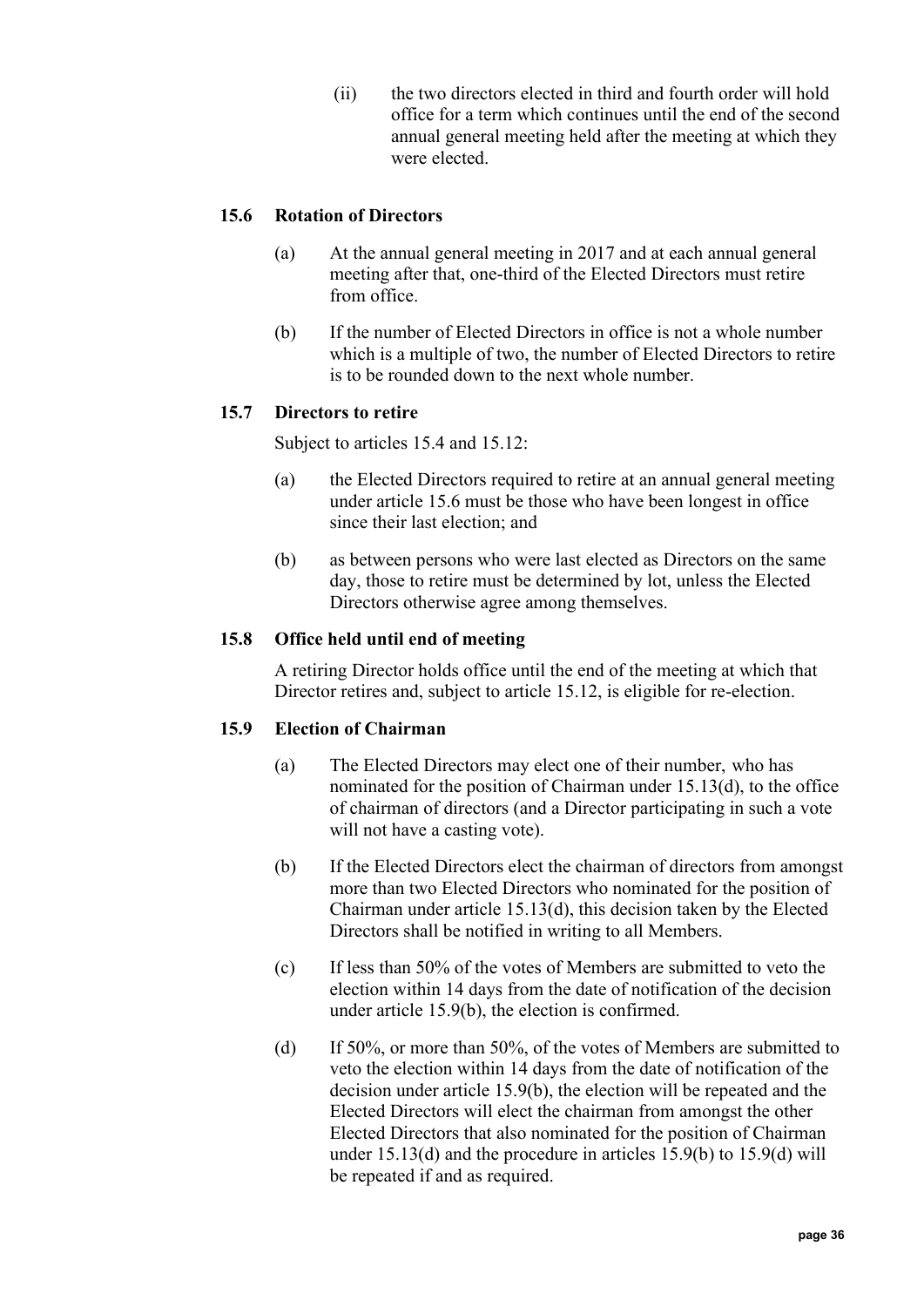(ii) the two directors elected in third and fourth order will hold office for a term which continues until the end of the second annual general meeting held after the meeting at which they were elected.

### 15.6 Rotation of Directors

(a) At the annual general meeting in 2017 and at each annual general meeting after that, one-third of the Elected Directors must retire from office.

(b) If the number of Elected Directors in office is not a whole number which is a multiple of two, the number of Elected Directors to retire is to be rounded down to the next whole number.

### 15.7 Directors to retire

Subject to articles 15.4 and 15.12:

(a) the Elected Directors required to retire at an annual general meeting under article 15.6 must be those who have been longest in office since their last election; and

(b) as between persons who were last elected as Directors on the same day, those to retire must be determined by lot, unless the Elected Directors otherwise agree among themselves.

### 15.8 Office held until end of meeting

A retiring Director holds office until the end of the meeting at which that Director retires and, subject to article 15.12, is eligible for re-election.

### 15.9 Election of Chairman

(a) The Elected Directors may elect one of their number, who has nominated for the position of Chairman under 15.13(d), to the office of chairman of directors (and a Director participating in such a vote will not have a casting vote).

(b) If the Elected Directors elect the chairman of directors from amongst more than two Elected Directors who nominated for the position of Chairman under article 15.13(d), this decision taken by the Elected Directors shall be notified in writing to all Members.

(c) If less than 50% of the votes of Members are submitted to veto the election within 14 days from the date of notification of the decision under article 15.9(b), the election is confirmed.

(d) If 50%, or more than 50%, of the votes of Members are submitted to veto the election within 14 days from the date of notification of the decision under article 15.9(b), the election will be repeated and the Elected Directors will elect the chairman from amongst the other Elected Directors that also nominated for the position of Chairman under 15.13(d) and the procedure in articles 15.9(b) to 15.9(d) will be repeated if and as required.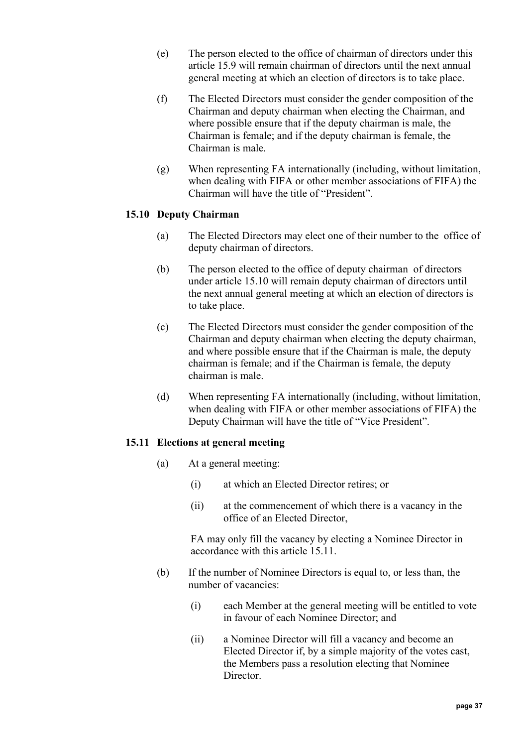(e) The person elected to the office of chairman of directors under this article 15.9 will remain chairman of directors until the next annual general meeting at which an election of directors is to take place.

(f) The Elected Directors must consider the gender composition of the Chairman and deputy chairman when electing the Chairman, and where possible ensure that if the deputy chairman is male, the Chairman is female; and if the deputy chairman is female, the Chairman is male.

(g) When representing FA internationally (including, without limitation, when dealing with FIFA or other member associations of FIFA) the Chairman will have the title of "President".

### 15.10 Deputy Chairman

(a) The Elected Directors may elect one of their number to the office of deputy chairman of directors.

(b) The person elected to the office of deputy chairman of directors under article 15.10 will remain deputy chairman of directors until the next annual general meeting at which an election of directors is to take place.

(c) The Elected Directors must consider the gender composition of the Chairman and deputy chairman when electing the deputy chairman, and where possible ensure that if the Chairman is male, the deputy chairman is female; and if the Chairman is female, the deputy chairman is male.

(d) When representing FA internationally (including, without limitation, when dealing with FIFA or other member associations of FIFA) the Deputy Chairman will have the title of "Vice President".

### 15.11 Elections at general meeting

(a) At a general meeting:

  (i) at which an Elected Director retires; or

  (ii) at the commencement of which there is a vacancy in the office of an Elected Director,

  FA may only fill the vacancy by electing a Nominee Director in accordance with this article 15.11.

(b) If the number of Nominee Directors is equal to, or less than, the number of vacancies:

  (i) each Member at the general meeting will be entitled to vote in favour of each Nominee Director; and

  (ii) a Nominee Director will fill a vacancy and become an Elected Director if, by a simple majority of the votes cast, the Members pass a resolution electing that Nominee Director.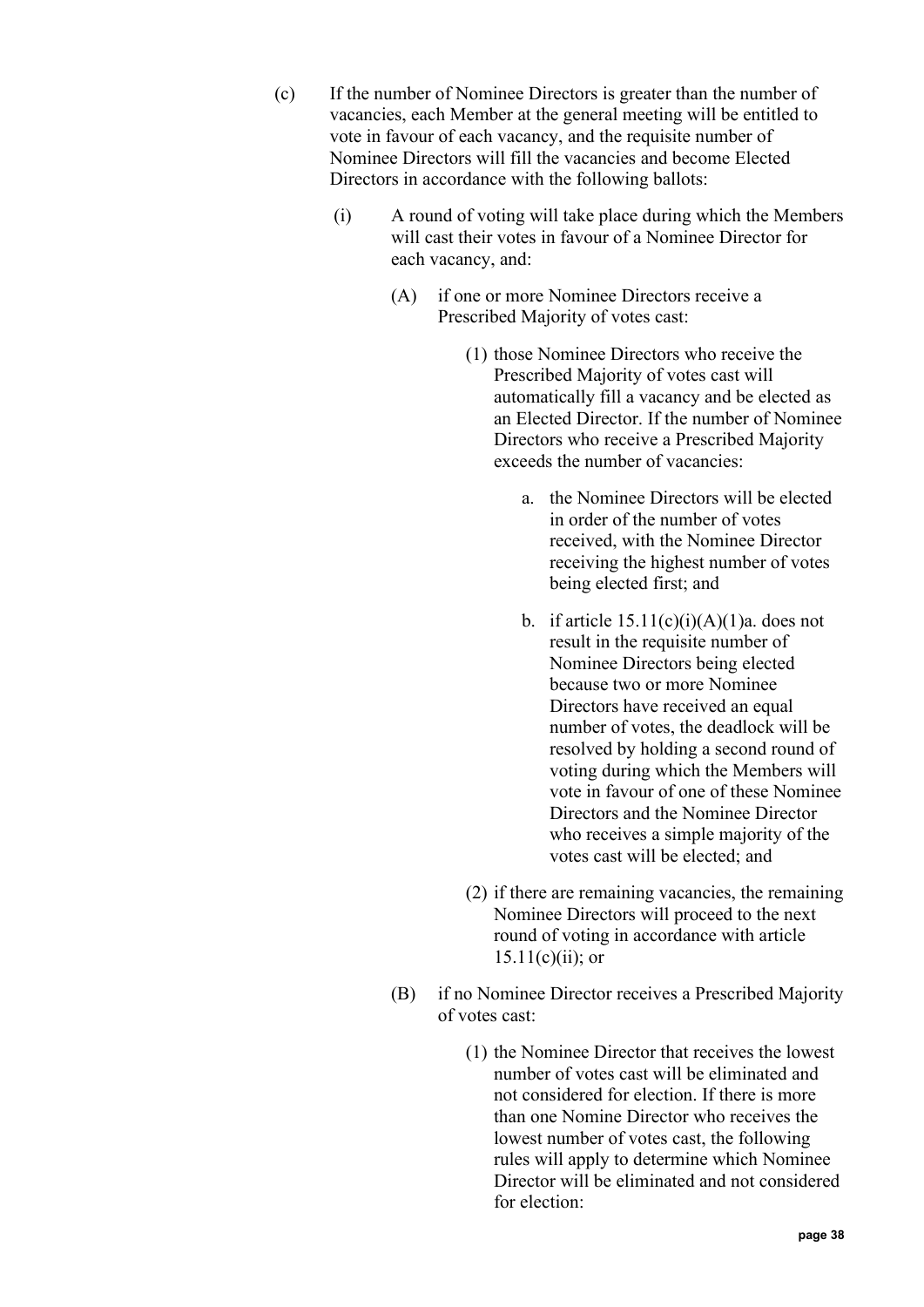(c) If the number of Nominee Directors is greater than the number of vacancies, each Member at the general meeting will be entitled to vote in favour of each vacancy, and the requisite number of Nominee Directors will fill the vacancies and become Elected Directors in accordance with the following ballots:

(i) A round of voting will take place during which the Members will cast their votes in favour of a Nominee Director for each vacancy, and:

(A) if one or more Nominee Directors receive a Prescribed Majority of votes cast:

(1) those Nominee Directors who receive the Prescribed Majority of votes cast will automatically fill a vacancy and be elected as an Elected Director. If the number of Nominee Directors who receive a Prescribed Majority exceeds the number of vacancies:

a. the Nominee Directors will be elected in order of the number of votes received, with the Nominee Director receiving the highest number of votes being elected first; and

b. if article 15.11(c)(i)(A)(1)a. does not result in the requisite number of Nominee Directors being elected because two or more Nominee Directors have received an equal number of votes, the deadlock will be resolved by holding a second round of voting during which the Members will vote in favour of one of these Nominee Directors and the Nominee Director who receives a simple majority of the votes cast will be elected; and

(2) if there are remaining vacancies, the remaining Nominee Directors will proceed to the next round of voting in accordance with article 15.11(c)(ii); or

(B) if no Nominee Director receives a Prescribed Majority of votes cast:

(1) the Nominee Director that receives the lowest number of votes cast will be eliminated and not considered for election. If there is more than one Nomine Director who receives the lowest number of votes cast, the following rules will apply to determine which Nominee Director will be eliminated and not considered for election: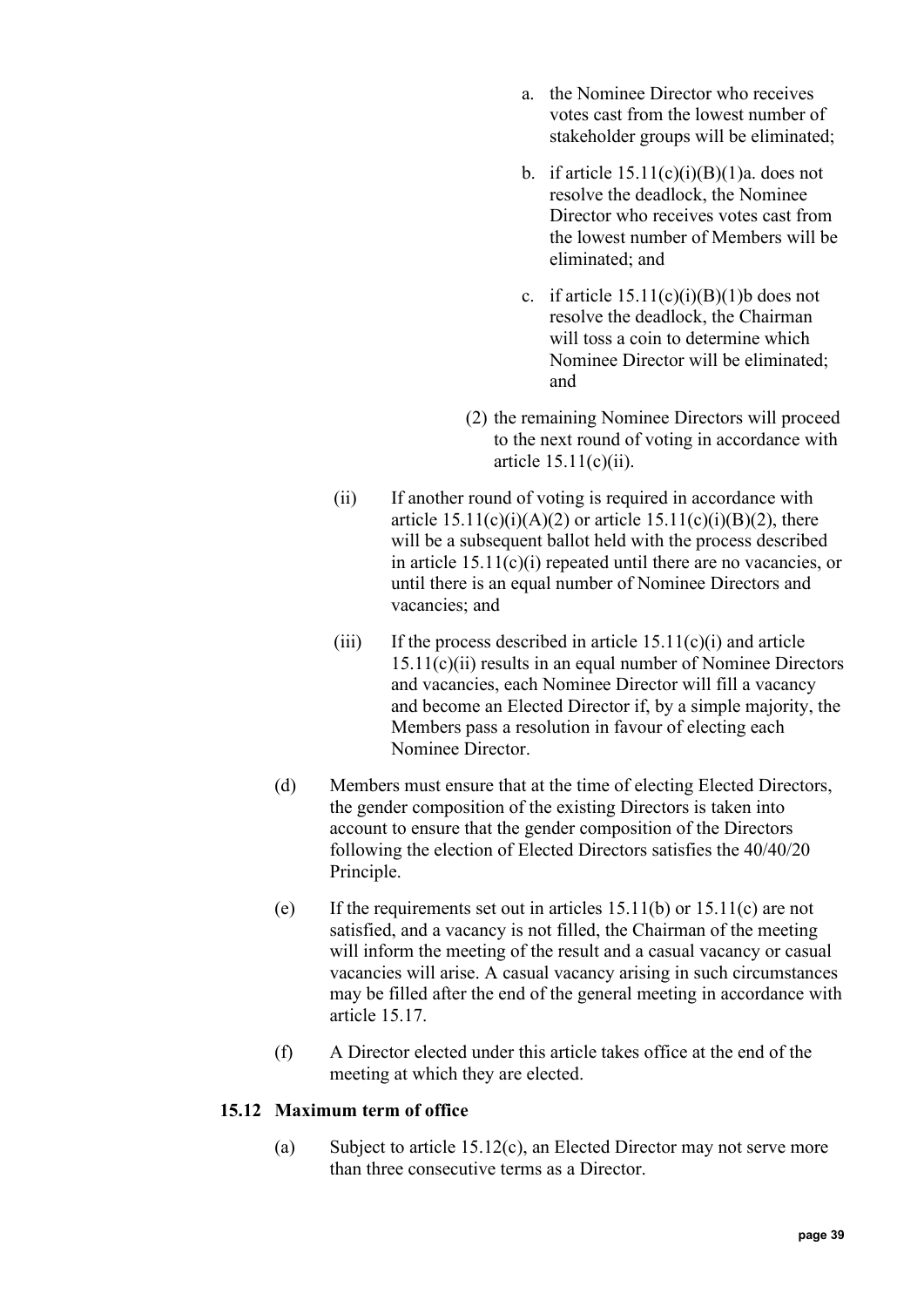a. the Nominee Director who receives votes cast from the lowest number of stakeholder groups will be eliminated;

b. if article 15.11(c)(i)(B)(1)a. does not resolve the deadlock, the Nominee Director who receives votes cast from the lowest number of Members will be eliminated; and

c. if article 15.11(c)(i)(B)(1)b does not resolve the deadlock, the Chairman will toss a coin to determine which Nominee Director will be eliminated; and

(2) the remaining Nominee Directors will proceed to the next round of voting in accordance with article 15.11(c)(ii).

(ii) If another round of voting is required in accordance with article 15.11(c)(i)(A)(2) or article 15.11(c)(i)(B)(2), there will be a subsequent ballot held with the process described in article 15.11(c)(i) repeated until there are no vacancies, or until there is an equal number of Nominee Directors and vacancies; and

(iii) If the process described in article 15.11(c)(i) and article 15.11(c)(ii) results in an equal number of Nominee Directors and vacancies, each Nominee Director will fill a vacancy and become an Elected Director if, by a simple majority, the Members pass a resolution in favour of electing each Nominee Director.

(d) Members must ensure that at the time of electing Elected Directors, the gender composition of the existing Directors is taken into account to ensure that the gender composition of the Directors following the election of Elected Directors satisfies the 40/40/20 Principle.

(e) If the requirements set out in articles 15.11(b) or 15.11(c) are not satisfied, and a vacancy is not filled, the Chairman of the meeting will inform the meeting of the result and a casual vacancy or casual vacancies will arise. A casual vacancy arising in such circumstances may be filled after the end of the general meeting in accordance with article 15.17.

(f) A Director elected under this article takes office at the end of the meeting at which they are elected.

### 15.12 Maximum term of office

(a) Subject to article 15.12(c), an Elected Director may not serve more than three consecutive terms as a Director.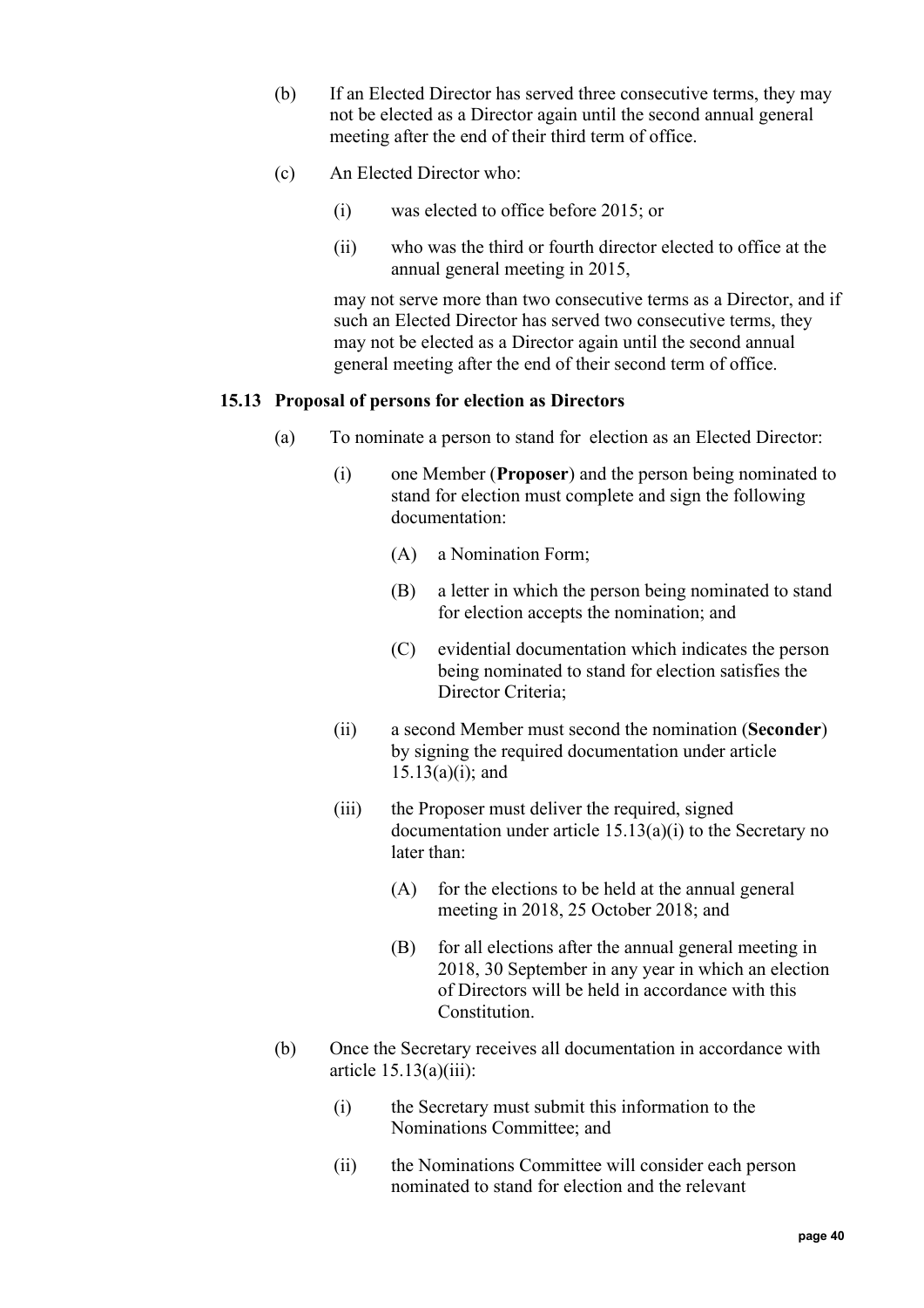(b) If an Elected Director has served three consecutive terms, they may not be elected as a Director again until the second annual general meeting after the end of their third term of office.

(c) An Elected Director who:

(i) was elected to office before 2015; or

(ii) who was the third or fourth director elected to office at the annual general meeting in 2015,

may not serve more than two consecutive terms as a Director, and if such an Elected Director has served two consecutive terms, they may not be elected as a Director again until the second annual general meeting after the end of their second term of office.

### 15.13 Proposal of persons for election as Directors

(a) To nominate a person to stand for election as an Elected Director:

(i) one Member (**Proposer**) and the person being nominated to stand for election must complete and sign the following documentation:

(A) a Nomination Form;

(B) a letter in which the person being nominated to stand for election accepts the nomination; and

(C) evidential documentation which indicates the person being nominated to stand for election satisfies the Director Criteria;

(ii) a second Member must second the nomination (**Seconder**) by signing the required documentation under article 15.13(a)(i); and

(iii) the Proposer must deliver the required, signed documentation under article 15.13(a)(i) to the Secretary no later than:

(A) for the elections to be held at the annual general meeting in 2018, 25 October 2018; and

(B) for all elections after the annual general meeting in 2018, 30 September in any year in which an election of Directors will be held in accordance with this Constitution.

(b) Once the Secretary receives all documentation in accordance with article 15.13(a)(iii):

(i) the Secretary must submit this information to the Nominations Committee; and

(ii) the Nominations Committee will consider each person nominated to stand for election and the relevant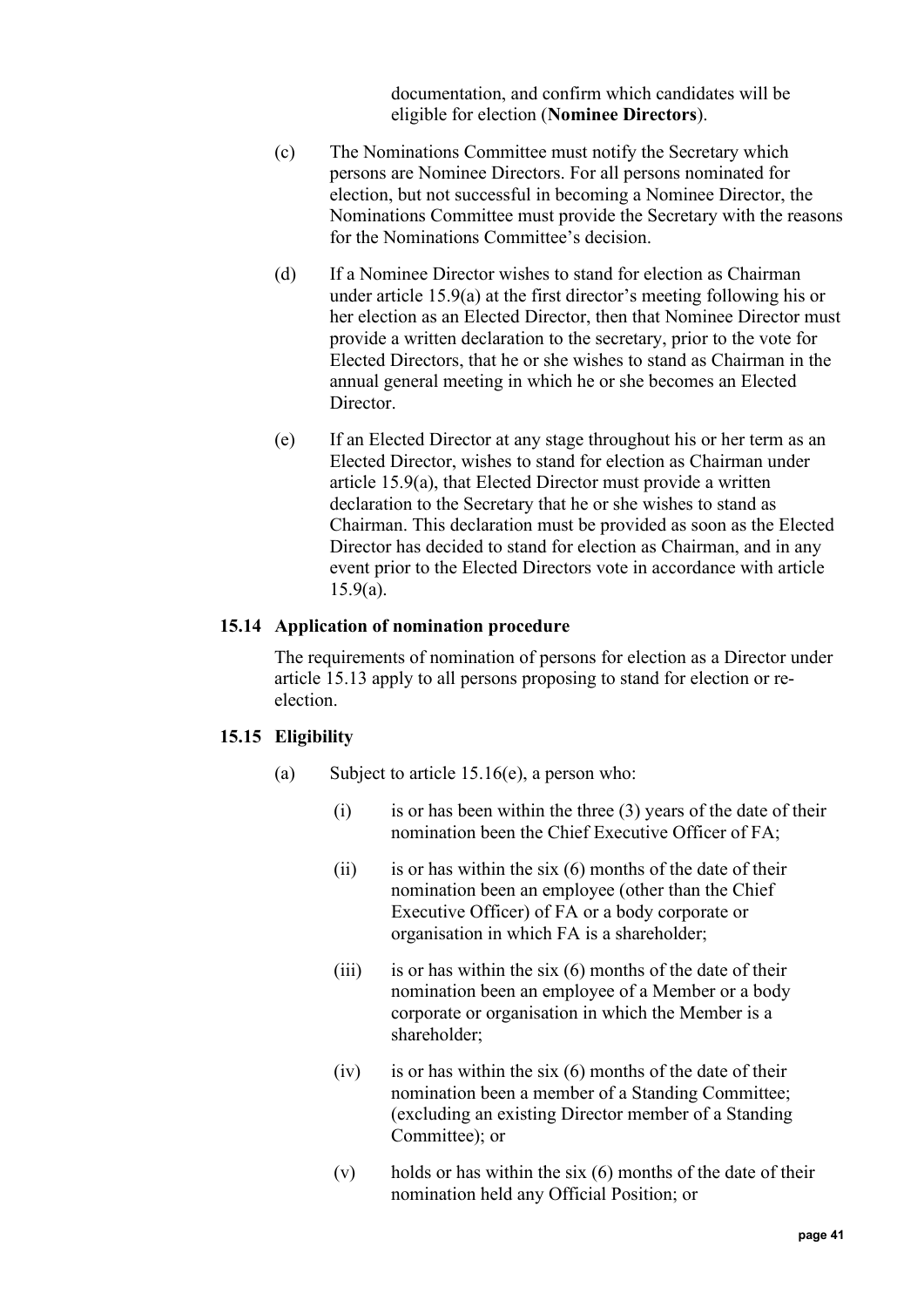documentation, and confirm which candidates will be eligible for election (**Nominee Directors**).

(c) The Nominations Committee must notify the Secretary which persons are Nominee Directors. For all persons nominated for election, but not successful in becoming a Nominee Director, the Nominations Committee must provide the Secretary with the reasons for the Nominations Committee's decision.

(d) If a Nominee Director wishes to stand for election as Chairman under article 15.9(a) at the first director's meeting following his or her election as an Elected Director, then that Nominee Director must provide a written declaration to the secretary, prior to the vote for Elected Directors, that he or she wishes to stand as Chairman in the annual general meeting in which he or she becomes an Elected Director.

(e) If an Elected Director at any stage throughout his or her term as an Elected Director, wishes to stand for election as Chairman under article 15.9(a), that Elected Director must provide a written declaration to the Secretary that he or she wishes to stand as Chairman. This declaration must be provided as soon as the Elected Director has decided to stand for election as Chairman, and in any event prior to the Elected Directors vote in accordance with article 15.9(a).

### 15.14 Application of nomination procedure

The requirements of nomination of persons for election as a Director under article 15.13 apply to all persons proposing to stand for election or re-election.

### 15.15 Eligibility

(a) Subject to article 15.16(e), a person who:

(i) is or has been within the three (3) years of the date of their nomination been the Chief Executive Officer of FA;

(ii) is or has within the six (6) months of the date of their nomination been an employee (other than the Chief Executive Officer) of FA or a body corporate or organisation in which FA is a shareholder;

(iii) is or has within the six (6) months of the date of their nomination been an employee of a Member or a body corporate or organisation in which the Member is a shareholder;

(iv) is or has within the six (6) months of the date of their nomination been a member of a Standing Committee; (excluding an existing Director member of a Standing Committee); or

(v) holds or has within the six (6) months of the date of their nomination held any Official Position; or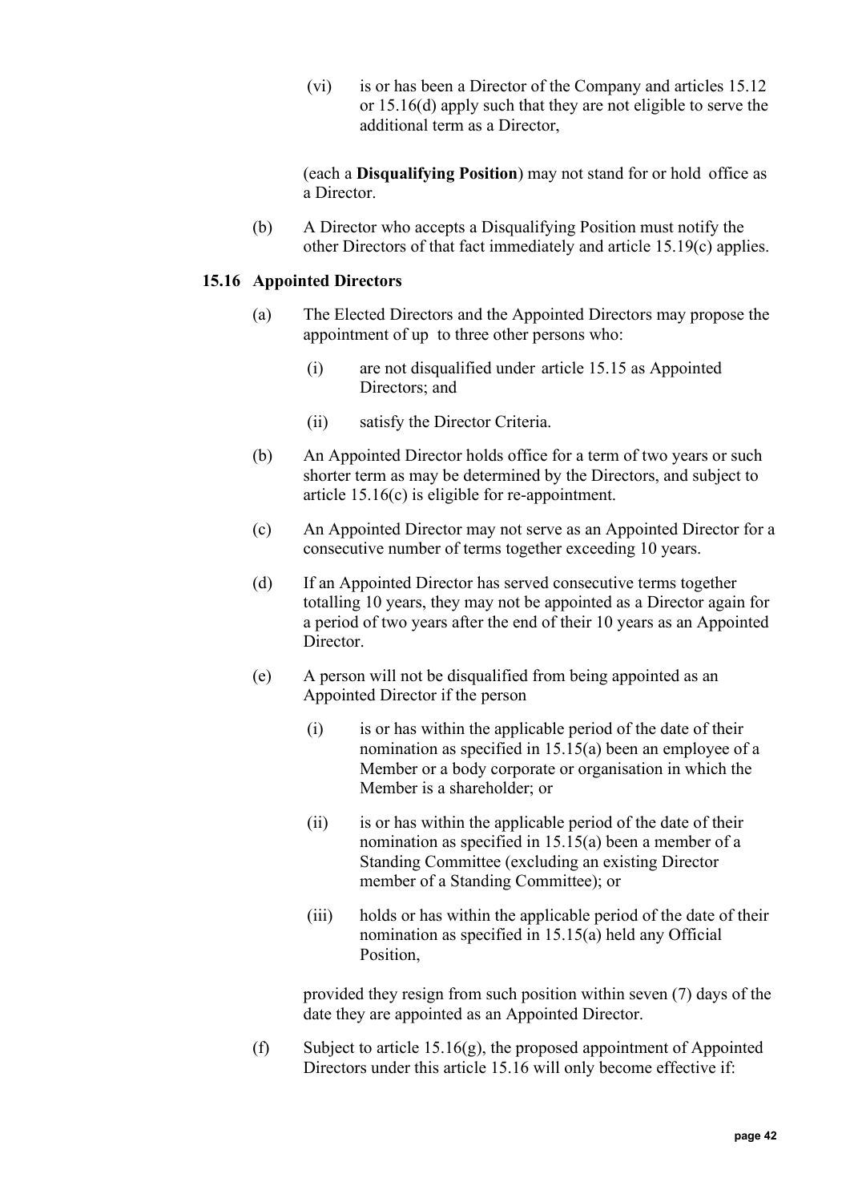(vi) is or has been a Director of the Company and articles 15.12 or 15.16(d) apply such that they are not eligible to serve the additional term as a Director,

(each a **Disqualifying Position**) may not stand for or hold office as a Director.

(b) A Director who accepts a Disqualifying Position must notify the other Directors of that fact immediately and article 15.19(c) applies.

### 15.16 Appointed Directors

(a) The Elected Directors and the Appointed Directors may propose the appointment of up to three other persons who:

(i) are not disqualified under article 15.15 as Appointed Directors; and

(ii) satisfy the Director Criteria.

(b) An Appointed Director holds office for a term of two years or such shorter term as may be determined by the Directors, and subject to article 15.16(c) is eligible for re-appointment.

(c) An Appointed Director may not serve as an Appointed Director for a consecutive number of terms together exceeding 10 years.

(d) If an Appointed Director has served consecutive terms together totalling 10 years, they may not be appointed as a Director again for a period of two years after the end of their 10 years as an Appointed Director.

(e) A person will not be disqualified from being appointed as an Appointed Director if the person

(i) is or has within the applicable period of the date of their nomination as specified in 15.15(a) been an employee of a Member or a body corporate or organisation in which the Member is a shareholder; or

(ii) is or has within the applicable period of the date of their nomination as specified in 15.15(a) been a member of a Standing Committee (excluding an existing Director member of a Standing Committee); or

(iii) holds or has within the applicable period of the date of their nomination as specified in 15.15(a) held any Official Position,

provided they resign from such position within seven (7) days of the date they are appointed as an Appointed Director.

(f) Subject to article 15.16(g), the proposed appointment of Appointed Directors under this article 15.16 will only become effective if: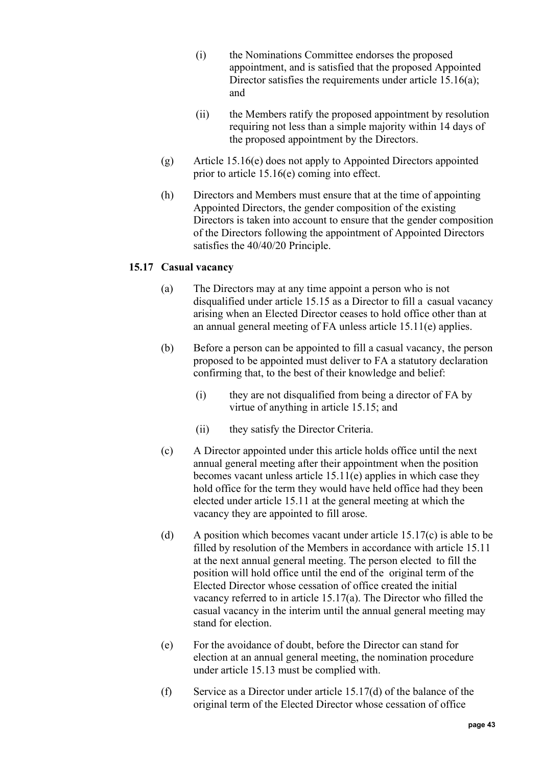(i) the Nominations Committee endorses the proposed appointment, and is satisfied that the proposed Appointed Director satisfies the requirements under article 15.16(a); and

(ii) the Members ratify the proposed appointment by resolution requiring not less than a simple majority within 14 days of the proposed appointment by the Directors.

(g) Article 15.16(e) does not apply to Appointed Directors appointed prior to article 15.16(e) coming into effect.

(h) Directors and Members must ensure that at the time of appointing Appointed Directors, the gender composition of the existing Directors is taken into account to ensure that the gender composition of the Directors following the appointment of Appointed Directors satisfies the 40/40/20 Principle.

### 15.17 Casual vacancy

(a) The Directors may at any time appoint a person who is not disqualified under article 15.15 as a Director to fill a casual vacancy arising when an Elected Director ceases to hold office other than at an annual general meeting of FA unless article 15.11(e) applies.

(b) Before a person can be appointed to fill a casual vacancy, the person proposed to be appointed must deliver to FA a statutory declaration confirming that, to the best of their knowledge and belief:

(i) they are not disqualified from being a director of FA by virtue of anything in article 15.15; and

(ii) they satisfy the Director Criteria.

(c) A Director appointed under this article holds office until the next annual general meeting after their appointment when the position becomes vacant unless article 15.11(e) applies in which case they hold office for the term they would have held office had they been elected under article 15.11 at the general meeting at which the vacancy they are appointed to fill arose.

(d) A position which becomes vacant under article 15.17(c) is able to be filled by resolution of the Members in accordance with article 15.11 at the next annual general meeting. The person elected to fill the position will hold office until the end of the original term of the Elected Director whose cessation of office created the initial vacancy referred to in article 15.17(a). The Director who filled the casual vacancy in the interim until the annual general meeting may stand for election.

(e) For the avoidance of doubt, before the Director can stand for election at an annual general meeting, the nomination procedure under article 15.13 must be complied with.

(f) Service as a Director under article 15.17(d) of the balance of the original term of the Elected Director whose cessation of office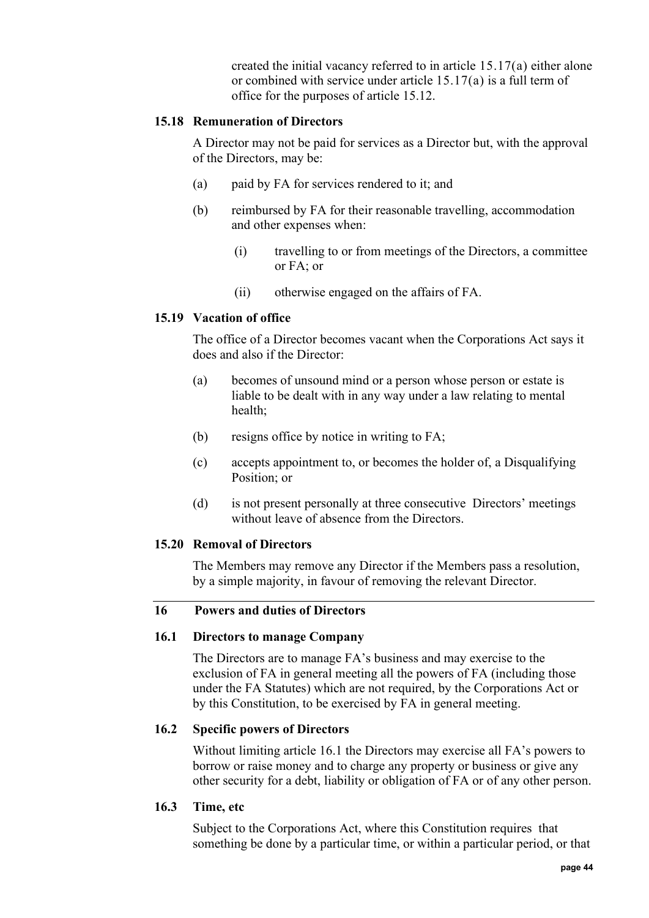created the initial vacancy referred to in article 15.17(a) either alone or combined with service under article 15.17(a) is a full term of office for the purposes of article 15.12.

### 15.18 Remuneration of Directors

A Director may not be paid for services as a Director but, with the approval of the Directors, may be:

(a) paid by FA for services rendered to it; and

(b) reimbursed by FA for their reasonable travelling, accommodation and other expenses when:

(i) travelling to or from meetings of the Directors, a committee or FA; or

(ii) otherwise engaged on the affairs of FA.

### 15.19 Vacation of office

The office of a Director becomes vacant when the Corporations Act says it does and also if the Director:

(a) becomes of unsound mind or a person whose person or estate is liable to be dealt with in any way under a law relating to mental health;

(b) resigns office by notice in writing to FA;

(c) accepts appointment to, or becomes the holder of, a Disqualifying Position; or

(d) is not present personally at three consecutive Directors' meetings without leave of absence from the Directors.

### 15.20 Removal of Directors

The Members may remove any Director if the Members pass a resolution, by a simple majority, in favour of removing the relevant Director.

## 16 Powers and duties of Directors

### 16.1 Directors to manage Company

The Directors are to manage FA's business and may exercise to the exclusion of FA in general meeting all the powers of FA (including those under the FA Statutes) which are not required, by the Corporations Act or by this Constitution, to be exercised by FA in general meeting.

### 16.2 Specific powers of Directors

Without limiting article 16.1 the Directors may exercise all FA's powers to borrow or raise money and to charge any property or business or give any other security for a debt, liability or obligation of FA or of any other person.

### 16.3 Time, etc

Subject to the Corporations Act, where this Constitution requires that something be done by a particular time, or within a particular period, or that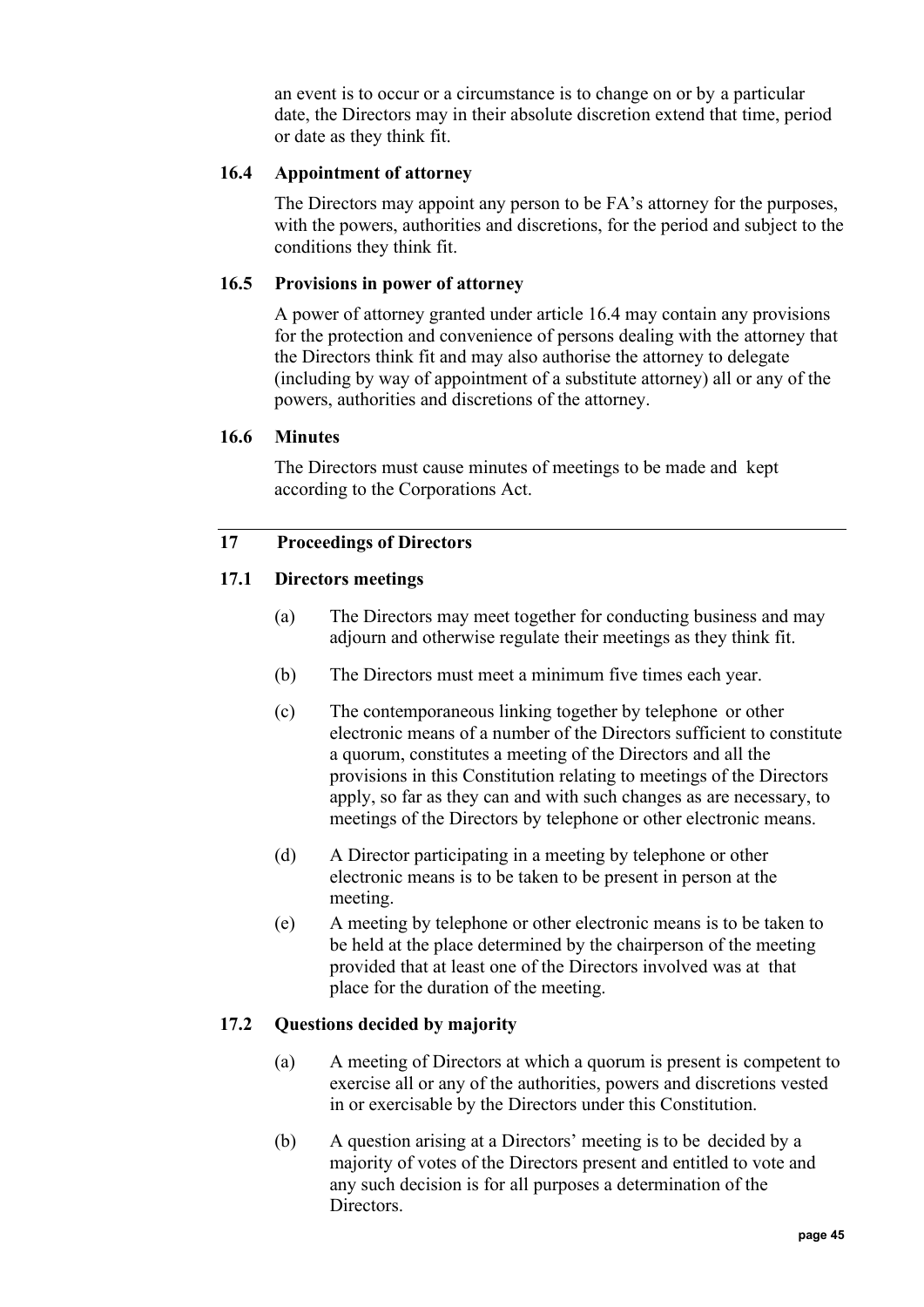an event is to occur or a circumstance is to change on or by a particular date, the Directors may in their absolute discretion extend that time, period or date as they think fit.

### 16.4 Appointment of attorney

The Directors may appoint any person to be FA's attorney for the purposes, with the powers, authorities and discretions, for the period and subject to the conditions they think fit.

### 16.5 Provisions in power of attorney

A power of attorney granted under article 16.4 may contain any provisions for the protection and convenience of persons dealing with the attorney that the Directors think fit and may also authorise the attorney to delegate (including by way of appointment of a substitute attorney) all or any of the powers, authorities and discretions of the attorney.

### 16.6 Minutes

The Directors must cause minutes of meetings to be made and kept according to the Corporations Act.

## 17 Proceedings of Directors

### 17.1 Directors meetings

(a) The Directors may meet together for conducting business and may adjourn and otherwise regulate their meetings as they think fit.

(b) The Directors must meet a minimum five times each year.

(c) The contemporaneous linking together by telephone or other electronic means of a number of the Directors sufficient to constitute a quorum, constitutes a meeting of the Directors and all the provisions in this Constitution relating to meetings of the Directors apply, so far as they can and with such changes as are necessary, to meetings of the Directors by telephone or other electronic means.

(d) A Director participating in a meeting by telephone or other electronic means is to be taken to be present in person at the meeting.

(e) A meeting by telephone or other electronic means is to be taken to be held at the place determined by the chairperson of the meeting provided that at least one of the Directors involved was at that place for the duration of the meeting.

### 17.2 Questions decided by majority

(a) A meeting of Directors at which a quorum is present is competent to exercise all or any of the authorities, powers and discretions vested in or exercisable by the Directors under this Constitution.

(b) A question arising at a Directors' meeting is to be decided by a majority of votes of the Directors present and entitled to vote and any such decision is for all purposes a determination of the Directors.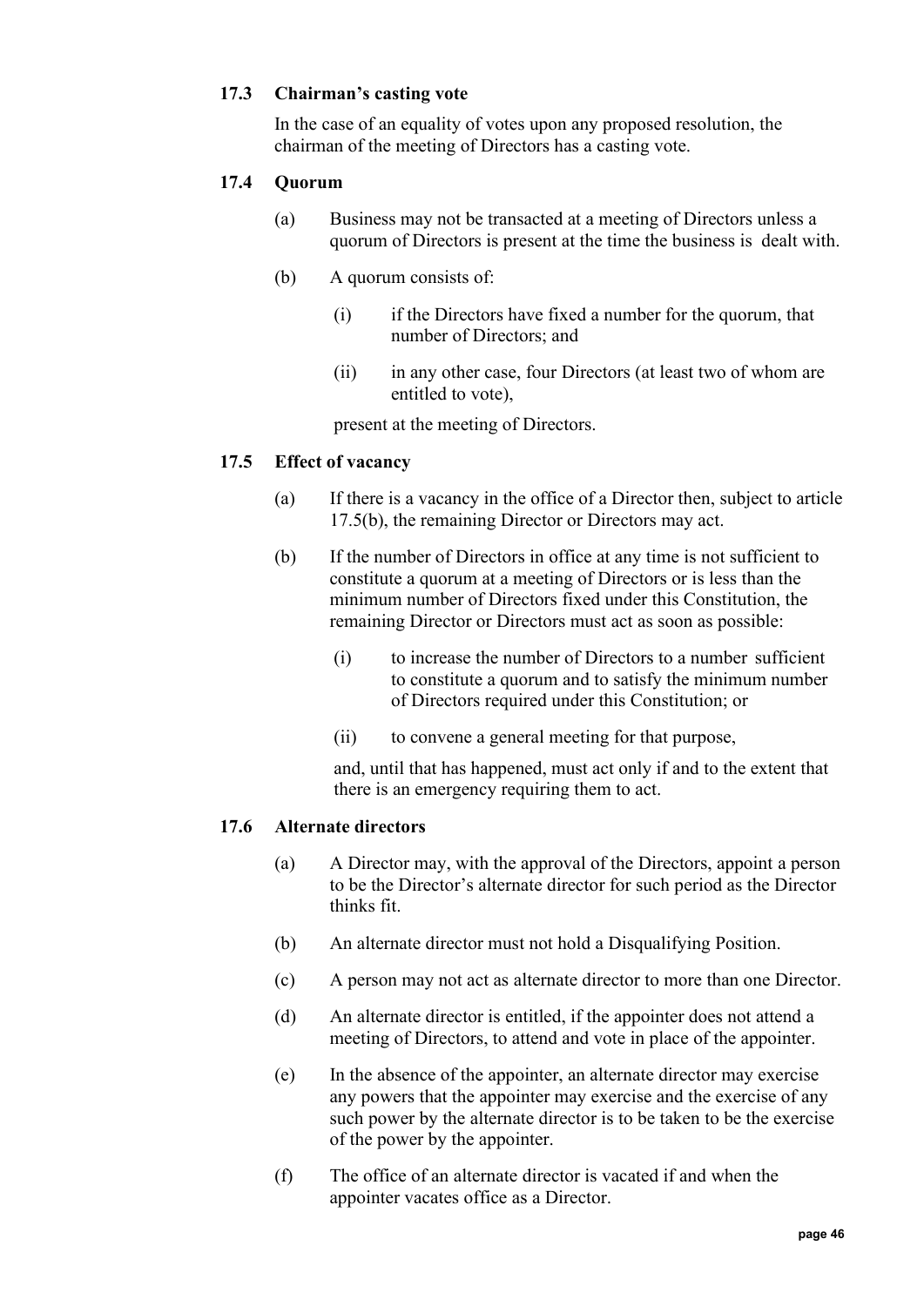### 17.3 Chairman's casting vote

In the case of an equality of votes upon any proposed resolution, the chairman of the meeting of Directors has a casting vote.

### 17.4 Quorum

(a) Business may not be transacted at a meeting of Directors unless a quorum of Directors is present at the time the business is dealt with.

(b) A quorum consists of:

(i) if the Directors have fixed a number for the quorum, that number of Directors; and

(ii) in any other case, four Directors (at least two of whom are entitled to vote),

present at the meeting of Directors.

### 17.5 Effect of vacancy

(a) If there is a vacancy in the office of a Director then, subject to article 17.5(b), the remaining Director or Directors may act.

(b) If the number of Directors in office at any time is not sufficient to constitute a quorum at a meeting of Directors or is less than the minimum number of Directors fixed under this Constitution, the remaining Director or Directors must act as soon as possible:

(i) to increase the number of Directors to a number sufficient to constitute a quorum and to satisfy the minimum number of Directors required under this Constitution; or

(ii) to convene a general meeting for that purpose,

and, until that has happened, must act only if and to the extent that there is an emergency requiring them to act.

### 17.6 Alternate directors

(a) A Director may, with the approval of the Directors, appoint a person to be the Director's alternate director for such period as the Director thinks fit.

(b) An alternate director must not hold a Disqualifying Position.

(c) A person may not act as alternate director to more than one Director.

(d) An alternate director is entitled, if the appointer does not attend a meeting of Directors, to attend and vote in place of the appointer.

(e) In the absence of the appointer, an alternate director may exercise any powers that the appointer may exercise and the exercise of any such power by the alternate director is to be taken to be the exercise of the power by the appointer.

(f) The office of an alternate director is vacated if and when the appointer vacates office as a Director.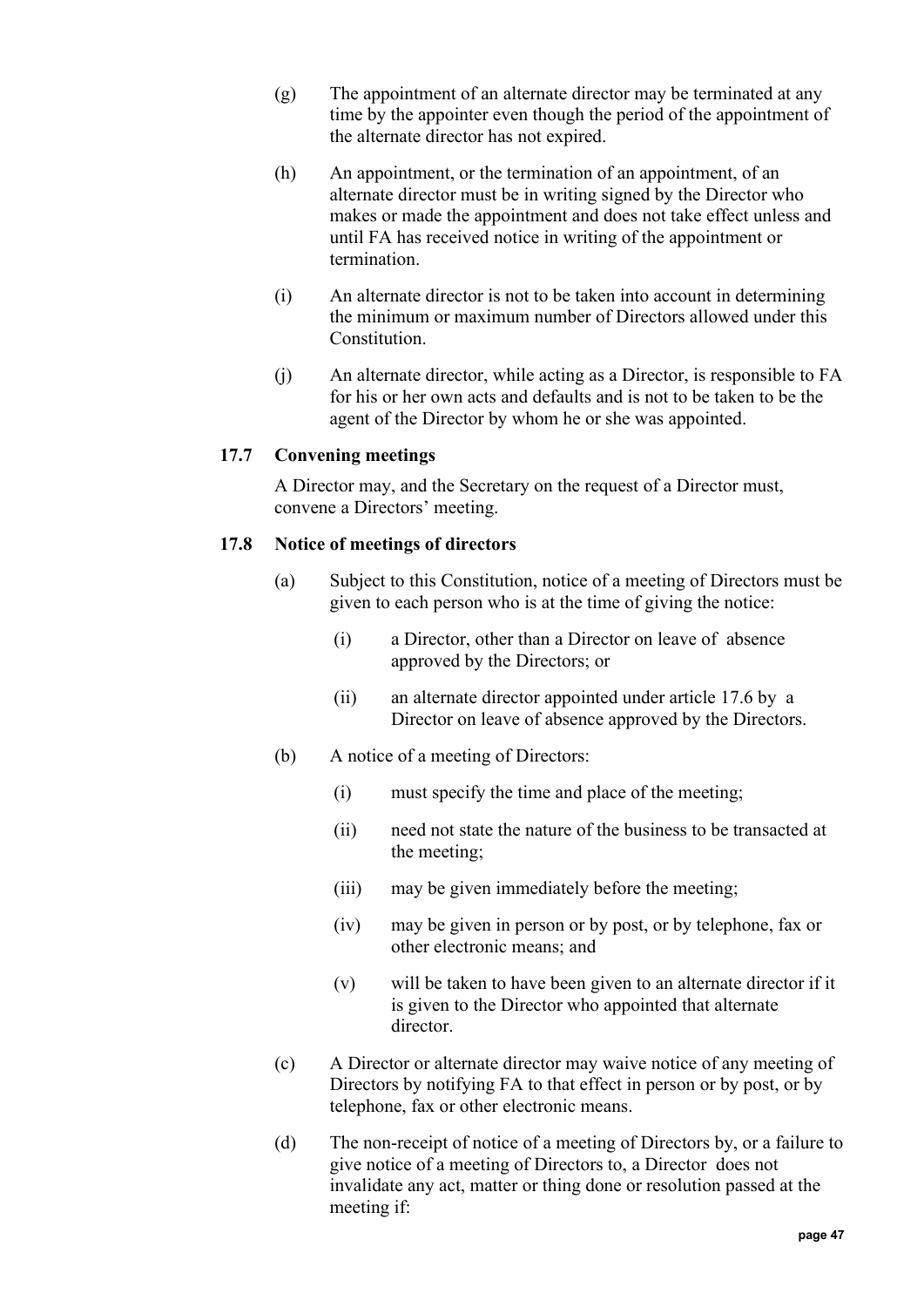(g) The appointment of an alternate director may be terminated at any time by the appointer even though the period of the appointment of the alternate director has not expired.

(h) An appointment, or the termination of an appointment, of an alternate director must be in writing signed by the Director who makes or made the appointment and does not take effect unless and until FA has received notice in writing of the appointment or termination.

(i) An alternate director is not to be taken into account in determining the minimum or maximum number of Directors allowed under this Constitution.

(j) An alternate director, while acting as a Director, is responsible to FA for his or her own acts and defaults and is not to be taken to be the agent of the Director by whom he or she was appointed.

### 17.7 Convening meetings

A Director may, and the Secretary on the request of a Director must, convene a Directors' meeting.

### 17.8 Notice of meetings of directors

(a) Subject to this Constitution, notice of a meeting of Directors must be given to each person who is at the time of giving the notice:

   (i) a Director, other than a Director on leave of absence approved by the Directors; or

   (ii) an alternate director appointed under article 17.6 by a Director on leave of absence approved by the Directors.

(b) A notice of a meeting of Directors:

   (i) must specify the time and place of the meeting;

   (ii) need not state the nature of the business to be transacted at the meeting;

   (iii) may be given immediately before the meeting;

   (iv) may be given in person or by post, or by telephone, fax or other electronic means; and

   (v) will be taken to have been given to an alternate director if it is given to the Director who appointed that alternate director.

(c) A Director or alternate director may waive notice of any meeting of Directors by notifying FA to that effect in person or by post, or by telephone, fax or other electronic means.

(d) The non-receipt of notice of a meeting of Directors by, or a failure to give notice of a meeting of Directors to, a Director does not invalidate any act, matter or thing done or resolution passed at the meeting if: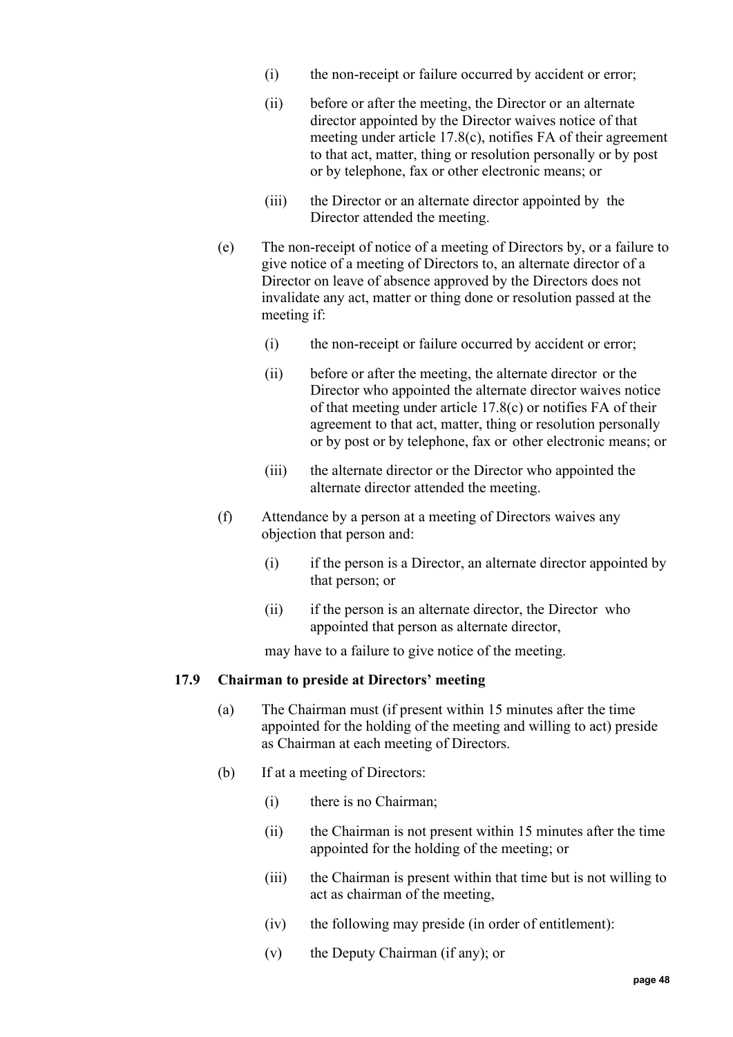(i) the non-receipt or failure occurred by accident or error;

(ii) before or after the meeting, the Director or an alternate director appointed by the Director waives notice of that meeting under article 17.8(c), notifies FA of their agreement to that act, matter, thing or resolution personally or by post or by telephone, fax or other electronic means; or

(iii) the Director or an alternate director appointed by the Director attended the meeting.

(e) The non-receipt of notice of a meeting of Directors by, or a failure to give notice of a meeting of Directors to, an alternate director of a Director on leave of absence approved by the Directors does not invalidate any act, matter or thing done or resolution passed at the meeting if:

(i) the non-receipt or failure occurred by accident or error;

(ii) before or after the meeting, the alternate director or the Director who appointed the alternate director waives notice of that meeting under article 17.8(c) or notifies FA of their agreement to that act, matter, thing or resolution personally or by post or by telephone, fax or other electronic means; or

(iii) the alternate director or the Director who appointed the alternate director attended the meeting.

(f) Attendance by a person at a meeting of Directors waives any objection that person and:

(i) if the person is a Director, an alternate director appointed by that person; or

(ii) if the person is an alternate director, the Director who appointed that person as alternate director,

may have to a failure to give notice of the meeting.

### 17.9 Chairman to preside at Directors' meeting

(a) The Chairman must (if present within 15 minutes after the time appointed for the holding of the meeting and willing to act) preside as Chairman at each meeting of Directors.

(b) If at a meeting of Directors:

(i) there is no Chairman;

(ii) the Chairman is not present within 15 minutes after the time appointed for the holding of the meeting; or

(iii) the Chairman is present within that time but is not willing to act as chairman of the meeting,

(iv) the following may preside (in order of entitlement):

(v) the Deputy Chairman (if any); or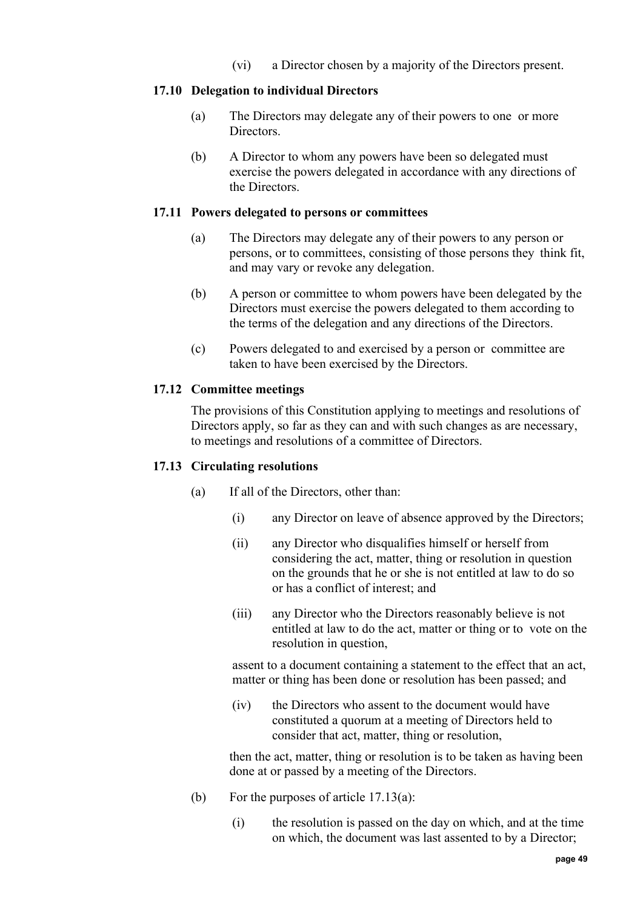(vi) a Director chosen by a majority of the Directors present.

### 17.10 Delegation to individual Directors

(a) The Directors may delegate any of their powers to one or more Directors.

(b) A Director to whom any powers have been so delegated must exercise the powers delegated in accordance with any directions of the Directors.

### 17.11 Powers delegated to persons or committees

(a) The Directors may delegate any of their powers to any person or persons, or to committees, consisting of those persons they think fit, and may vary or revoke any delegation.

(b) A person or committee to whom powers have been delegated by the Directors must exercise the powers delegated to them according to the terms of the delegation and any directions of the Directors.

(c) Powers delegated to and exercised by a person or committee are taken to have been exercised by the Directors.

### 17.12 Committee meetings

The provisions of this Constitution applying to meetings and resolutions of Directors apply, so far as they can and with such changes as are necessary, to meetings and resolutions of a committee of Directors.

### 17.13 Circulating resolutions

(a) If all of the Directors, other than:

(i) any Director on leave of absence approved by the Directors;

(ii) any Director who disqualifies himself or herself from considering the act, matter, thing or resolution in question on the grounds that he or she is not entitled at law to do so or has a conflict of interest; and

(iii) any Director who the Directors reasonably believe is not entitled at law to do the act, matter or thing or to vote on the resolution in question,

assent to a document containing a statement to the effect that an act, matter or thing has been done or resolution has been passed; and

(iv) the Directors who assent to the document would have constituted a quorum at a meeting of Directors held to consider that act, matter, thing or resolution,

then the act, matter, thing or resolution is to be taken as having been done at or passed by a meeting of the Directors.

(b) For the purposes of article 17.13(a):

(i) the resolution is passed on the day on which, and at the time on which, the document was last assented to by a Director;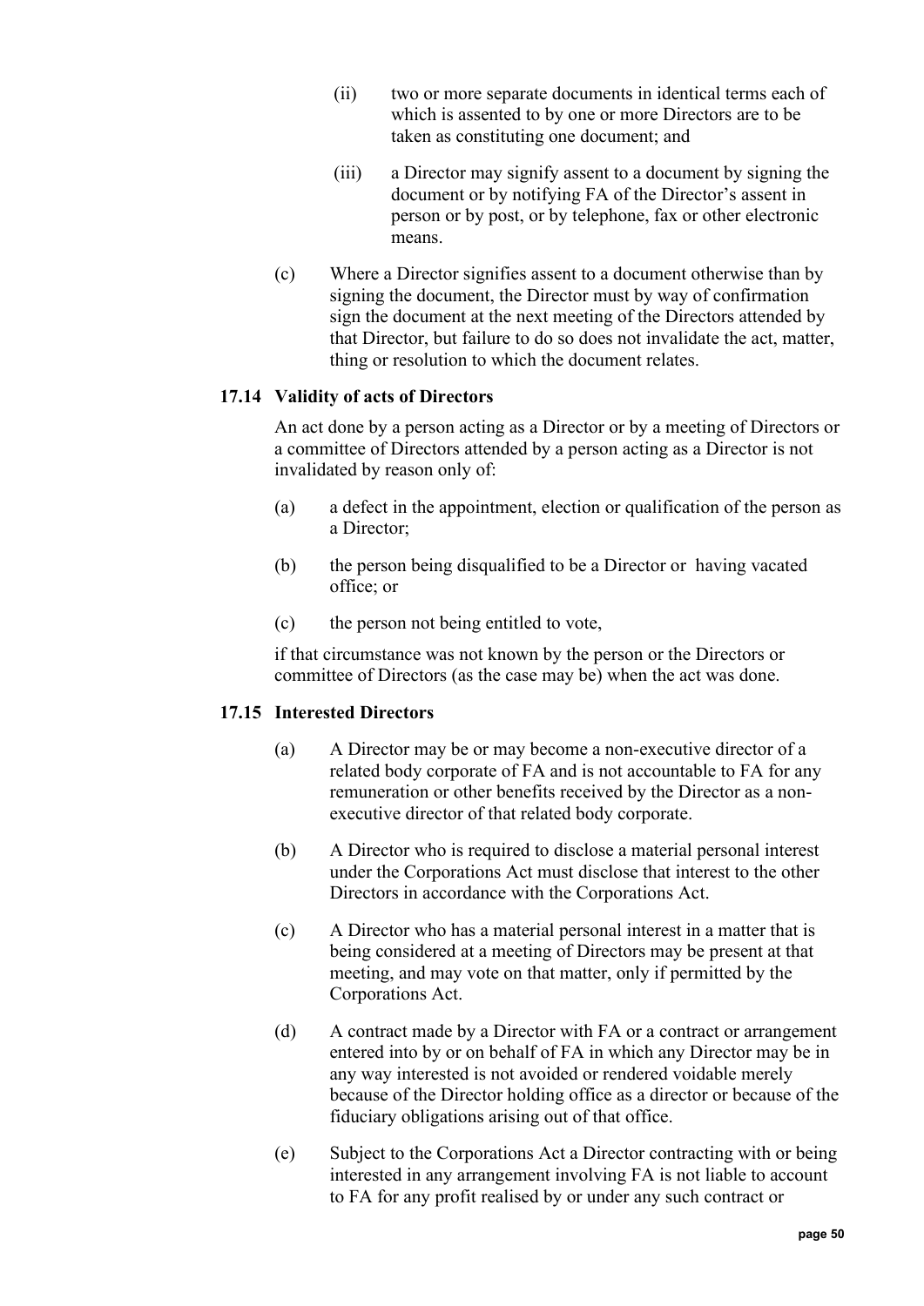(ii) two or more separate documents in identical terms each of which is assented to by one or more Directors are to be taken as constituting one document; and

(iii) a Director may signify assent to a document by signing the document or by notifying FA of the Director's assent in person or by post, or by telephone, fax or other electronic means.

(c) Where a Director signifies assent to a document otherwise than by signing the document, the Director must by way of confirmation sign the document at the next meeting of the Directors attended by that Director, but failure to do so does not invalidate the act, matter, thing or resolution to which the document relates.

### 17.14 Validity of acts of Directors

An act done by a person acting as a Director or by a meeting of Directors or a committee of Directors attended by a person acting as a Director is not invalidated by reason only of:

(a) a defect in the appointment, election or qualification of the person as a Director;

(b) the person being disqualified to be a Director or having vacated office; or

(c) the person not being entitled to vote,

if that circumstance was not known by the person or the Directors or committee of Directors (as the case may be) when the act was done.

### 17.15 Interested Directors

(a) A Director may be or may become a non-executive director of a related body corporate of FA and is not accountable to FA for any remuneration or other benefits received by the Director as a non-executive director of that related body corporate.

(b) A Director who is required to disclose a material personal interest under the Corporations Act must disclose that interest to the other Directors in accordance with the Corporations Act.

(c) A Director who has a material personal interest in a matter that is being considered at a meeting of Directors may be present at that meeting, and may vote on that matter, only if permitted by the Corporations Act.

(d) A contract made by a Director with FA or a contract or arrangement entered into by or on behalf of FA in which any Director may be in any way interested is not avoided or rendered voidable merely because of the Director holding office as a director or because of the fiduciary obligations arising out of that office.

(e) Subject to the Corporations Act a Director contracting with or being interested in any arrangement involving FA is not liable to account to FA for any profit realised by or under any such contract or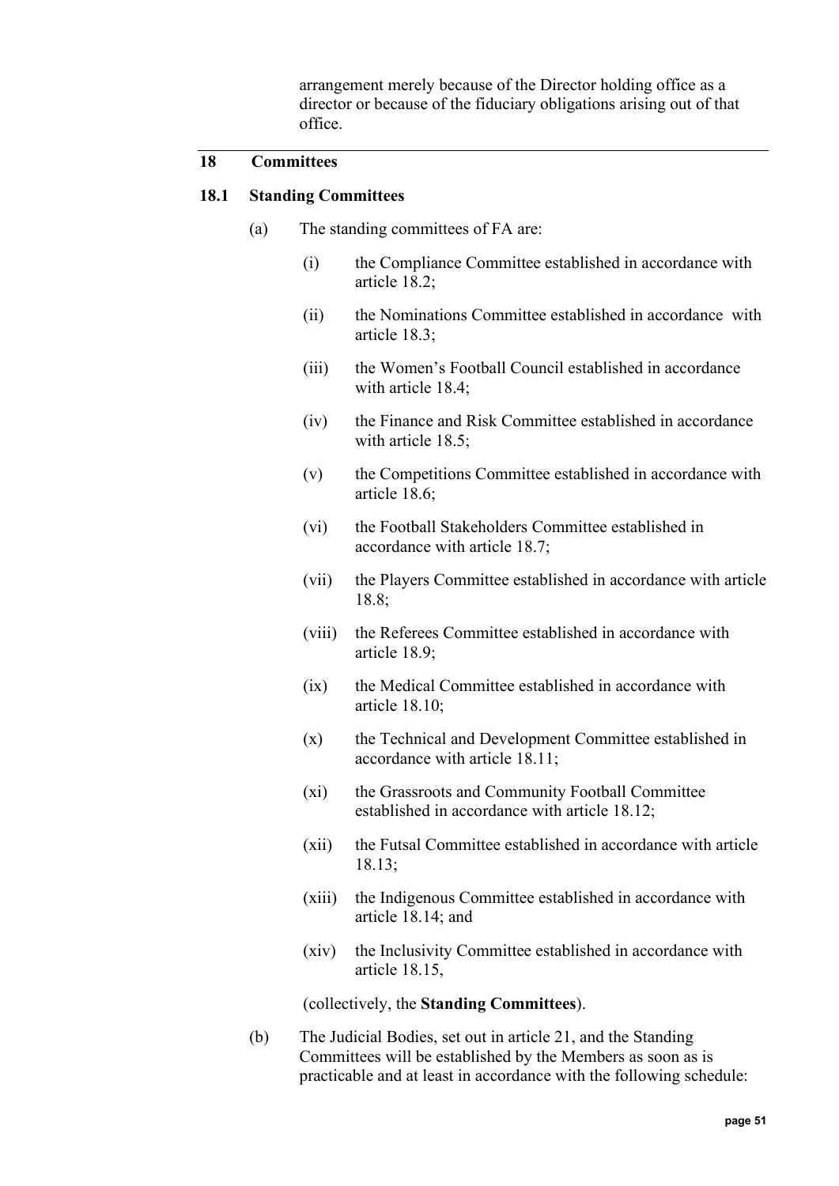arrangement merely because of the Director holding office as a director or because of the fiduciary obligations arising out of that office.

## 18 Committees

### 18.1 Standing Committees

(a) The standing committees of FA are:

(i) the Compliance Committee established in accordance with article 18.2;

(ii) the Nominations Committee established in accordance with article 18.3;

(iii) the Women's Football Council established in accordance with article 18.4;

(iv) the Finance and Risk Committee established in accordance with article 18.5;

(v) the Competitions Committee established in accordance with article 18.6;

(vi) the Football Stakeholders Committee established in accordance with article 18.7;

(vii) the Players Committee established in accordance with article 18.8;

(viii) the Referees Committee established in accordance with article 18.9;

(ix) the Medical Committee established in accordance with article 18.10;

(x) the Technical and Development Committee established in accordance with article 18.11;

(xi) the Grassroots and Community Football Committee established in accordance with article 18.12;

(xii) the Futsal Committee established in accordance with article 18.13;

(xiii) the Indigenous Committee established in accordance with article 18.14; and

(xiv) the Inclusivity Committee established in accordance with article 18.15,

(collectively, the **Standing Committees**).

(b) The Judicial Bodies, set out in article 21, and the Standing Committees will be established by the Members as soon as is practicable and at least in accordance with the following schedule: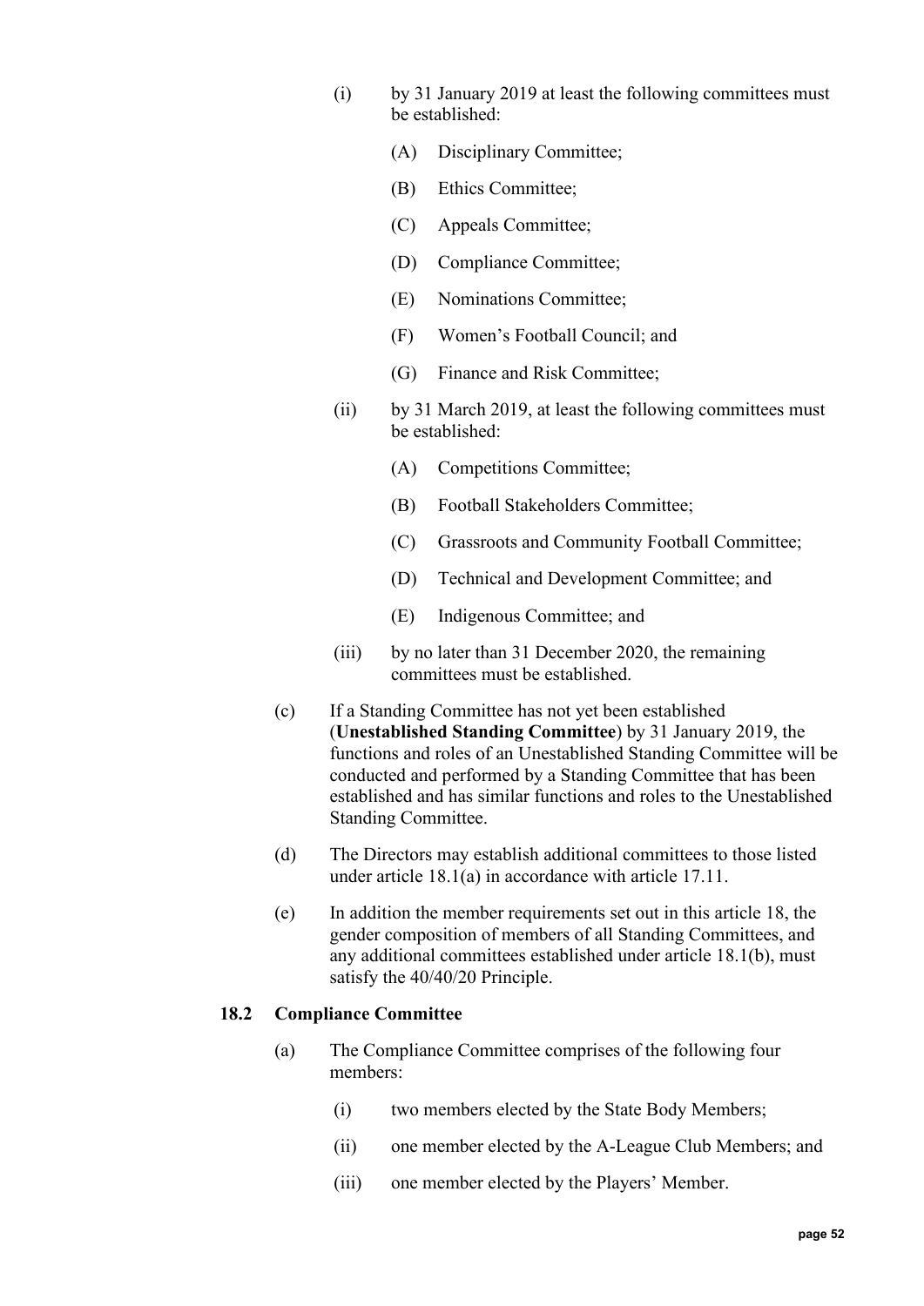(i) by 31 January 2019 at least the following committees must be established:

(A) Disciplinary Committee;

(B) Ethics Committee;

(C) Appeals Committee;

(D) Compliance Committee;

(E) Nominations Committee;

(F) Women's Football Council; and

(G) Finance and Risk Committee;

(ii) by 31 March 2019, at least the following committees must be established:

(A) Competitions Committee;

(B) Football Stakeholders Committee;

(C) Grassroots and Community Football Committee;

(D) Technical and Development Committee; and

(E) Indigenous Committee; and

(iii) by no later than 31 December 2020, the remaining committees must be established.

(c) If a Standing Committee has not yet been established (**Unestablished Standing Committee**) by 31 January 2019, the functions and roles of an Unestablished Standing Committee will be conducted and performed by a Standing Committee that has been established and has similar functions and roles to the Unestablished Standing Committee.

(d) The Directors may establish additional committees to those listed under article 18.1(a) in accordance with article 17.11.

(e) In addition the member requirements set out in this article 18, the gender composition of members of all Standing Committees, and any additional committees established under article 18.1(b), must satisfy the 40/40/20 Principle.

### 18.2 Compliance Committee

(a) The Compliance Committee comprises of the following four members:

(i) two members elected by the State Body Members;

(ii) one member elected by the A-League Club Members; and

(iii) one member elected by the Players' Member.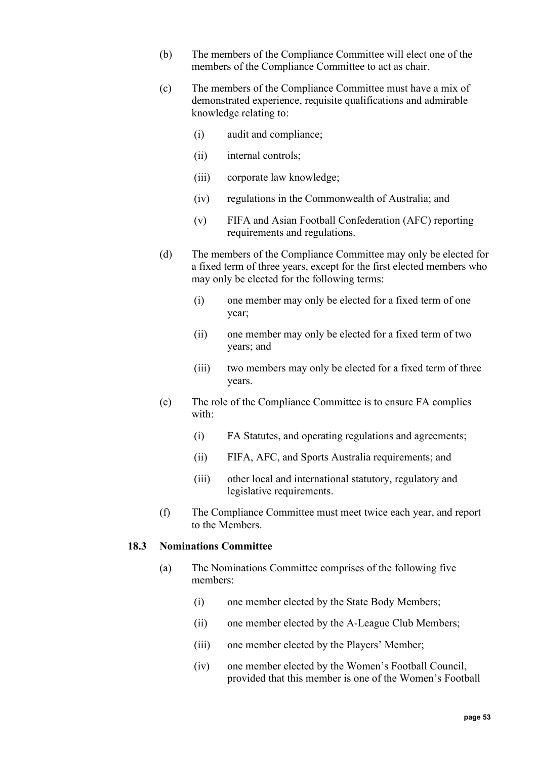(b) The members of the Compliance Committee will elect one of the members of the Compliance Committee to act as chair.

(c) The members of the Compliance Committee must have a mix of demonstrated experience, requisite qualifications and admirable knowledge relating to:

  (i) audit and compliance;

  (ii) internal controls;

  (iii) corporate law knowledge;

  (iv) regulations in the Commonwealth of Australia; and

  (v) FIFA and Asian Football Confederation (AFC) reporting requirements and regulations.

(d) The members of the Compliance Committee may only be elected for a fixed term of three years, except for the first elected members who may only be elected for the following terms:

  (i) one member may only be elected for a fixed term of one year;

  (ii) one member may only be elected for a fixed term of two years; and

  (iii) two members may only be elected for a fixed term of three years.

(e) The role of the Compliance Committee is to ensure FA complies with:

  (i) FA Statutes, and operating regulations and agreements;

  (ii) FIFA, AFC, and Sports Australia requirements; and

  (iii) other local and international statutory, regulatory and legislative requirements.

(f) The Compliance Committee must meet twice each year, and report to the Members.

### 18.3 Nominations Committee

(a) The Nominations Committee comprises of the following five members:

  (i) one member elected by the State Body Members;

  (ii) one member elected by the A-League Club Members;

  (iii) one member elected by the Players' Member;

  (iv) one member elected by the Women's Football Council, provided that this member is one of the Women's Football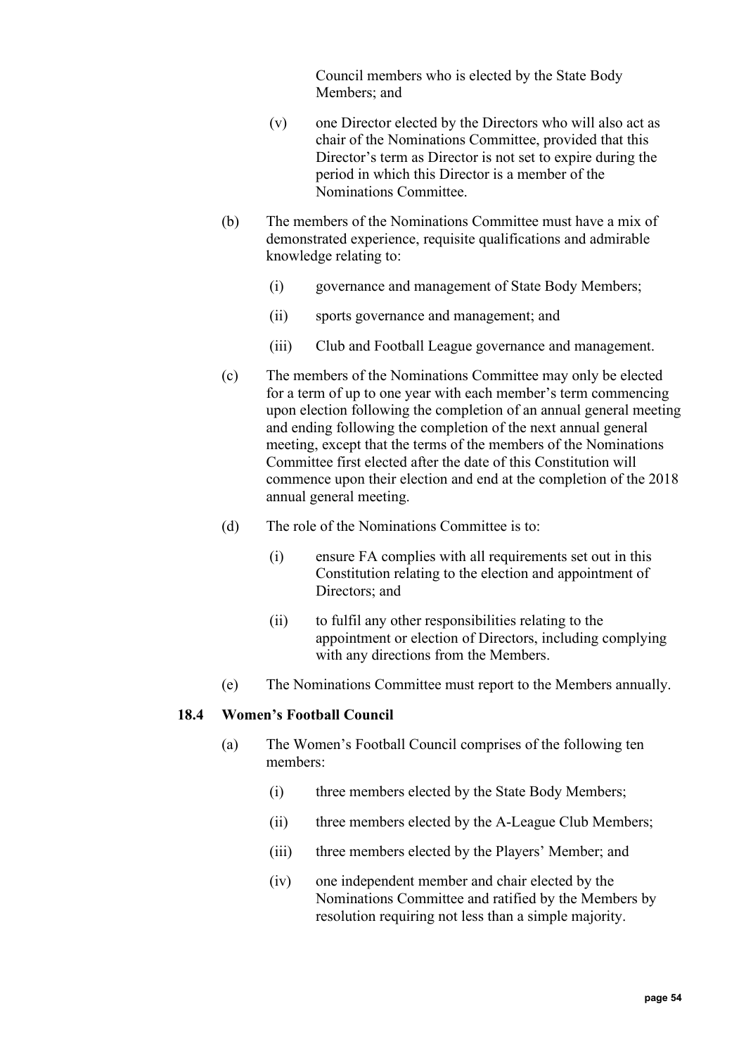Council members who is elected by the State Body Members; and

(v) one Director elected by the Directors who will also act as chair of the Nominations Committee, provided that this Director's term as Director is not set to expire during the period in which this Director is a member of the Nominations Committee.

(b) The members of the Nominations Committee must have a mix of demonstrated experience, requisite qualifications and admirable knowledge relating to:

(i) governance and management of State Body Members;

(ii) sports governance and management; and

(iii) Club and Football League governance and management.

(c) The members of the Nominations Committee may only be elected for a term of up to one year with each member's term commencing upon election following the completion of an annual general meeting and ending following the completion of the next annual general meeting, except that the terms of the members of the Nominations Committee first elected after the date of this Constitution will commence upon their election and end at the completion of the 2018 annual general meeting.

(d) The role of the Nominations Committee is to:

(i) ensure FA complies with all requirements set out in this Constitution relating to the election and appointment of Directors; and

(ii) to fulfil any other responsibilities relating to the appointment or election of Directors, including complying with any directions from the Members.

(e) The Nominations Committee must report to the Members annually.

### 18.4 Women's Football Council

(a) The Women's Football Council comprises of the following ten members:

(i) three members elected by the State Body Members;

(ii) three members elected by the A-League Club Members;

(iii) three members elected by the Players' Member; and

(iv) one independent member and chair elected by the Nominations Committee and ratified by the Members by resolution requiring not less than a simple majority.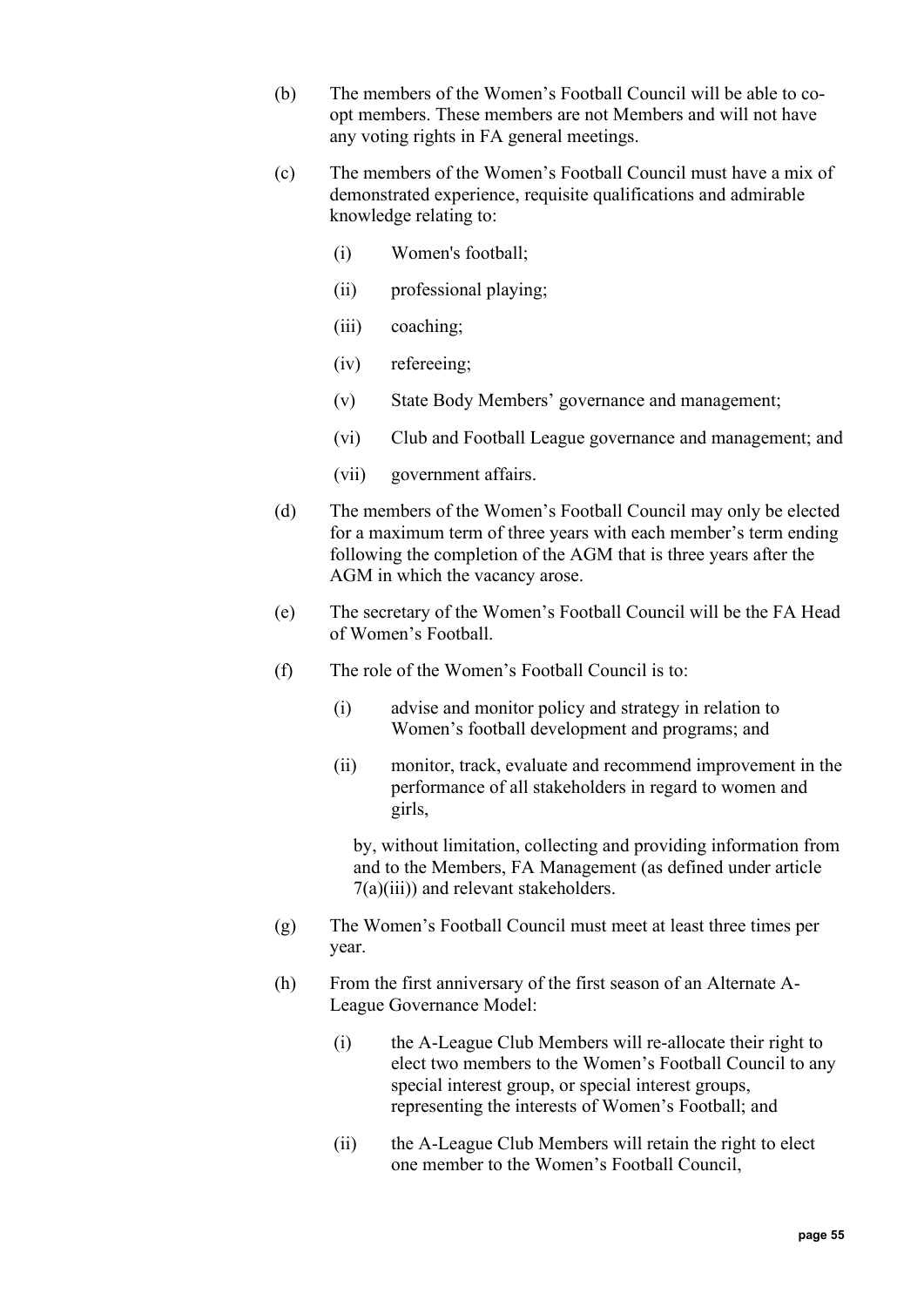(b) The members of the Women's Football Council will be able to co-opt members. These members are not Members and will not have any voting rights in FA general meetings.

(c) The members of the Women's Football Council must have a mix of demonstrated experience, requisite qualifications and admirable knowledge relating to:

  (i) Women's football;

  (ii) professional playing;

  (iii) coaching;

  (iv) refereeing;

  (v) State Body Members' governance and management;

  (vi) Club and Football League governance and management; and

  (vii) government affairs.

(d) The members of the Women's Football Council may only be elected for a maximum term of three years with each member's term ending following the completion of the AGM that is three years after the AGM in which the vacancy arose.

(e) The secretary of the Women's Football Council will be the FA Head of Women's Football.

(f) The role of the Women's Football Council is to:

  (i) advise and monitor policy and strategy in relation to Women's football development and programs; and

  (ii) monitor, track, evaluate and recommend improvement in the performance of all stakeholders in regard to women and girls,

  by, without limitation, collecting and providing information from and to the Members, FA Management (as defined under article 7(a)(iii)) and relevant stakeholders.

(g) The Women's Football Council must meet at least three times per year.

(h) From the first anniversary of the first season of an Alternate A-League Governance Model:

  (i) the A-League Club Members will re-allocate their right to elect two members to the Women's Football Council to any special interest group, or special interest groups, representing the interests of Women's Football; and

  (ii) the A-League Club Members will retain the right to elect one member to the Women's Football Council,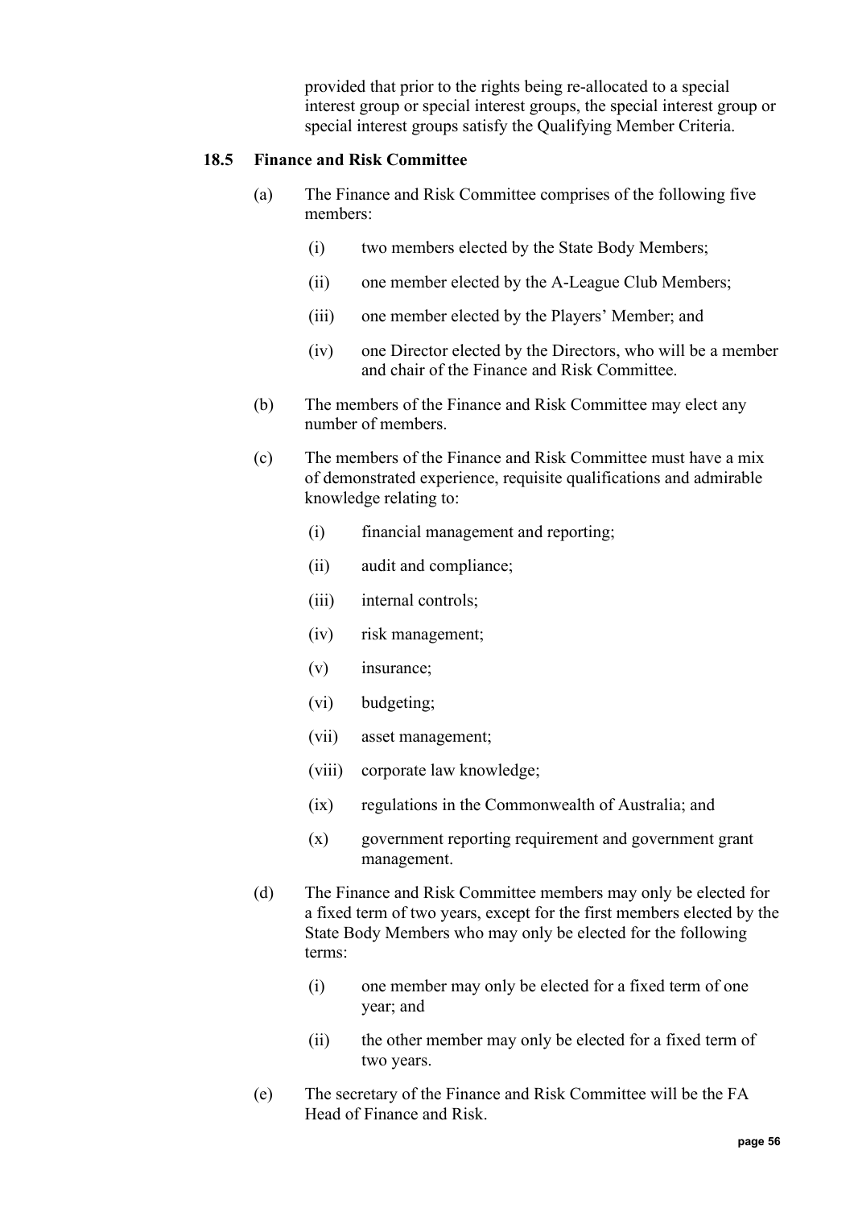provided that prior to the rights being re-allocated to a special interest group or special interest groups, the special interest group or special interest groups satisfy the Qualifying Member Criteria.

### 18.5 Finance and Risk Committee

(a) The Finance and Risk Committee comprises of the following five members:

(i) two members elected by the State Body Members;

(ii) one member elected by the A-League Club Members;

(iii) one member elected by the Players' Member; and

(iv) one Director elected by the Directors, who will be a member and chair of the Finance and Risk Committee.

(b) The members of the Finance and Risk Committee may elect any number of members.

(c) The members of the Finance and Risk Committee must have a mix of demonstrated experience, requisite qualifications and admirable knowledge relating to:

(i) financial management and reporting;

(ii) audit and compliance;

(iii) internal controls;

(iv) risk management;

(v) insurance;

(vi) budgeting;

(vii) asset management;

(viii) corporate law knowledge;

(ix) regulations in the Commonwealth of Australia; and

(x) government reporting requirement and government grant management.

(d) The Finance and Risk Committee members may only be elected for a fixed term of two years, except for the first members elected by the State Body Members who may only be elected for the following terms:

(i) one member may only be elected for a fixed term of one year; and

(ii) the other member may only be elected for a fixed term of two years.

(e) The secretary of the Finance and Risk Committee will be the FA Head of Finance and Risk.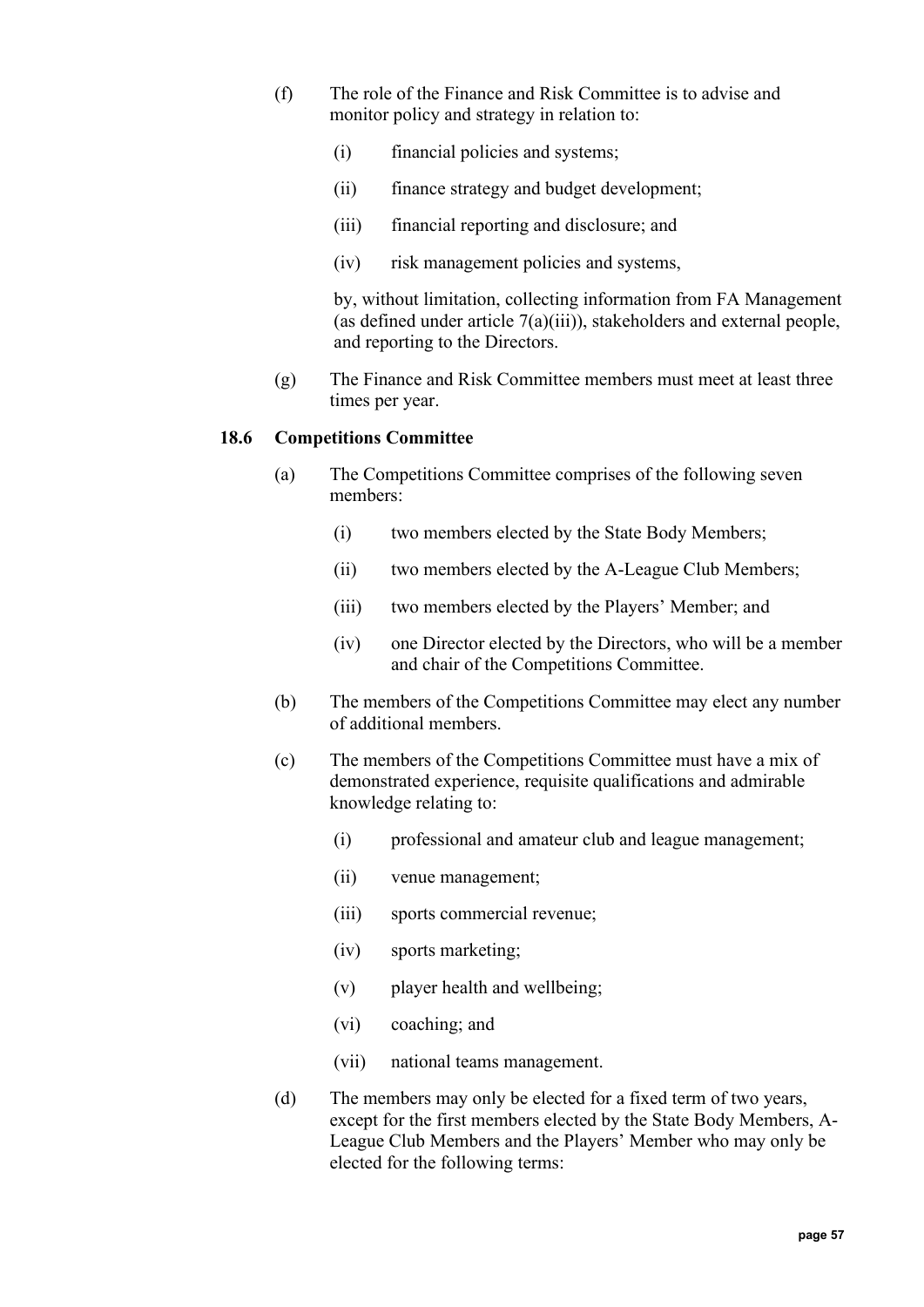(f) The role of the Finance and Risk Committee is to advise and monitor policy and strategy in relation to:

  (i) financial policies and systems;

  (ii) finance strategy and budget development;

  (iii) financial reporting and disclosure; and

  (iv) risk management policies and systems,

  by, without limitation, collecting information from FA Management (as defined under article 7(a)(iii)), stakeholders and external people, and reporting to the Directors.

(g) The Finance and Risk Committee members must meet at least three times per year.

### 18.6 Competitions Committee

(a) The Competitions Committee comprises of the following seven members:

  (i) two members elected by the State Body Members;

  (ii) two members elected by the A-League Club Members;

  (iii) two members elected by the Players' Member; and

  (iv) one Director elected by the Directors, who will be a member and chair of the Competitions Committee.

(b) The members of the Competitions Committee may elect any number of additional members.

(c) The members of the Competitions Committee must have a mix of demonstrated experience, requisite qualifications and admirable knowledge relating to:

  (i) professional and amateur club and league management;

  (ii) venue management;

  (iii) sports commercial revenue;

  (iv) sports marketing;

  (v) player health and wellbeing;

  (vi) coaching; and

  (vii) national teams management.

(d) The members may only be elected for a fixed term of two years, except for the first members elected by the State Body Members, A-League Club Members and the Players' Member who may only be elected for the following terms: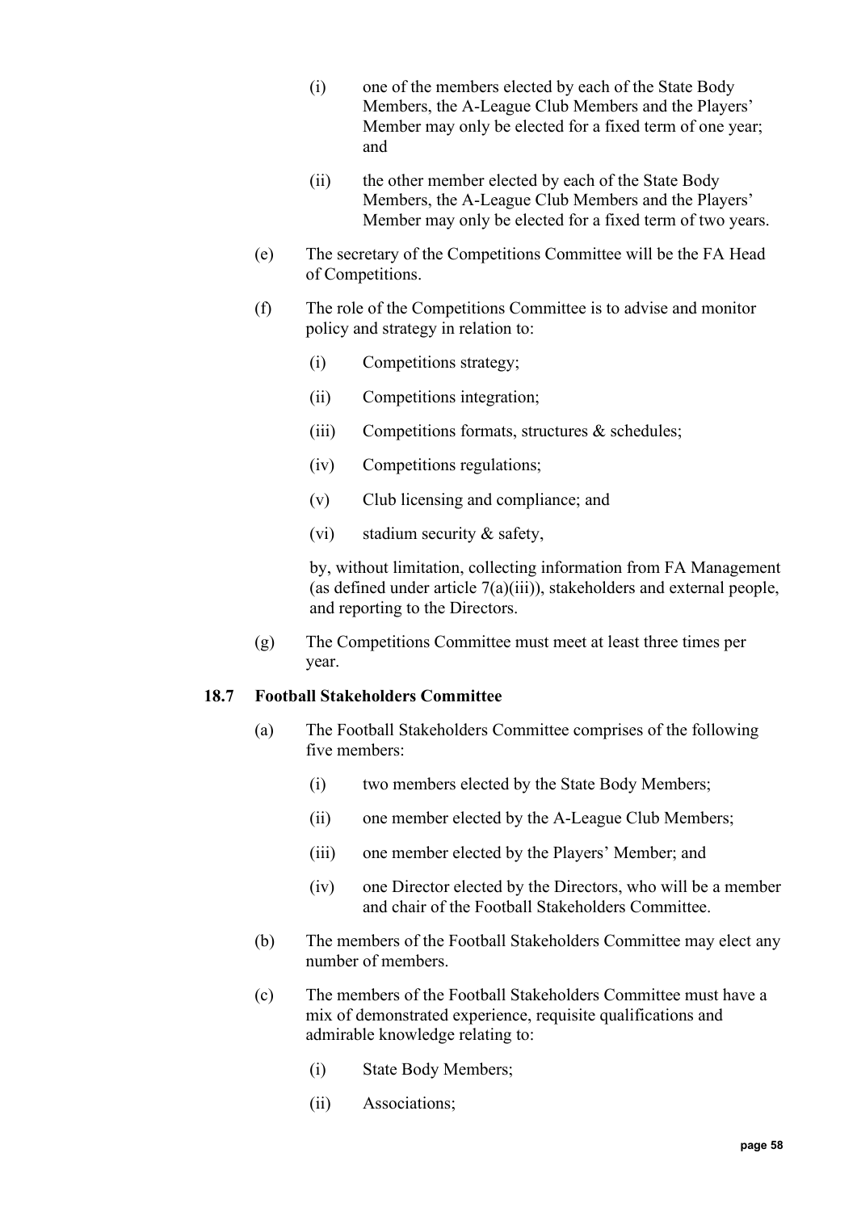(i) one of the members elected by each of the State Body Members, the A-League Club Members and the Players' Member may only be elected for a fixed term of one year; and

(ii) the other member elected by each of the State Body Members, the A-League Club Members and the Players' Member may only be elected for a fixed term of two years.

(e) The secretary of the Competitions Committee will be the FA Head of Competitions.

(f) The role of the Competitions Committee is to advise and monitor policy and strategy in relation to:

(i) Competitions strategy;

(ii) Competitions integration;

(iii) Competitions formats, structures & schedules;

(iv) Competitions regulations;

(v) Club licensing and compliance; and

(vi) stadium security & safety,

by, without limitation, collecting information from FA Management (as defined under article 7(a)(iii)), stakeholders and external people, and reporting to the Directors.

(g) The Competitions Committee must meet at least three times per year.

### 18.7 Football Stakeholders Committee

(a) The Football Stakeholders Committee comprises of the following five members:

(i) two members elected by the State Body Members;

(ii) one member elected by the A-League Club Members;

(iii) one member elected by the Players' Member; and

(iv) one Director elected by the Directors, who will be a member and chair of the Football Stakeholders Committee.

(b) The members of the Football Stakeholders Committee may elect any number of members.

(c) The members of the Football Stakeholders Committee must have a mix of demonstrated experience, requisite qualifications and admirable knowledge relating to:

(i) State Body Members;

(ii) Associations;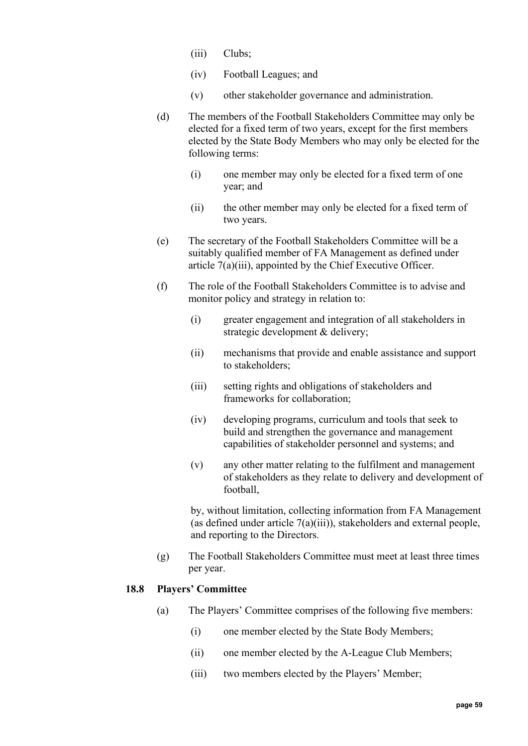(iii) Clubs;

(iv) Football Leagues; and

(v) other stakeholder governance and administration.

(d) The members of the Football Stakeholders Committee may only be elected for a fixed term of two years, except for the first members elected by the State Body Members who may only be elected for the following terms:

  (i) one member may only be elected for a fixed term of one year; and

  (ii) the other member may only be elected for a fixed term of two years.

(e) The secretary of the Football Stakeholders Committee will be a suitably qualified member of FA Management as defined under article 7(a)(iii), appointed by the Chief Executive Officer.

(f) The role of the Football Stakeholders Committee is to advise and monitor policy and strategy in relation to:

  (i) greater engagement and integration of all stakeholders in strategic development & delivery;

  (ii) mechanisms that provide and enable assistance and support to stakeholders;

  (iii) setting rights and obligations of stakeholders and frameworks for collaboration;

  (iv) developing programs, curriculum and tools that seek to build and strengthen the governance and management capabilities of stakeholder personnel and systems; and

  (v) any other matter relating to the fulfilment and management of stakeholders as they relate to delivery and development of football,

  by, without limitation, collecting information from FA Management (as defined under article 7(a)(iii)), stakeholders and external people, and reporting to the Directors.

(g) The Football Stakeholders Committee must meet at least three times per year.

### 18.8 Players' Committee

(a) The Players' Committee comprises of the following five members:

  (i) one member elected by the State Body Members;

  (ii) one member elected by the A-League Club Members;

  (iii) two members elected by the Players' Member;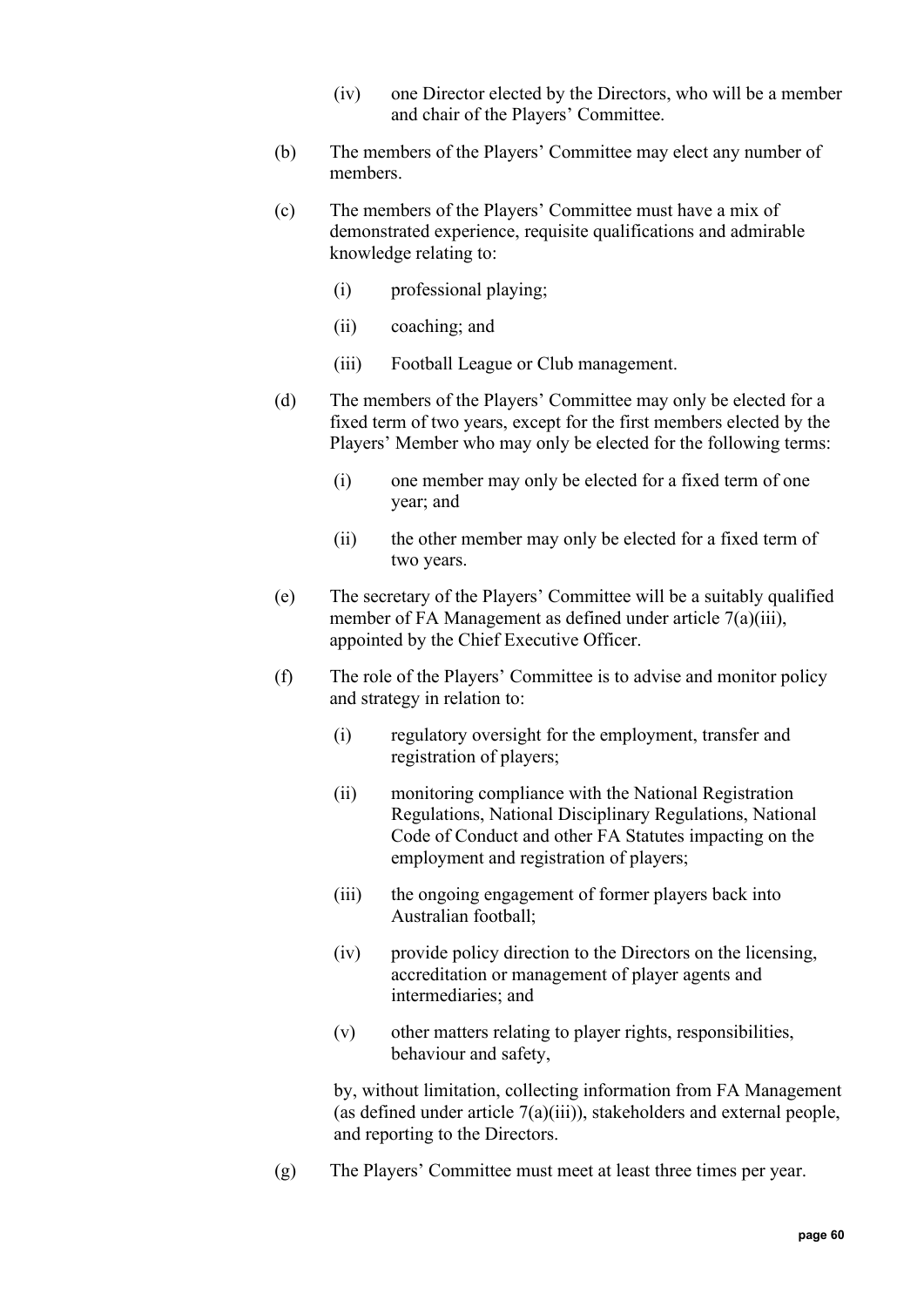(iv) one Director elected by the Directors, who will be a member and chair of the Players' Committee.

(b) The members of the Players' Committee may elect any number of members.

(c) The members of the Players' Committee must have a mix of demonstrated experience, requisite qualifications and admirable knowledge relating to:

  (i) professional playing;

  (ii) coaching; and

  (iii) Football League or Club management.

(d) The members of the Players' Committee may only be elected for a fixed term of two years, except for the first members elected by the Players' Member who may only be elected for the following terms:

  (i) one member may only be elected for a fixed term of one year; and

  (ii) the other member may only be elected for a fixed term of two years.

(e) The secretary of the Players' Committee will be a suitably qualified member of FA Management as defined under article 7(a)(iii), appointed by the Chief Executive Officer.

(f) The role of the Players' Committee is to advise and monitor policy and strategy in relation to:

  (i) regulatory oversight for the employment, transfer and registration of players;

  (ii) monitoring compliance with the National Registration Regulations, National Disciplinary Regulations, National Code of Conduct and other FA Statutes impacting on the employment and registration of players;

  (iii) the ongoing engagement of former players back into Australian football;

  (iv) provide policy direction to the Directors on the licensing, accreditation or management of player agents and intermediaries; and

  (v) other matters relating to player rights, responsibilities, behaviour and safety,

  by, without limitation, collecting information from FA Management (as defined under article 7(a)(iii)), stakeholders and external people, and reporting to the Directors.

(g) The Players' Committee must meet at least three times per year.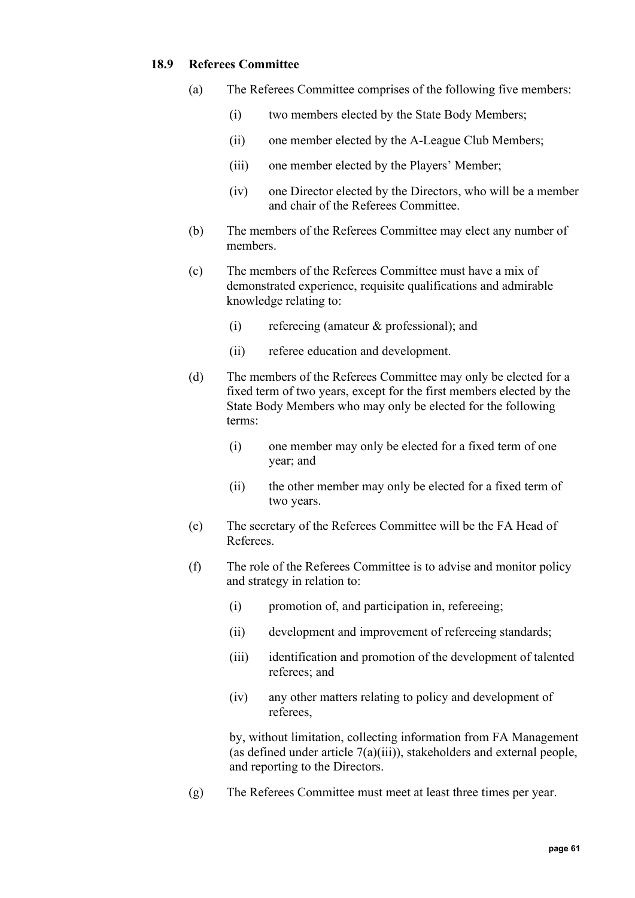### 18.9 Referees Committee

(a) The Referees Committee comprises of the following five members:

  (i) two members elected by the State Body Members;

  (ii) one member elected by the A-League Club Members;

  (iii) one member elected by the Players' Member;

  (iv) one Director elected by the Directors, who will be a member and chair of the Referees Committee.

(b) The members of the Referees Committee may elect any number of members.

(c) The members of the Referees Committee must have a mix of demonstrated experience, requisite qualifications and admirable knowledge relating to:

  (i) refereeing (amateur & professional); and

  (ii) referee education and development.

(d) The members of the Referees Committee may only be elected for a fixed term of two years, except for the first members elected by the State Body Members who may only be elected for the following terms:

  (i) one member may only be elected for a fixed term of one year; and

  (ii) the other member may only be elected for a fixed term of two years.

(e) The secretary of the Referees Committee will be the FA Head of Referees.

(f) The role of the Referees Committee is to advise and monitor policy and strategy in relation to:

  (i) promotion of, and participation in, refereeing;

  (ii) development and improvement of refereeing standards;

  (iii) identification and promotion of the development of talented referees; and

  (iv) any other matters relating to policy and development of referees,

  by, without limitation, collecting information from FA Management (as defined under article 7(a)(iii)), stakeholders and external people, and reporting to the Directors.

(g) The Referees Committee must meet at least three times per year.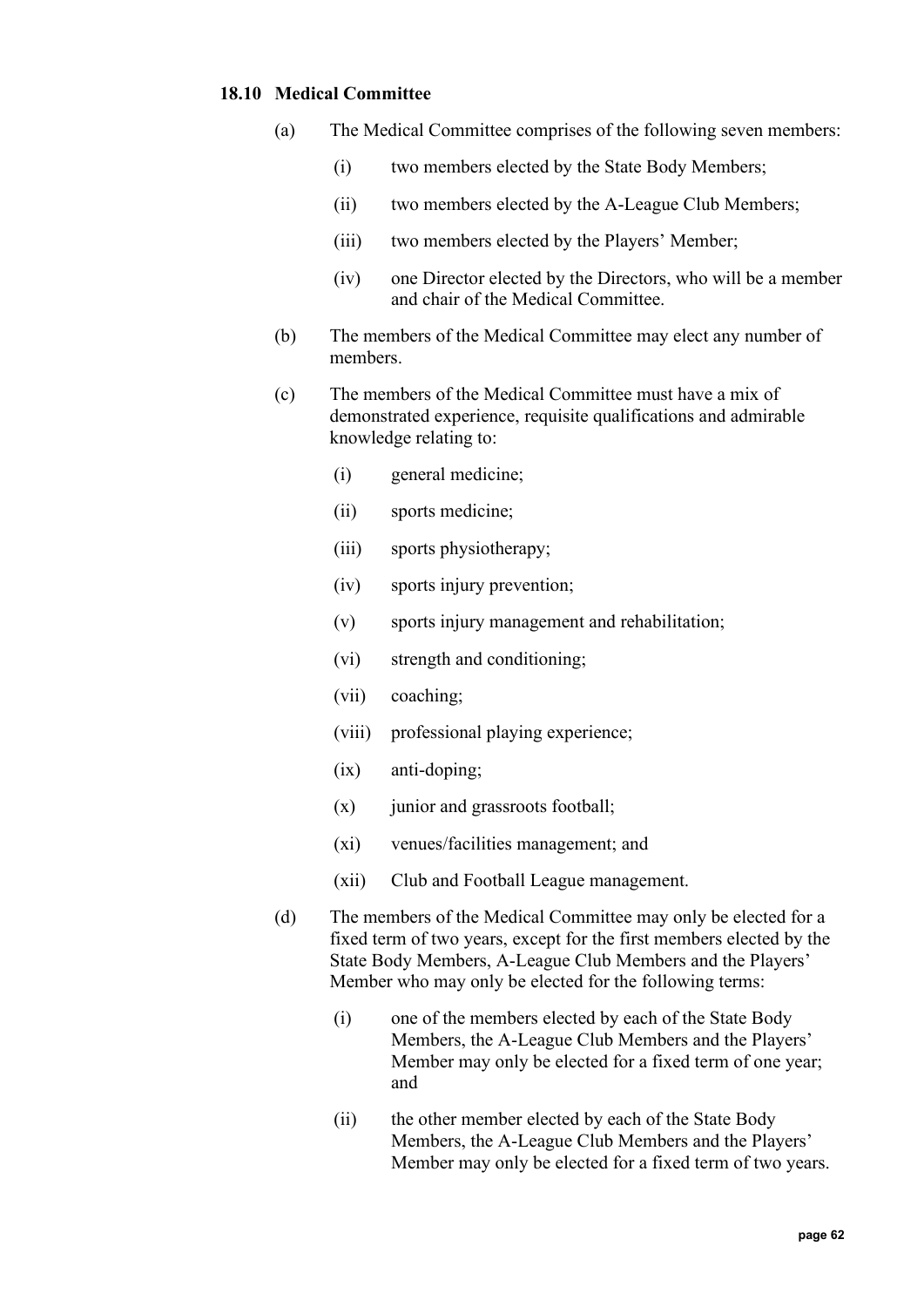### 18.10 Medical Committee

(a) The Medical Committee comprises of the following seven members:

  (i) two members elected by the State Body Members;

  (ii) two members elected by the A-League Club Members;

  (iii) two members elected by the Players' Member;

  (iv) one Director elected by the Directors, who will be a member and chair of the Medical Committee.

(b) The members of the Medical Committee may elect any number of members.

(c) The members of the Medical Committee must have a mix of demonstrated experience, requisite qualifications and admirable knowledge relating to:

  (i) general medicine;

  (ii) sports medicine;

  (iii) sports physiotherapy;

  (iv) sports injury prevention;

  (v) sports injury management and rehabilitation;

  (vi) strength and conditioning;

  (vii) coaching;

  (viii) professional playing experience;

  (ix) anti-doping;

  (x) junior and grassroots football;

  (xi) venues/facilities management; and

  (xii) Club and Football League management.

(d) The members of the Medical Committee may only be elected for a fixed term of two years, except for the first members elected by the State Body Members, A-League Club Members and the Players' Member who may only be elected for the following terms:

  (i) one of the members elected by each of the State Body Members, the A-League Club Members and the Players' Member may only be elected for a fixed term of one year; and

  (ii) the other member elected by each of the State Body Members, the A-League Club Members and the Players' Member may only be elected for a fixed term of two years.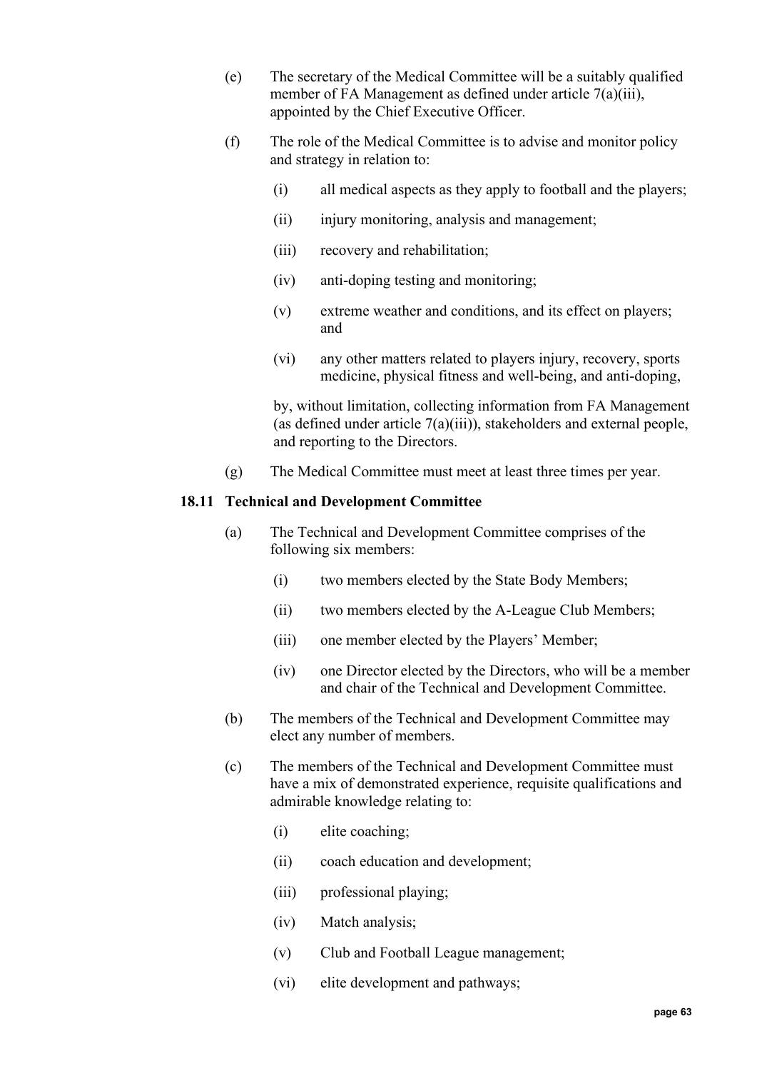(e) The secretary of the Medical Committee will be a suitably qualified member of FA Management as defined under article 7(a)(iii), appointed by the Chief Executive Officer.

(f) The role of the Medical Committee is to advise and monitor policy and strategy in relation to:

  (i) all medical aspects as they apply to football and the players;

  (ii) injury monitoring, analysis and management;

  (iii) recovery and rehabilitation;

  (iv) anti-doping testing and monitoring;

  (v) extreme weather and conditions, and its effect on players; and

  (vi) any other matters related to players injury, recovery, sports medicine, physical fitness and well-being, and anti-doping,

  by, without limitation, collecting information from FA Management (as defined under article 7(a)(iii)), stakeholders and external people, and reporting to the Directors.

(g) The Medical Committee must meet at least three times per year.

### 18.11 Technical and Development Committee

(a) The Technical and Development Committee comprises of the following six members:

  (i) two members elected by the State Body Members;

  (ii) two members elected by the A-League Club Members;

  (iii) one member elected by the Players' Member;

  (iv) one Director elected by the Directors, who will be a member and chair of the Technical and Development Committee.

(b) The members of the Technical and Development Committee may elect any number of members.

(c) The members of the Technical and Development Committee must have a mix of demonstrated experience, requisite qualifications and admirable knowledge relating to:

  (i) elite coaching;

  (ii) coach education and development;

  (iii) professional playing;

  (iv) Match analysis;

  (v) Club and Football League management;

  (vi) elite development and pathways;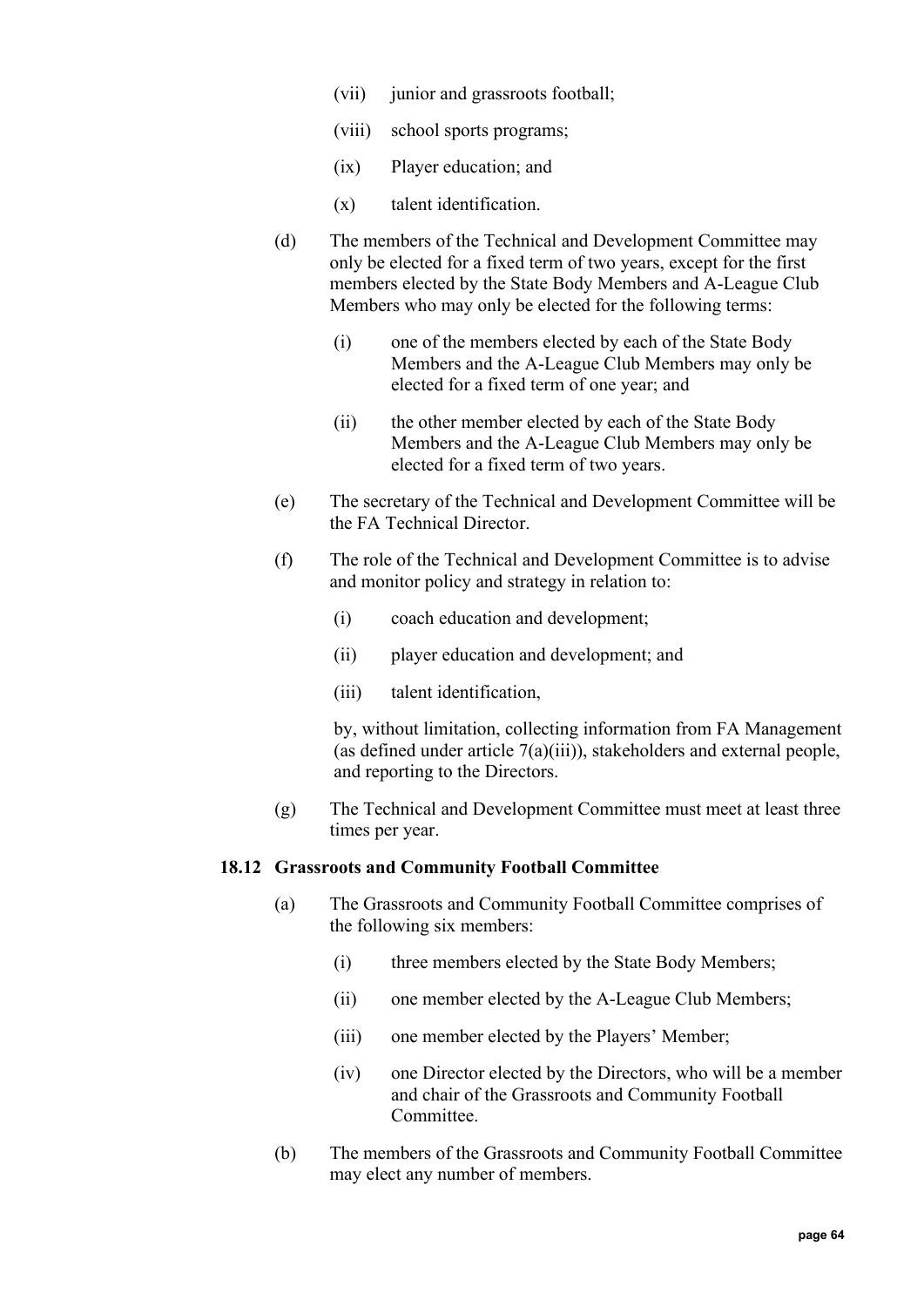(vii) junior and grassroots football;

(viii) school sports programs;

(ix) Player education; and

(x) talent identification.

(d) The members of the Technical and Development Committee may only be elected for a fixed term of two years, except for the first members elected by the State Body Members and A-League Club Members who may only be elected for the following terms:

(i) one of the members elected by each of the State Body Members and the A-League Club Members may only be elected for a fixed term of one year; and

(ii) the other member elected by each of the State Body Members and the A-League Club Members may only be elected for a fixed term of two years.

(e) The secretary of the Technical and Development Committee will be the FA Technical Director.

(f) The role of the Technical and Development Committee is to advise and monitor policy and strategy in relation to:

(i) coach education and development;

(ii) player education and development; and

(iii) talent identification,

by, without limitation, collecting information from FA Management (as defined under article 7(a)(iii)), stakeholders and external people, and reporting to the Directors.

(g) The Technical and Development Committee must meet at least three times per year.

### 18.12 Grassroots and Community Football Committee

(a) The Grassroots and Community Football Committee comprises of the following six members:

(i) three members elected by the State Body Members;

(ii) one member elected by the A-League Club Members;

(iii) one member elected by the Players' Member;

(iv) one Director elected by the Directors, who will be a member and chair of the Grassroots and Community Football Committee.

(b) The members of the Grassroots and Community Football Committee may elect any number of members.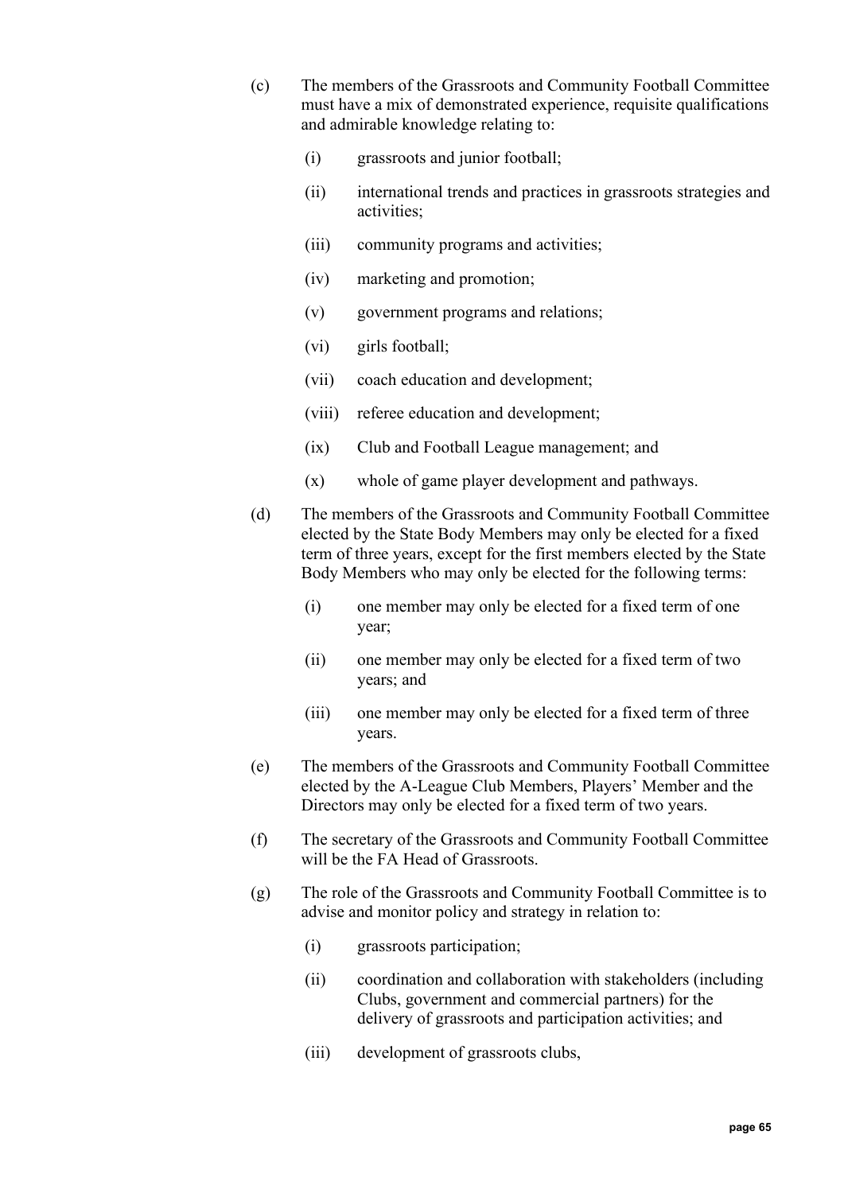(c) The members of the Grassroots and Community Football Committee must have a mix of demonstrated experience, requisite qualifications and admirable knowledge relating to:

  (i) grassroots and junior football;

  (ii) international trends and practices in grassroots strategies and activities;

  (iii) community programs and activities;

  (iv) marketing and promotion;

  (v) government programs and relations;

  (vi) girls football;

  (vii) coach education and development;

  (viii) referee education and development;

  (ix) Club and Football League management; and

  (x) whole of game player development and pathways.

(d) The members of the Grassroots and Community Football Committee elected by the State Body Members may only be elected for a fixed term of three years, except for the first members elected by the State Body Members who may only be elected for the following terms:

  (i) one member may only be elected for a fixed term of one year;

  (ii) one member may only be elected for a fixed term of two years; and

  (iii) one member may only be elected for a fixed term of three years.

(e) The members of the Grassroots and Community Football Committee elected by the A-League Club Members, Players' Member and the Directors may only be elected for a fixed term of two years.

(f) The secretary of the Grassroots and Community Football Committee will be the FA Head of Grassroots.

(g) The role of the Grassroots and Community Football Committee is to advise and monitor policy and strategy in relation to:

  (i) grassroots participation;

  (ii) coordination and collaboration with stakeholders (including Clubs, government and commercial partners) for the delivery of grassroots and participation activities; and

  (iii) development of grassroots clubs,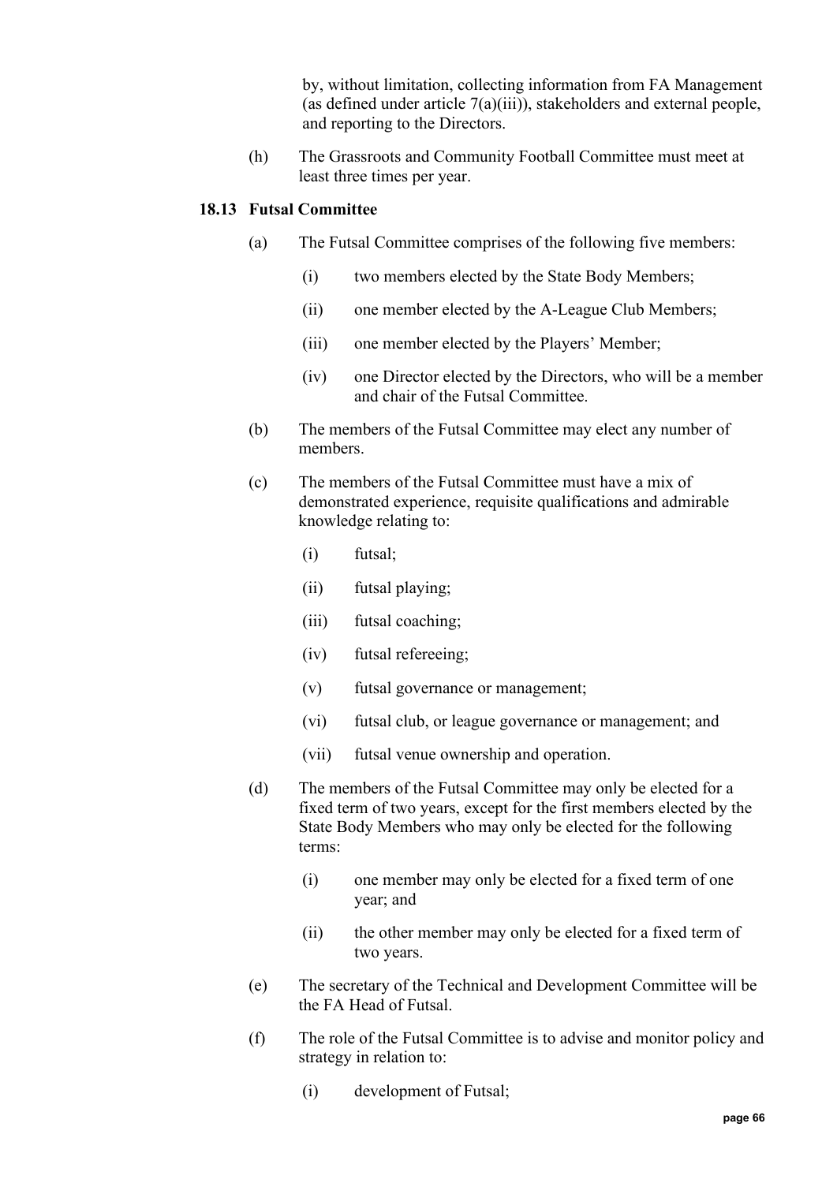by, without limitation, collecting information from FA Management (as defined under article 7(a)(iii)), stakeholders and external people, and reporting to the Directors.

(h) The Grassroots and Community Football Committee must meet at least three times per year.

### 18.13 Futsal Committee

(a) The Futsal Committee comprises of the following five members:

  (i) two members elected by the State Body Members;

  (ii) one member elected by the A-League Club Members;

  (iii) one member elected by the Players' Member;

  (iv) one Director elected by the Directors, who will be a member and chair of the Futsal Committee.

(b) The members of the Futsal Committee may elect any number of members.

(c) The members of the Futsal Committee must have a mix of demonstrated experience, requisite qualifications and admirable knowledge relating to:

  (i) futsal;

  (ii) futsal playing;

  (iii) futsal coaching;

  (iv) futsal refereeing;

  (v) futsal governance or management;

  (vi) futsal club, or league governance or management; and

  (vii) futsal venue ownership and operation.

(d) The members of the Futsal Committee may only be elected for a fixed term of two years, except for the first members elected by the State Body Members who may only be elected for the following terms:

  (i) one member may only be elected for a fixed term of one year; and

  (ii) the other member may only be elected for a fixed term of two years.

(e) The secretary of the Technical and Development Committee will be the FA Head of Futsal.

(f) The role of the Futsal Committee is to advise and monitor policy and strategy in relation to:

  (i) development of Futsal;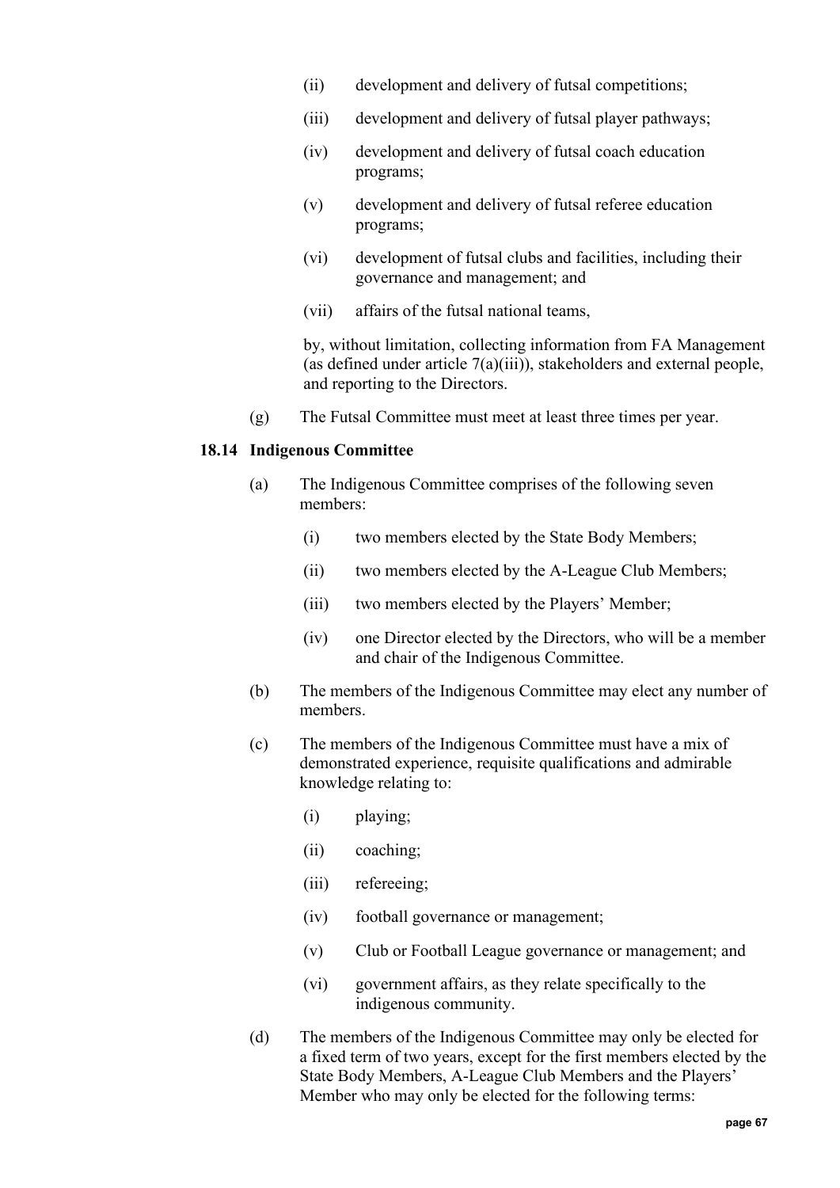(ii) development and delivery of futsal competitions;

(iii) development and delivery of futsal player pathways;

(iv) development and delivery of futsal coach education programs;

(v) development and delivery of futsal referee education programs;

(vi) development of futsal clubs and facilities, including their governance and management; and

(vii) affairs of the futsal national teams,

by, without limitation, collecting information from FA Management (as defined under article 7(a)(iii)), stakeholders and external people, and reporting to the Directors.

(g) The Futsal Committee must meet at least three times per year.

### 18.14 Indigenous Committee

(a) The Indigenous Committee comprises of the following seven members:

(i) two members elected by the State Body Members;

(ii) two members elected by the A-League Club Members;

(iii) two members elected by the Players' Member;

(iv) one Director elected by the Directors, who will be a member and chair of the Indigenous Committee.

(b) The members of the Indigenous Committee may elect any number of members.

(c) The members of the Indigenous Committee must have a mix of demonstrated experience, requisite qualifications and admirable knowledge relating to:

(i) playing;

(ii) coaching;

(iii) refereeing;

(iv) football governance or management;

(v) Club or Football League governance or management; and

(vi) government affairs, as they relate specifically to the indigenous community.

(d) The members of the Indigenous Committee may only be elected for a fixed term of two years, except for the first members elected by the State Body Members, A-League Club Members and the Players' Member who may only be elected for the following terms: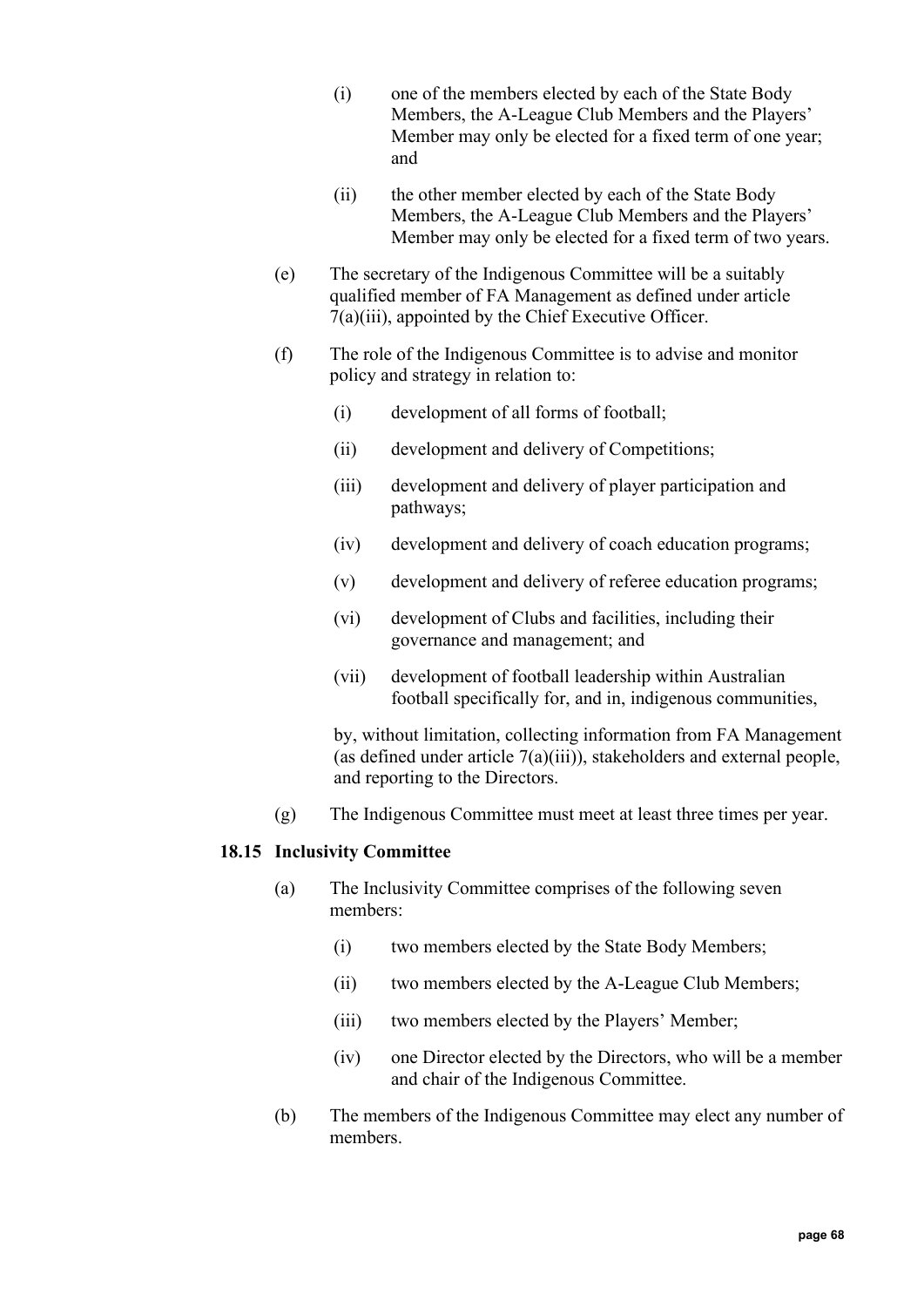(i) one of the members elected by each of the State Body Members, the A-League Club Members and the Players' Member may only be elected for a fixed term of one year; and

(ii) the other member elected by each of the State Body Members, the A-League Club Members and the Players' Member may only be elected for a fixed term of two years.

(e) The secretary of the Indigenous Committee will be a suitably qualified member of FA Management as defined under article 7(a)(iii), appointed by the Chief Executive Officer.

(f) The role of the Indigenous Committee is to advise and monitor policy and strategy in relation to:

(i) development of all forms of football;

(ii) development and delivery of Competitions;

(iii) development and delivery of player participation and pathways;

(iv) development and delivery of coach education programs;

(v) development and delivery of referee education programs;

(vi) development of Clubs and facilities, including their governance and management; and

(vii) development of football leadership within Australian football specifically for, and in, indigenous communities,

by, without limitation, collecting information from FA Management (as defined under article 7(a)(iii)), stakeholders and external people, and reporting to the Directors.

(g) The Indigenous Committee must meet at least three times per year.

### 18.15 Inclusivity Committee

(a) The Inclusivity Committee comprises of the following seven members:

(i) two members elected by the State Body Members;

(ii) two members elected by the A-League Club Members;

(iii) two members elected by the Players' Member;

(iv) one Director elected by the Directors, who will be a member and chair of the Indigenous Committee.

(b) The members of the Indigenous Committee may elect any number of members.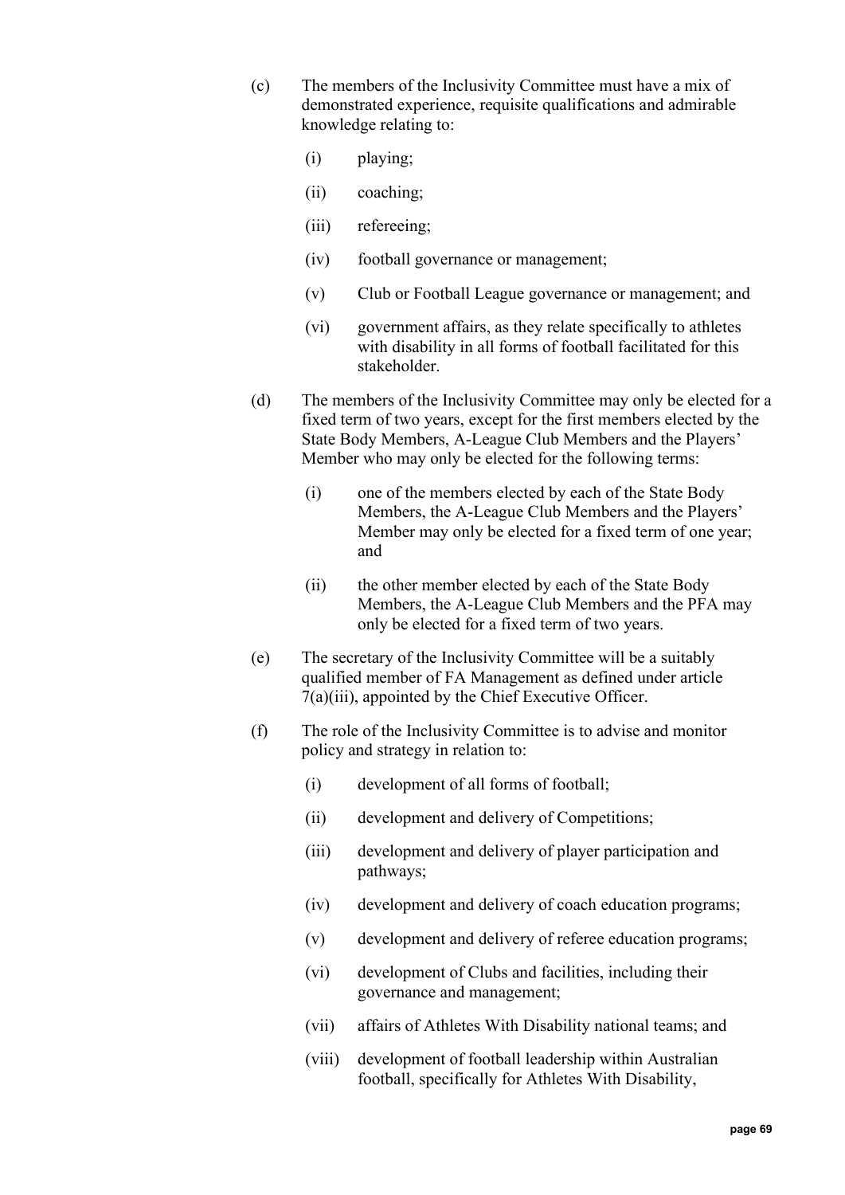(c) The members of the Inclusivity Committee must have a mix of demonstrated experience, requisite qualifications and admirable knowledge relating to:

  (i) playing;

  (ii) coaching;

  (iii) refereeing;

  (iv) football governance or management;

  (v) Club or Football League governance or management; and

  (vi) government affairs, as they relate specifically to athletes with disability in all forms of football facilitated for this stakeholder.

(d) The members of the Inclusivity Committee may only be elected for a fixed term of two years, except for the first members elected by the State Body Members, A-League Club Members and the Players' Member who may only be elected for the following terms:

  (i) one of the members elected by each of the State Body Members, the A-League Club Members and the Players' Member may only be elected for a fixed term of one year; and

  (ii) the other member elected by each of the State Body Members, the A-League Club Members and the PFA may only be elected for a fixed term of two years.

(e) The secretary of the Inclusivity Committee will be a suitably qualified member of FA Management as defined under article 7(a)(iii), appointed by the Chief Executive Officer.

(f) The role of the Inclusivity Committee is to advise and monitor policy and strategy in relation to:

  (i) development of all forms of football;

  (ii) development and delivery of Competitions;

  (iii) development and delivery of player participation and pathways;

  (iv) development and delivery of coach education programs;

  (v) development and delivery of referee education programs;

  (vi) development of Clubs and facilities, including their governance and management;

  (vii) affairs of Athletes With Disability national teams; and

  (viii) development of football leadership within Australian football, specifically for Athletes With Disability,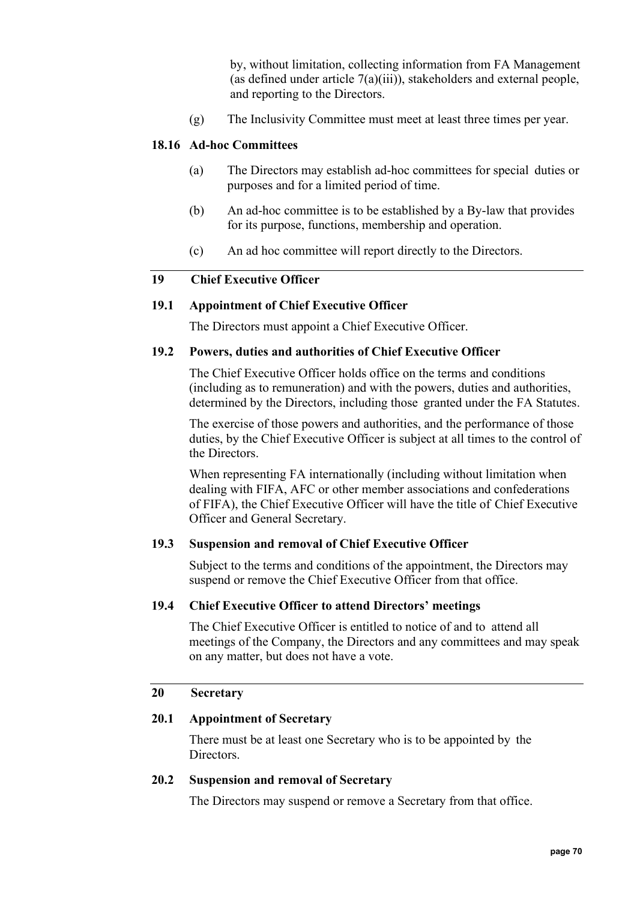by, without limitation, collecting information from FA Management (as defined under article 7(a)(iii)), stakeholders and external people, and reporting to the Directors.

(g) The Inclusivity Committee must meet at least three times per year.

### 18.16 Ad-hoc Committees

(a) The Directors may establish ad-hoc committees for special duties or purposes and for a limited period of time.

(b) An ad-hoc committee is to be established by a By-law that provides for its purpose, functions, membership and operation.

(c) An ad hoc committee will report directly to the Directors.

## 19 Chief Executive Officer

### 19.1 Appointment of Chief Executive Officer

The Directors must appoint a Chief Executive Officer.

### 19.2 Powers, duties and authorities of Chief Executive Officer

The Chief Executive Officer holds office on the terms and conditions (including as to remuneration) and with the powers, duties and authorities, determined by the Directors, including those granted under the FA Statutes.

The exercise of those powers and authorities, and the performance of those duties, by the Chief Executive Officer is subject at all times to the control of the Directors.

When representing FA internationally (including without limitation when dealing with FIFA, AFC or other member associations and confederations of FIFA), the Chief Executive Officer will have the title of Chief Executive Officer and General Secretary.

### 19.3 Suspension and removal of Chief Executive Officer

Subject to the terms and conditions of the appointment, the Directors may suspend or remove the Chief Executive Officer from that office.

### 19.4 Chief Executive Officer to attend Directors' meetings

The Chief Executive Officer is entitled to notice of and to attend all meetings of the Company, the Directors and any committees and may speak on any matter, but does not have a vote.

## 20 Secretary

### 20.1 Appointment of Secretary

There must be at least one Secretary who is to be appointed by the Directors.

### 20.2 Suspension and removal of Secretary

The Directors may suspend or remove a Secretary from that office.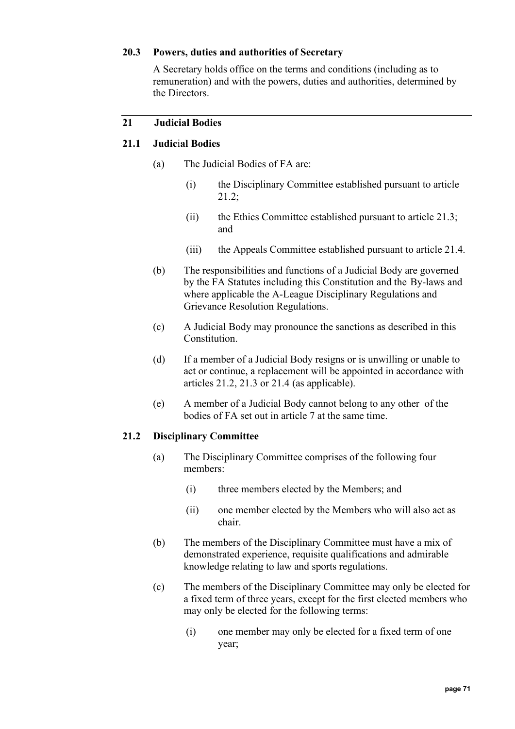### 20.3 Powers, duties and authorities of Secretary

A Secretary holds office on the terms and conditions (including as to remuneration) and with the powers, duties and authorities, determined by the Directors.

---

## 21 Judicial Bodies

### 21.1 Judicial Bodies

(a) The Judicial Bodies of FA are:

  (i) the Disciplinary Committee established pursuant to article 21.2;

  (ii) the Ethics Committee established pursuant to article 21.3; and

  (iii) the Appeals Committee established pursuant to article 21.4.

(b) The responsibilities and functions of a Judicial Body are governed by the FA Statutes including this Constitution and the By-laws and where applicable the A-League Disciplinary Regulations and Grievance Resolution Regulations.

(c) A Judicial Body may pronounce the sanctions as described in this Constitution.

(d) If a member of a Judicial Body resigns or is unwilling or unable to act or continue, a replacement will be appointed in accordance with articles 21.2, 21.3 or 21.4 (as applicable).

(e) A member of a Judicial Body cannot belong to any other of the bodies of FA set out in article 7 at the same time.

### 21.2 Disciplinary Committee

(a) The Disciplinary Committee comprises of the following four members:

  (i) three members elected by the Members; and

  (ii) one member elected by the Members who will also act as chair.

(b) The members of the Disciplinary Committee must have a mix of demonstrated experience, requisite qualifications and admirable knowledge relating to law and sports regulations.

(c) The members of the Disciplinary Committee may only be elected for a fixed term of three years, except for the first elected members who may only be elected for the following terms:

  (i) one member may only be elected for a fixed term of one year;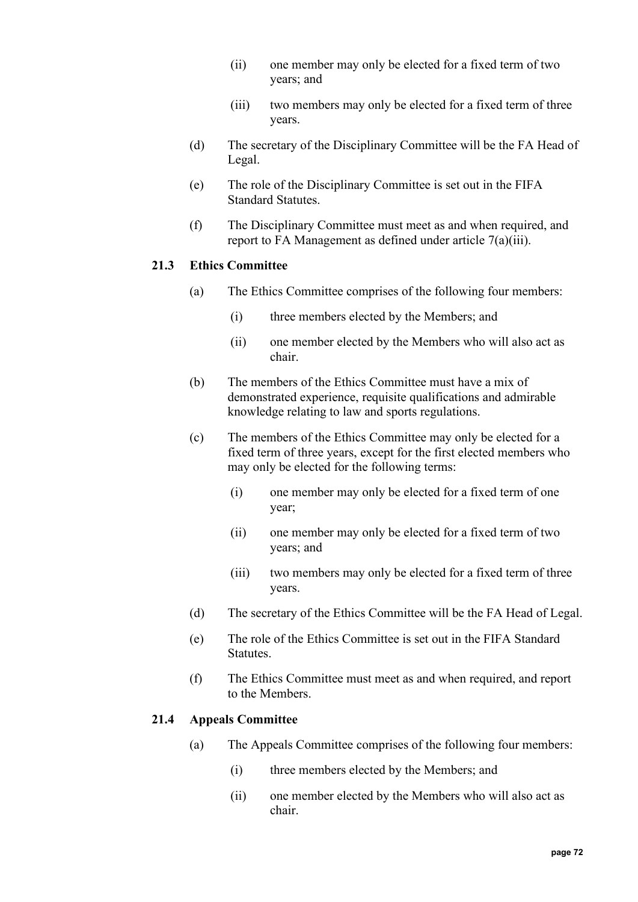(ii) one member may only be elected for a fixed term of two years; and

(iii) two members may only be elected for a fixed term of three years.

(d) The secretary of the Disciplinary Committee will be the FA Head of Legal.

(e) The role of the Disciplinary Committee is set out in the FIFA Standard Statutes.

(f) The Disciplinary Committee must meet as and when required, and report to FA Management as defined under article 7(a)(iii).

### 21.3 Ethics Committee

(a) The Ethics Committee comprises of the following four members:

(i) three members elected by the Members; and

(ii) one member elected by the Members who will also act as chair.

(b) The members of the Ethics Committee must have a mix of demonstrated experience, requisite qualifications and admirable knowledge relating to law and sports regulations.

(c) The members of the Ethics Committee may only be elected for a fixed term of three years, except for the first elected members who may only be elected for the following terms:

(i) one member may only be elected for a fixed term of one year;

(ii) one member may only be elected for a fixed term of two years; and

(iii) two members may only be elected for a fixed term of three years.

(d) The secretary of the Ethics Committee will be the FA Head of Legal.

(e) The role of the Ethics Committee is set out in the FIFA Standard Statutes.

(f) The Ethics Committee must meet as and when required, and report to the Members.

### 21.4 Appeals Committee

(a) The Appeals Committee comprises of the following four members:

(i) three members elected by the Members; and

(ii) one member elected by the Members who will also act as chair.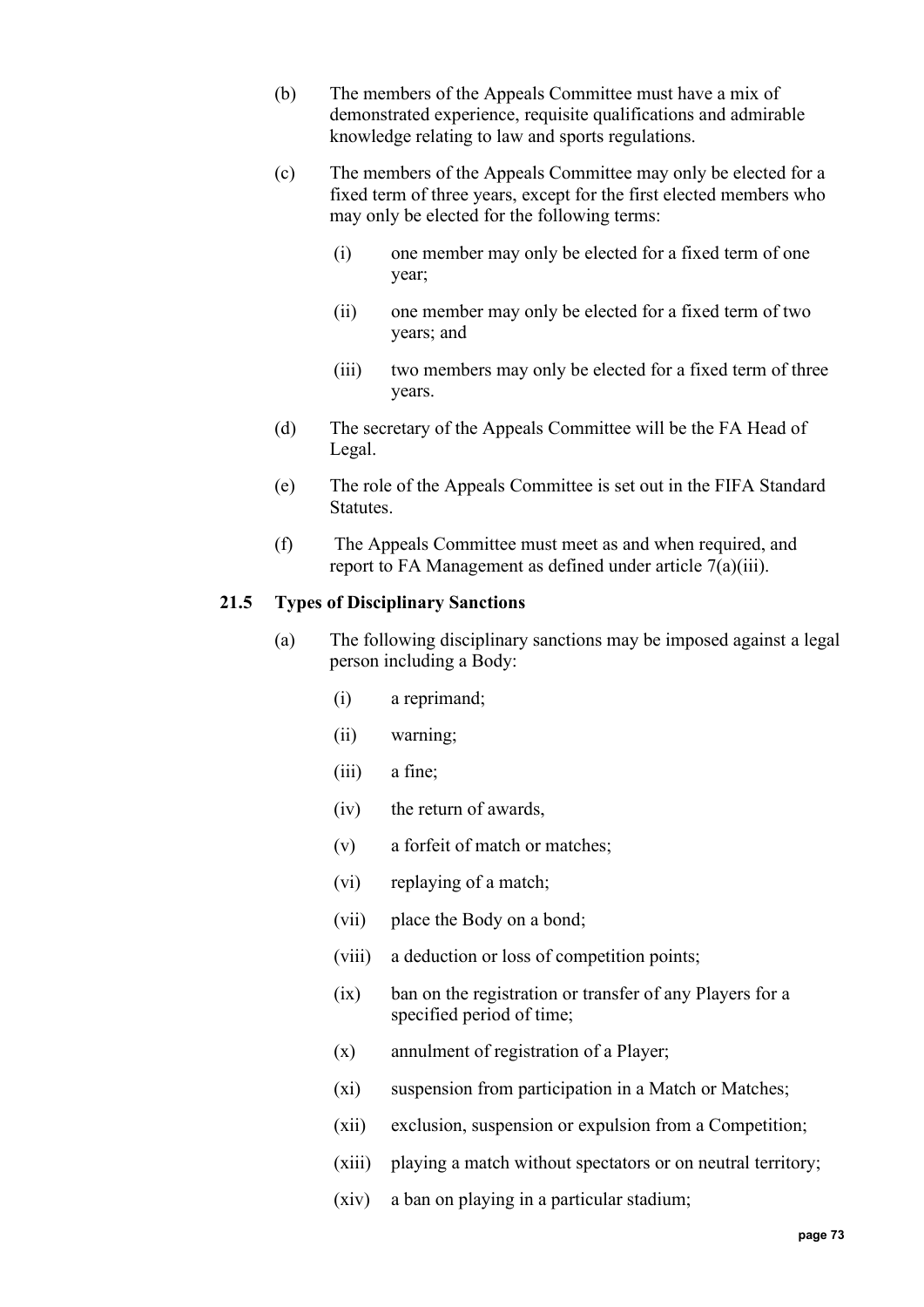(b) The members of the Appeals Committee must have a mix of demonstrated experience, requisite qualifications and admirable knowledge relating to law and sports regulations.

(c) The members of the Appeals Committee may only be elected for a fixed term of three years, except for the first elected members who may only be elected for the following terms:

  (i) one member may only be elected for a fixed term of one year;

  (ii) one member may only be elected for a fixed term of two years; and

  (iii) two members may only be elected for a fixed term of three years.

(d) The secretary of the Appeals Committee will be the FA Head of Legal.

(e) The role of the Appeals Committee is set out in the FIFA Standard Statutes.

(f) The Appeals Committee must meet as and when required, and report to FA Management as defined under article 7(a)(iii).

### 21.5 Types of Disciplinary Sanctions

(a) The following disciplinary sanctions may be imposed against a legal person including a Body:

  (i) a reprimand;

  (ii) warning;

  (iii) a fine;

  (iv) the return of awards,

  (v) a forfeit of match or matches;

  (vi) replaying of a match;

  (vii) place the Body on a bond;

  (viii) a deduction or loss of competition points;

  (ix) ban on the registration or transfer of any Players for a specified period of time;

  (x) annulment of registration of a Player;

  (xi) suspension from participation in a Match or Matches;

  (xii) exclusion, suspension or expulsion from a Competition;

  (xiii) playing a match without spectators or on neutral territory;

  (xiv) a ban on playing in a particular stadium;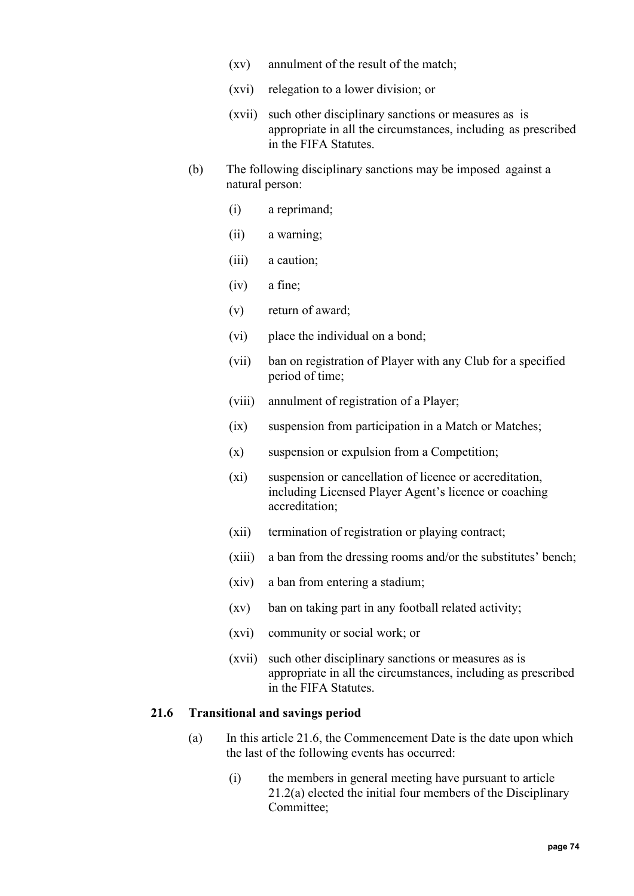(xv) annulment of the result of the match;

(xvi) relegation to a lower division; or

(xvii) such other disciplinary sanctions or measures as is appropriate in all the circumstances, including as prescribed in the FIFA Statutes.

(b) The following disciplinary sanctions may be imposed against a natural person:

(i) a reprimand;

(ii) a warning;

(iii) a caution;

(iv) a fine;

(v) return of award;

(vi) place the individual on a bond;

(vii) ban on registration of Player with any Club for a specified period of time;

(viii) annulment of registration of a Player;

(ix) suspension from participation in a Match or Matches;

(x) suspension or expulsion from a Competition;

(xi) suspension or cancellation of licence or accreditation, including Licensed Player Agent's licence or coaching accreditation;

(xii) termination of registration or playing contract;

(xiii) a ban from the dressing rooms and/or the substitutes' bench;

(xiv) a ban from entering a stadium;

(xv) ban on taking part in any football related activity;

(xvi) community or social work; or

(xvii) such other disciplinary sanctions or measures as is appropriate in all the circumstances, including as prescribed in the FIFA Statutes.

**21.6 Transitional and savings period**

(a) In this article 21.6, the Commencement Date is the date upon which the last of the following events has occurred:

(i) the members in general meeting have pursuant to article 21.2(a) elected the initial four members of the Disciplinary Committee;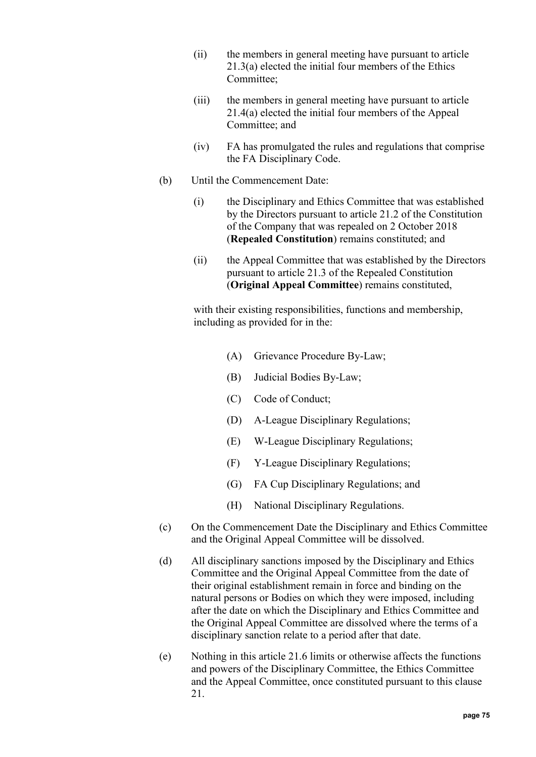(ii) the members in general meeting have pursuant to article 21.3(a) elected the initial four members of the Ethics Committee;

(iii) the members in general meeting have pursuant to article 21.4(a) elected the initial four members of the Appeal Committee; and

(iv) FA has promulgated the rules and regulations that comprise the FA Disciplinary Code.

(b) Until the Commencement Date:

(i) the Disciplinary and Ethics Committee that was established by the Directors pursuant to article 21.2 of the Constitution of the Company that was repealed on 2 October 2018 (**Repealed Constitution**) remains constituted; and

(ii) the Appeal Committee that was established by the Directors pursuant to article 21.3 of the Repealed Constitution (**Original Appeal Committee**) remains constituted,

with their existing responsibilities, functions and membership, including as provided for in the:

(A) Grievance Procedure By-Law;

(B) Judicial Bodies By-Law;

(C) Code of Conduct;

(D) A-League Disciplinary Regulations;

(E) W-League Disciplinary Regulations;

(F) Y-League Disciplinary Regulations;

(G) FA Cup Disciplinary Regulations; and

(H) National Disciplinary Regulations.

(c) On the Commencement Date the Disciplinary and Ethics Committee and the Original Appeal Committee will be dissolved.

(d) All disciplinary sanctions imposed by the Disciplinary and Ethics Committee and the Original Appeal Committee from the date of their original establishment remain in force and binding on the natural persons or Bodies on which they were imposed, including after the date on which the Disciplinary and Ethics Committee and the Original Appeal Committee are dissolved where the terms of a disciplinary sanction relate to a period after that date.

(e) Nothing in this article 21.6 limits or otherwise affects the functions and powers of the Disciplinary Committee, the Ethics Committee and the Appeal Committee, once constituted pursuant to this clause 21.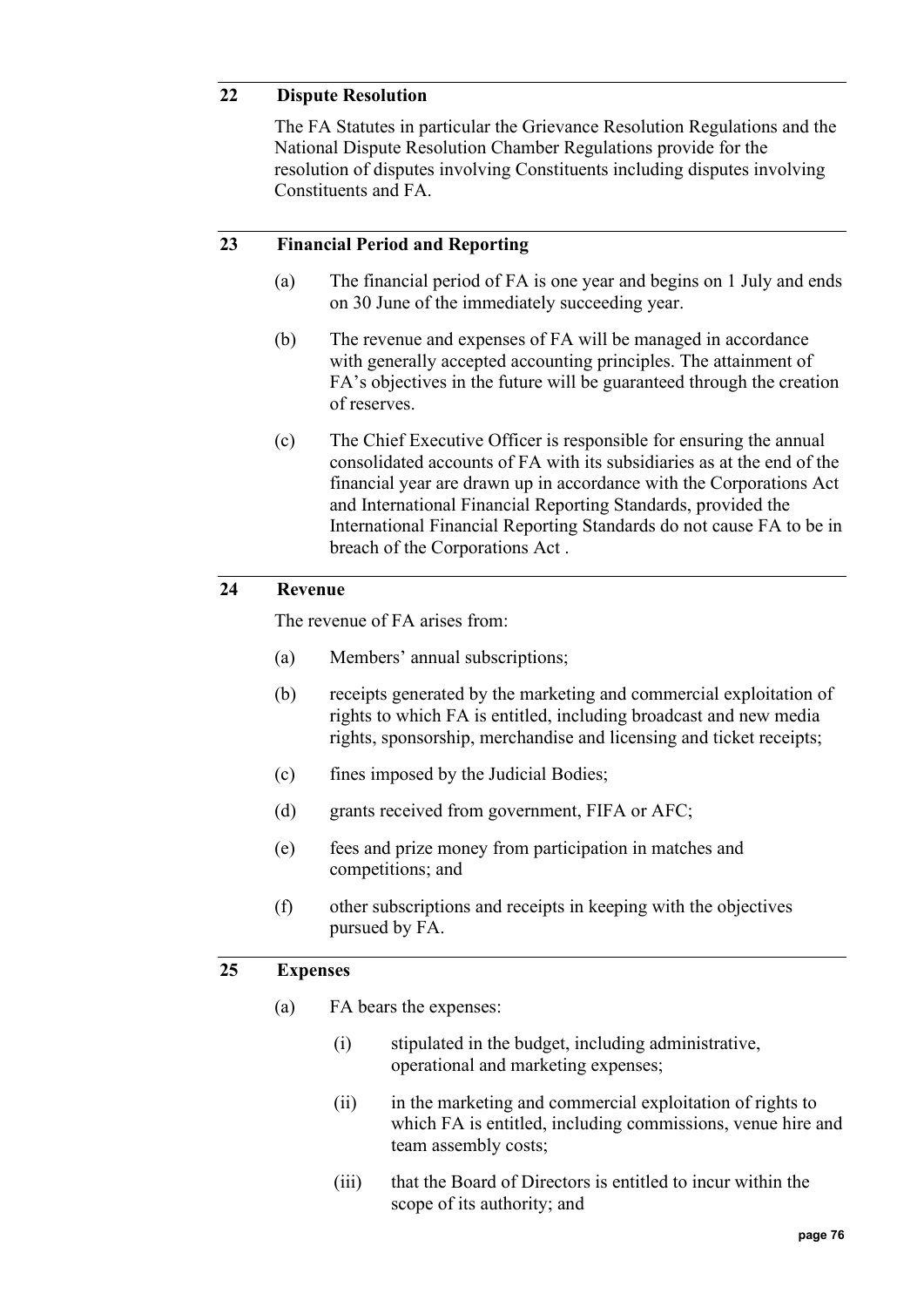## 22 Dispute Resolution

The FA Statutes in particular the Grievance Resolution Regulations and the National Dispute Resolution Chamber Regulations provide for the resolution of disputes involving Constituents including disputes involving Constituents and FA.

## 23 Financial Period and Reporting

(a) The financial period of FA is one year and begins on 1 July and ends on 30 June of the immediately succeeding year.

(b) The revenue and expenses of FA will be managed in accordance with generally accepted accounting principles. The attainment of FA's objectives in the future will be guaranteed through the creation of reserves.

(c) The Chief Executive Officer is responsible for ensuring the annual consolidated accounts of FA with its subsidiaries as at the end of the financial year are drawn up in accordance with the Corporations Act and International Financial Reporting Standards, provided the International Financial Reporting Standards do not cause FA to be in breach of the Corporations Act .

## 24 Revenue

The revenue of FA arises from:

(a) Members' annual subscriptions;

(b) receipts generated by the marketing and commercial exploitation of rights to which FA is entitled, including broadcast and new media rights, sponsorship, merchandise and licensing and ticket receipts;

(c) fines imposed by the Judicial Bodies;

(d) grants received from government, FIFA or AFC;

(e) fees and prize money from participation in matches and competitions; and

(f) other subscriptions and receipts in keeping with the objectives pursued by FA.

## 25 Expenses

(a) FA bears the expenses:

  (i) stipulated in the budget, including administrative, operational and marketing expenses;

  (ii) in the marketing and commercial exploitation of rights to which FA is entitled, including commissions, venue hire and team assembly costs;

  (iii) that the Board of Directors is entitled to incur within the scope of its authority; and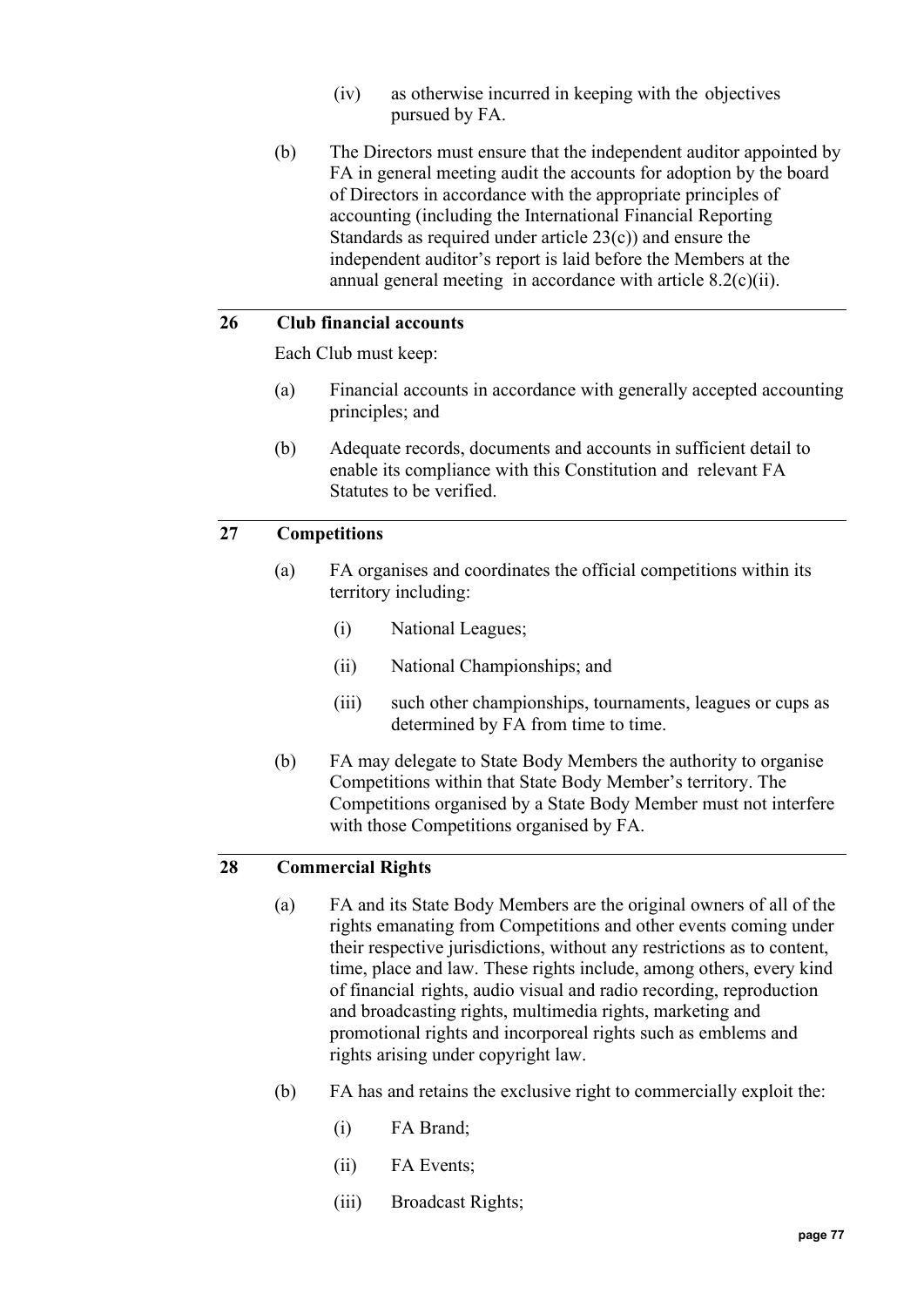(iv) as otherwise incurred in keeping with the objectives pursued by FA.

(b) The Directors must ensure that the independent auditor appointed by FA in general meeting audit the accounts for adoption by the board of Directors in accordance with the appropriate principles of accounting (including the International Financial Reporting Standards as required under article 23(c)) and ensure the independent auditor's report is laid before the Members at the annual general meeting in accordance with article 8.2(c)(ii).

## 26 Club financial accounts

Each Club must keep:

(a) Financial accounts in accordance with generally accepted accounting principles; and

(b) Adequate records, documents and accounts in sufficient detail to enable its compliance with this Constitution and relevant FA Statutes to be verified.

## 27 Competitions

(a) FA organises and coordinates the official competitions within its territory including:

(i) National Leagues;

(ii) National Championships; and

(iii) such other championships, tournaments, leagues or cups as determined by FA from time to time.

(b) FA may delegate to State Body Members the authority to organise Competitions within that State Body Member's territory. The Competitions organised by a State Body Member must not interfere with those Competitions organised by FA.

## 28 Commercial Rights

(a) FA and its State Body Members are the original owners of all of the rights emanating from Competitions and other events coming under their respective jurisdictions, without any restrictions as to content, time, place and law. These rights include, among others, every kind of financial rights, audio visual and radio recording, reproduction and broadcasting rights, multimedia rights, marketing and promotional rights and incorporeal rights such as emblems and rights arising under copyright law.

(b) FA has and retains the exclusive right to commercially exploit the:

(i) FA Brand;

(ii) FA Events;

(iii) Broadcast Rights;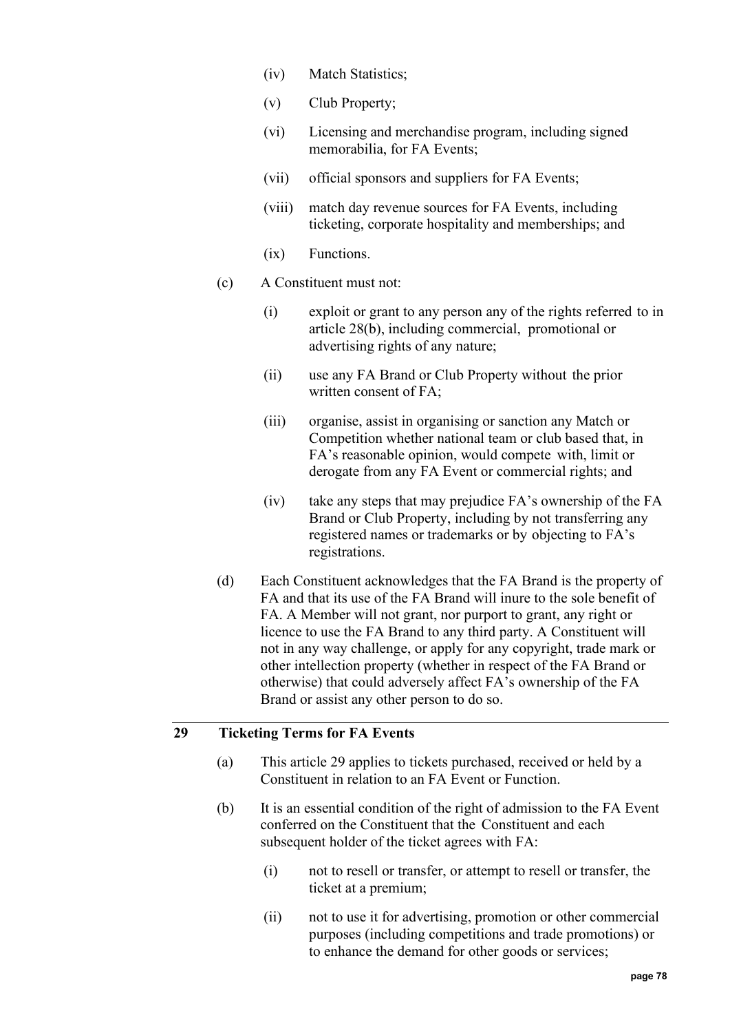(iv) Match Statistics;

(v) Club Property;

(vi) Licensing and merchandise program, including signed memorabilia, for FA Events;

(vii) official sponsors and suppliers for FA Events;

(viii) match day revenue sources for FA Events, including ticketing, corporate hospitality and memberships; and

(ix) Functions.

(c) A Constituent must not:

(i) exploit or grant to any person any of the rights referred to in article 28(b), including commercial, promotional or advertising rights of any nature;

(ii) use any FA Brand or Club Property without the prior written consent of FA;

(iii) organise, assist in organising or sanction any Match or Competition whether national team or club based that, in FA's reasonable opinion, would compete with, limit or derogate from any FA Event or commercial rights; and

(iv) take any steps that may prejudice FA's ownership of the FA Brand or Club Property, including by not transferring any registered names or trademarks or by objecting to FA's registrations.

(d) Each Constituent acknowledges that the FA Brand is the property of FA and that its use of the FA Brand will inure to the sole benefit of FA. A Member will not grant, nor purport to grant, any right or licence to use the FA Brand to any third party. A Constituent will not in any way challenge, or apply for any copyright, trade mark or other intellection property (whether in respect of the FA Brand or otherwise) that could adversely affect FA's ownership of the FA Brand or assist any other person to do so.

## 29 Ticketing Terms for FA Events

(a) This article 29 applies to tickets purchased, received or held by a Constituent in relation to an FA Event or Function.

(b) It is an essential condition of the right of admission to the FA Event conferred on the Constituent that the Constituent and each subsequent holder of the ticket agrees with FA:

(i) not to resell or transfer, or attempt to resell or transfer, the ticket at a premium;

(ii) not to use it for advertising, promotion or other commercial purposes (including competitions and trade promotions) or to enhance the demand for other goods or services;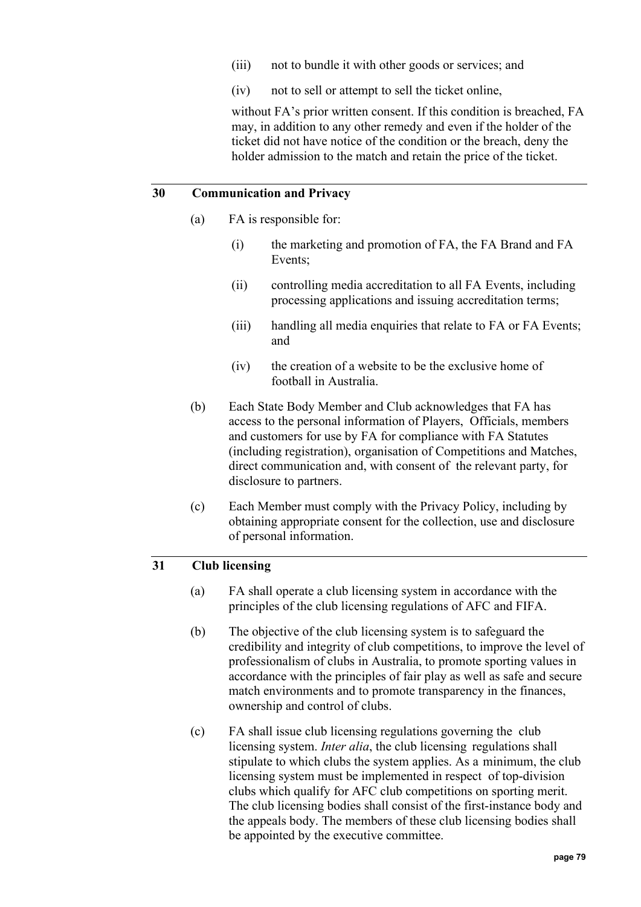(iii) not to bundle it with other goods or services; and

(iv) not to sell or attempt to sell the ticket online,

without FA's prior written consent. If this condition is breached, FA may, in addition to any other remedy and even if the holder of the ticket did not have notice of the condition or the breach, deny the holder admission to the match and retain the price of the ticket.

## 30 Communication and Privacy

(a) FA is responsible for:

(i) the marketing and promotion of FA, the FA Brand and FA Events;

(ii) controlling media accreditation to all FA Events, including processing applications and issuing accreditation terms;

(iii) handling all media enquiries that relate to FA or FA Events; and

(iv) the creation of a website to be the exclusive home of football in Australia.

(b) Each State Body Member and Club acknowledges that FA has access to the personal information of Players, Officials, members and customers for use by FA for compliance with FA Statutes (including registration), organisation of Competitions and Matches, direct communication and, with consent of the relevant party, for disclosure to partners.

(c) Each Member must comply with the Privacy Policy, including by obtaining appropriate consent for the collection, use and disclosure of personal information.

## 31 Club licensing

(a) FA shall operate a club licensing system in accordance with the principles of the club licensing regulations of AFC and FIFA.

(b) The objective of the club licensing system is to safeguard the credibility and integrity of club competitions, to improve the level of professionalism of clubs in Australia, to promote sporting values in accordance with the principles of fair play as well as safe and secure match environments and to promote transparency in the finances, ownership and control of clubs.

(c) FA shall issue club licensing regulations governing the club licensing system. *Inter alia*, the club licensing regulations shall stipulate to which clubs the system applies. As a minimum, the club licensing system must be implemented in respect of top-division clubs which qualify for AFC club competitions on sporting merit. The club licensing bodies shall consist of the first-instance body and the appeals body. The members of these club licensing bodies shall be appointed by the executive committee.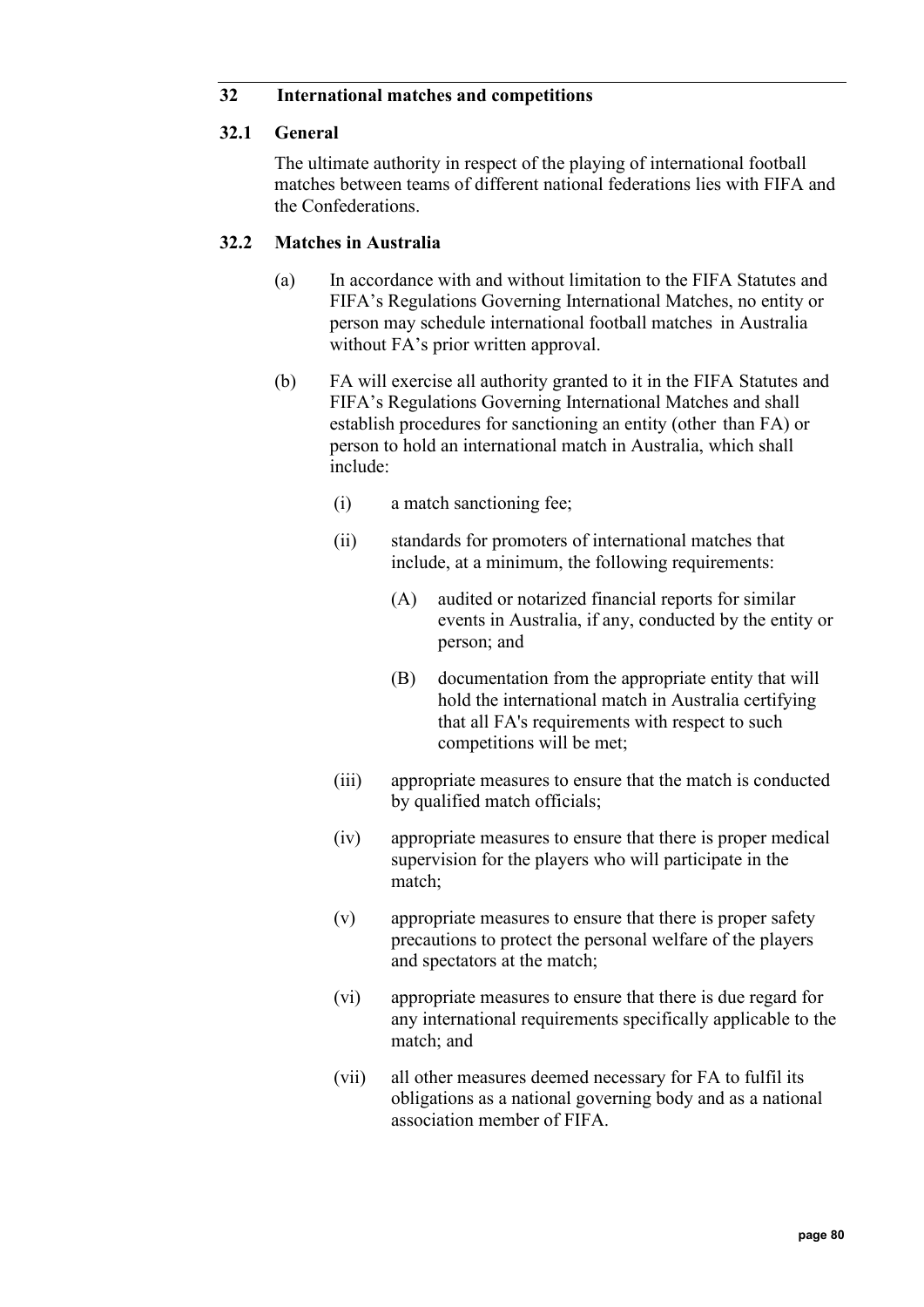## 32 International matches and competitions

### 32.1 General

The ultimate authority in respect of the playing of international football matches between teams of different national federations lies with FIFA and the Confederations.

### 32.2 Matches in Australia

(a) In accordance with and without limitation to the FIFA Statutes and FIFA's Regulations Governing International Matches, no entity or person may schedule international football matches in Australia without FA's prior written approval.

(b) FA will exercise all authority granted to it in the FIFA Statutes and FIFA's Regulations Governing International Matches and shall establish procedures for sanctioning an entity (other than FA) or person to hold an international match in Australia, which shall include:

(i) a match sanctioning fee;

(ii) standards for promoters of international matches that include, at a minimum, the following requirements:

(A) audited or notarized financial reports for similar events in Australia, if any, conducted by the entity or person; and

(B) documentation from the appropriate entity that will hold the international match in Australia certifying that all FA's requirements with respect to such competitions will be met;

(iii) appropriate measures to ensure that the match is conducted by qualified match officials;

(iv) appropriate measures to ensure that there is proper medical supervision for the players who will participate in the match;

(v) appropriate measures to ensure that there is proper safety precautions to protect the personal welfare of the players and spectators at the match;

(vi) appropriate measures to ensure that there is due regard for any international requirements specifically applicable to the match; and

(vii) all other measures deemed necessary for FA to fulfil its obligations as a national governing body and as a national association member of FIFA.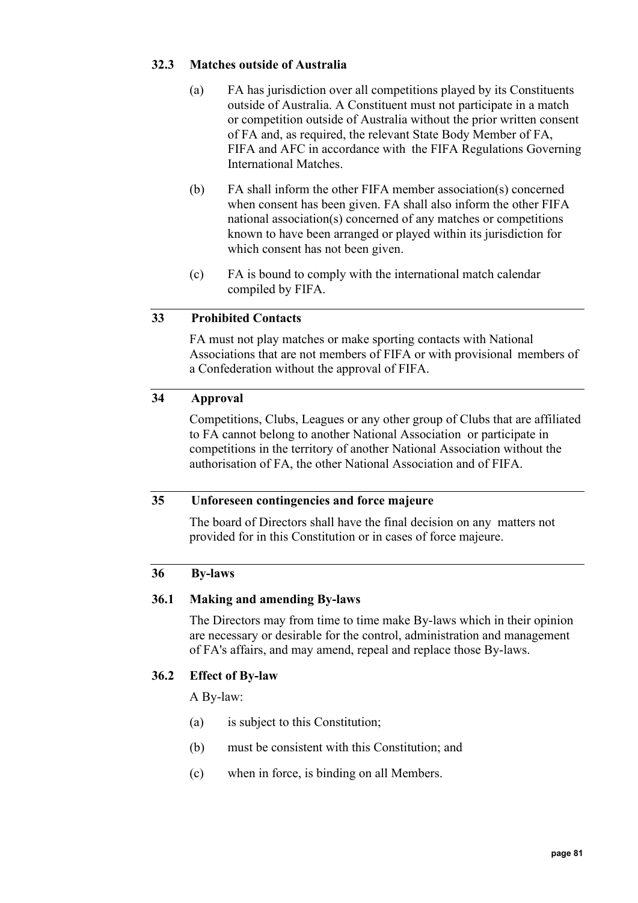### 32.3 Matches outside of Australia

(a) FA has jurisdiction over all competitions played by its Constituents outside of Australia. A Constituent must not participate in a match or competition outside of Australia without the prior written consent of FA and, as required, the relevant State Body Member of FA, FIFA and AFC in accordance with the FIFA Regulations Governing International Matches.

(b) FA shall inform the other FIFA member association(s) concerned when consent has been given. FA shall also inform the other FIFA national association(s) concerned of any matches or competitions known to have been arranged or played within its jurisdiction for which consent has not been given.

(c) FA is bound to comply with the international match calendar compiled by FIFA.

## 33 Prohibited Contacts

FA must not play matches or make sporting contacts with National Associations that are not members of FIFA or with provisional members of a Confederation without the approval of FIFA.

## 34 Approval

Competitions, Clubs, Leagues or any other group of Clubs that are affiliated to FA cannot belong to another National Association or participate in competitions in the territory of another National Association without the authorisation of FA, the other National Association and of FIFA.

## 35 Unforeseen contingencies and force majeure

The board of Directors shall have the final decision on any matters not provided for in this Constitution or in cases of force majeure.

## 36 By-laws

### 36.1 Making and amending By-laws

The Directors may from time to time make By-laws which in their opinion are necessary or desirable for the control, administration and management of FA's affairs, and may amend, repeal and replace those By-laws.

### 36.2 Effect of By-law

A By-law:

(a) is subject to this Constitution;

(b) must be consistent with this Constitution; and

(c) when in force, is binding on all Members.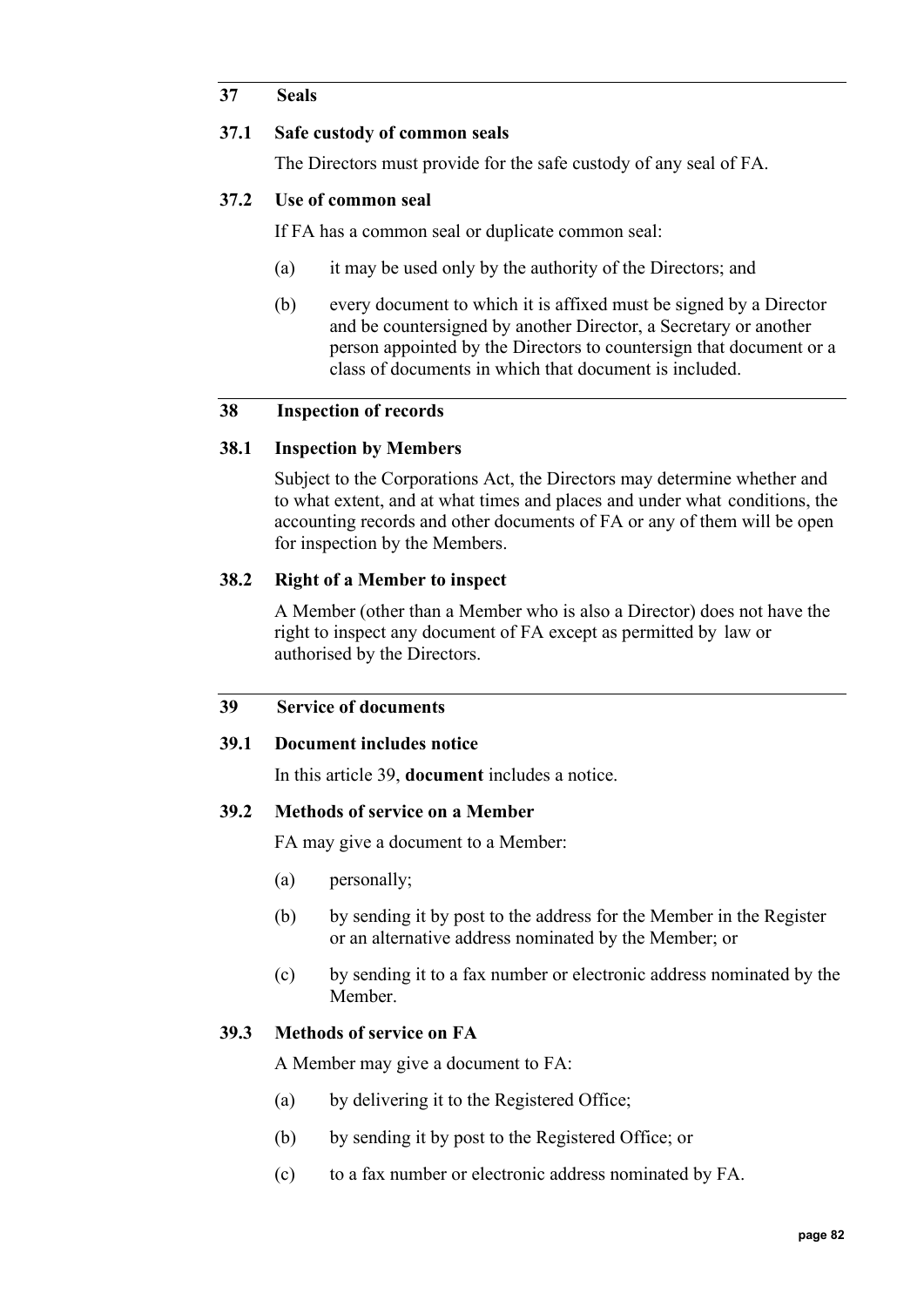## 37 Seals

### 37.1 Safe custody of common seals

The Directors must provide for the safe custody of any seal of FA.

### 37.2 Use of common seal

If FA has a common seal or duplicate common seal:

(a) it may be used only by the authority of the Directors; and

(b) every document to which it is affixed must be signed by a Director and be countersigned by another Director, a Secretary or another person appointed by the Directors to countersign that document or a class of documents in which that document is included.

## 38 Inspection of records

### 38.1 Inspection by Members

Subject to the Corporations Act, the Directors may determine whether and to what extent, and at what times and places and under what conditions, the accounting records and other documents of FA or any of them will be open for inspection by the Members.

### 38.2 Right of a Member to inspect

A Member (other than a Member who is also a Director) does not have the right to inspect any document of FA except as permitted by law or authorised by the Directors.

## 39 Service of documents

### 39.1 Document includes notice

In this article 39, **document** includes a notice.

### 39.2 Methods of service on a Member

FA may give a document to a Member:

(a) personally;

(b) by sending it by post to the address for the Member in the Register or an alternative address nominated by the Member; or

(c) by sending it to a fax number or electronic address nominated by the Member.

### 39.3 Methods of service on FA

A Member may give a document to FA:

(a) by delivering it to the Registered Office;

(b) by sending it by post to the Registered Office; or

(c) to a fax number or electronic address nominated by FA.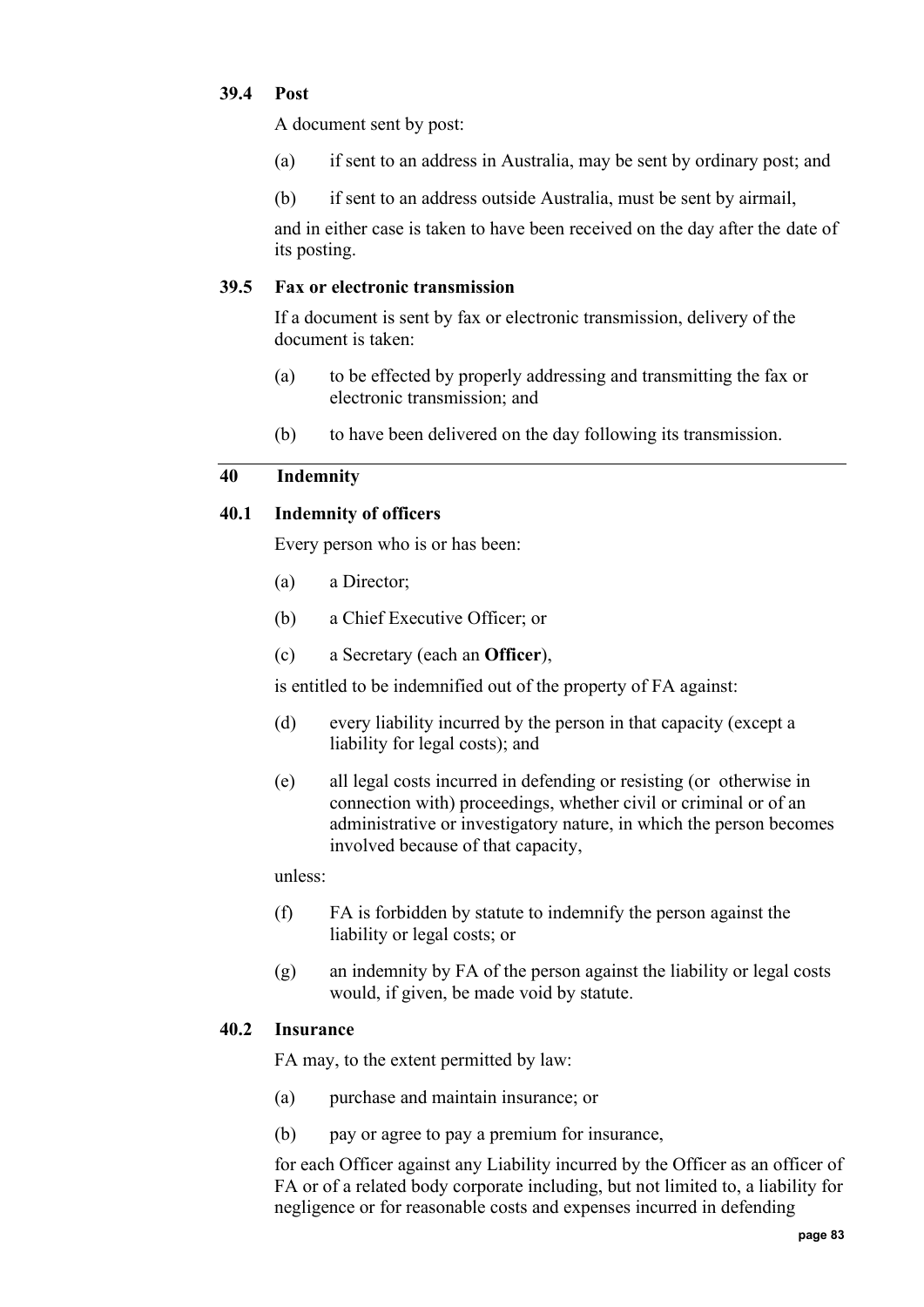### 39.4 Post

A document sent by post:

(a) if sent to an address in Australia, may be sent by ordinary post; and

(b) if sent to an address outside Australia, must be sent by airmail,

and in either case is taken to have been received on the day after the date of its posting.

### 39.5 Fax or electronic transmission

If a document is sent by fax or electronic transmission, delivery of the document is taken:

(a) to be effected by properly addressing and transmitting the fax or electronic transmission; and

(b) to have been delivered on the day following its transmission.

## 40 Indemnity

### 40.1 Indemnity of officers

Every person who is or has been:

(a) a Director;

(b) a Chief Executive Officer; or

(c) a Secretary (each an **Officer**),

is entitled to be indemnified out of the property of FA against:

(d) every liability incurred by the person in that capacity (except a liability for legal costs); and

(e) all legal costs incurred in defending or resisting (or otherwise in connection with) proceedings, whether civil or criminal or of an administrative or investigatory nature, in which the person becomes involved because of that capacity,

unless:

(f) FA is forbidden by statute to indemnify the person against the liability or legal costs; or

(g) an indemnity by FA of the person against the liability or legal costs would, if given, be made void by statute.

### 40.2 Insurance

FA may, to the extent permitted by law:

(a) purchase and maintain insurance; or

(b) pay or agree to pay a premium for insurance,

for each Officer against any Liability incurred by the Officer as an officer of FA or of a related body corporate including, but not limited to, a liability for negligence or for reasonable costs and expenses incurred in defending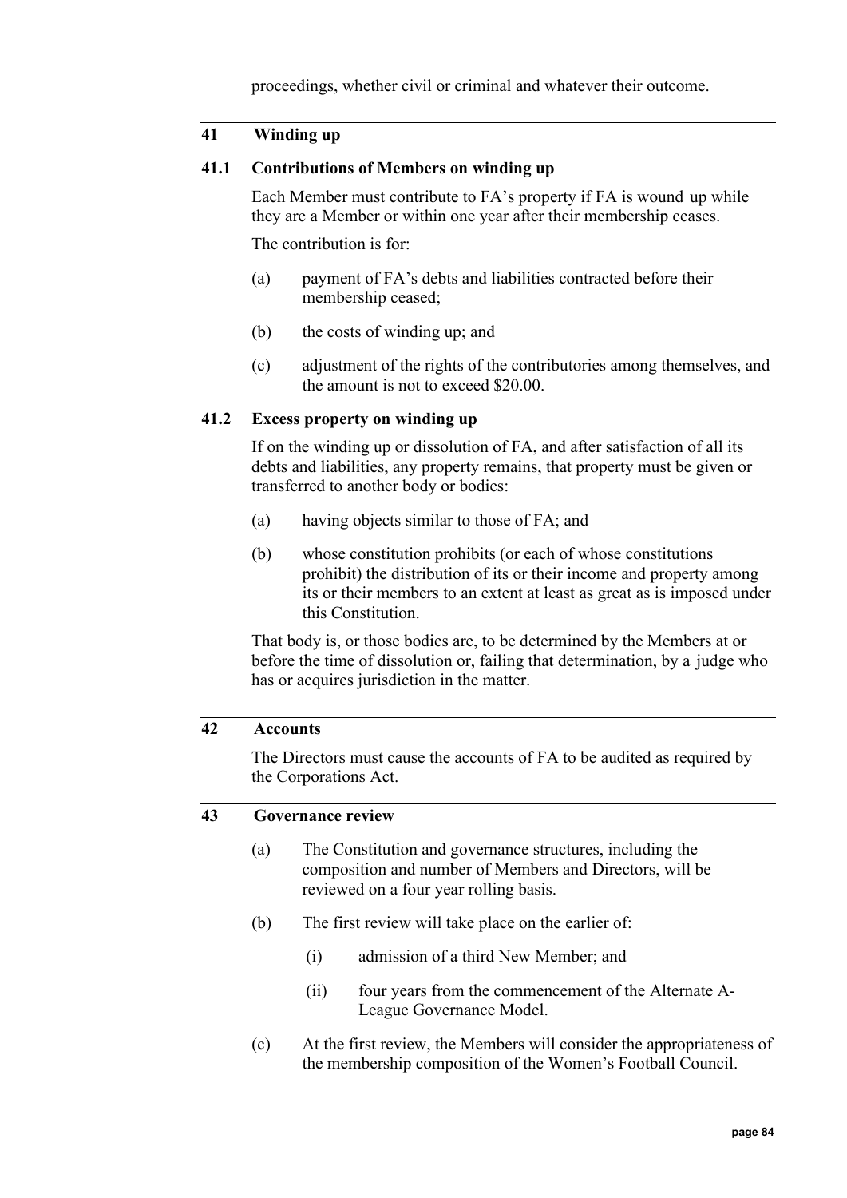proceedings, whether civil or criminal and whatever their outcome.

## 41 Winding up

### 41.1 Contributions of Members on winding up

Each Member must contribute to FA's property if FA is wound up while they are a Member or within one year after their membership ceases.

The contribution is for:

(a) payment of FA's debts and liabilities contracted before their membership ceased;

(b) the costs of winding up; and

(c) adjustment of the rights of the contributories among themselves, and the amount is not to exceed $20.00.

### 41.2 Excess property on winding up

If on the winding up or dissolution of FA, and after satisfaction of all its debts and liabilities, any property remains, that property must be given or transferred to another body or bodies:

(a) having objects similar to those of FA; and

(b) whose constitution prohibits (or each of whose constitutions prohibit) the distribution of its or their income and property among its or their members to an extent at least as great as is imposed under this Constitution.

That body is, or those bodies are, to be determined by the Members at or before the time of dissolution or, failing that determination, by a judge who has or acquires jurisdiction in the matter.

## 42 Accounts

The Directors must cause the accounts of FA to be audited as required by the Corporations Act.

## 43 Governance review

(a) The Constitution and governance structures, including the composition and number of Members and Directors, will be reviewed on a four year rolling basis.

(b) The first review will take place on the earlier of:

  (i) admission of a third New Member; and

  (ii) four years from the commencement of the Alternate A-League Governance Model.

(c) At the first review, the Members will consider the appropriateness of the membership composition of the Women's Football Council.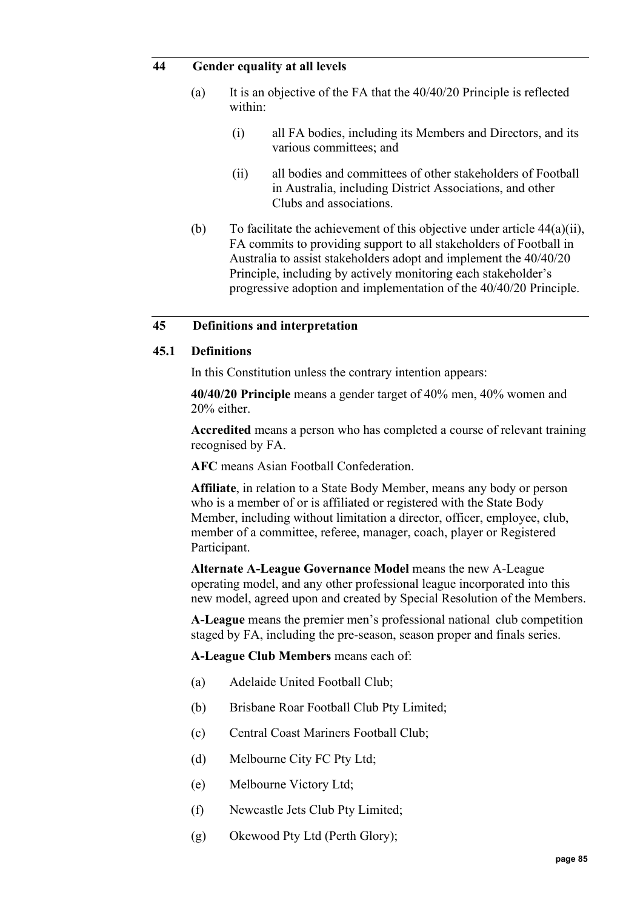## 44 Gender equality at all levels

(a) It is an objective of the FA that the 40/40/20 Principle is reflected within:

(i) all FA bodies, including its Members and Directors, and its various committees; and

(ii) all bodies and committees of other stakeholders of Football in Australia, including District Associations, and other Clubs and associations.

(b) To facilitate the achievement of this objective under article 44(a)(ii), FA commits to providing support to all stakeholders of Football in Australia to assist stakeholders adopt and implement the 40/40/20 Principle, including by actively monitoring each stakeholder's progressive adoption and implementation of the 40/40/20 Principle.

## 45 Definitions and interpretation

### 45.1 Definitions

In this Constitution unless the contrary intention appears:

**40/40/20 Principle** means a gender target of 40% men, 40% women and 20% either.

**Accredited** means a person who has completed a course of relevant training recognised by FA.

**AFC** means Asian Football Confederation.

**Affiliate**, in relation to a State Body Member, means any body or person who is a member of or is affiliated or registered with the State Body Member, including without limitation a director, officer, employee, club, member of a committee, referee, manager, coach, player or Registered Participant.

**Alternate A-League Governance Model** means the new A-League operating model, and any other professional league incorporated into this new model, agreed upon and created by Special Resolution of the Members.

**A-League** means the premier men's professional national club competition staged by FA, including the pre-season, season proper and finals series.

**A-League Club Members** means each of:

(a) Adelaide United Football Club;

(b) Brisbane Roar Football Club Pty Limited;

(c) Central Coast Mariners Football Club;

(d) Melbourne City FC Pty Ltd;

(e) Melbourne Victory Ltd;

(f) Newcastle Jets Club Pty Limited;

(g) Okewood Pty Ltd (Perth Glory);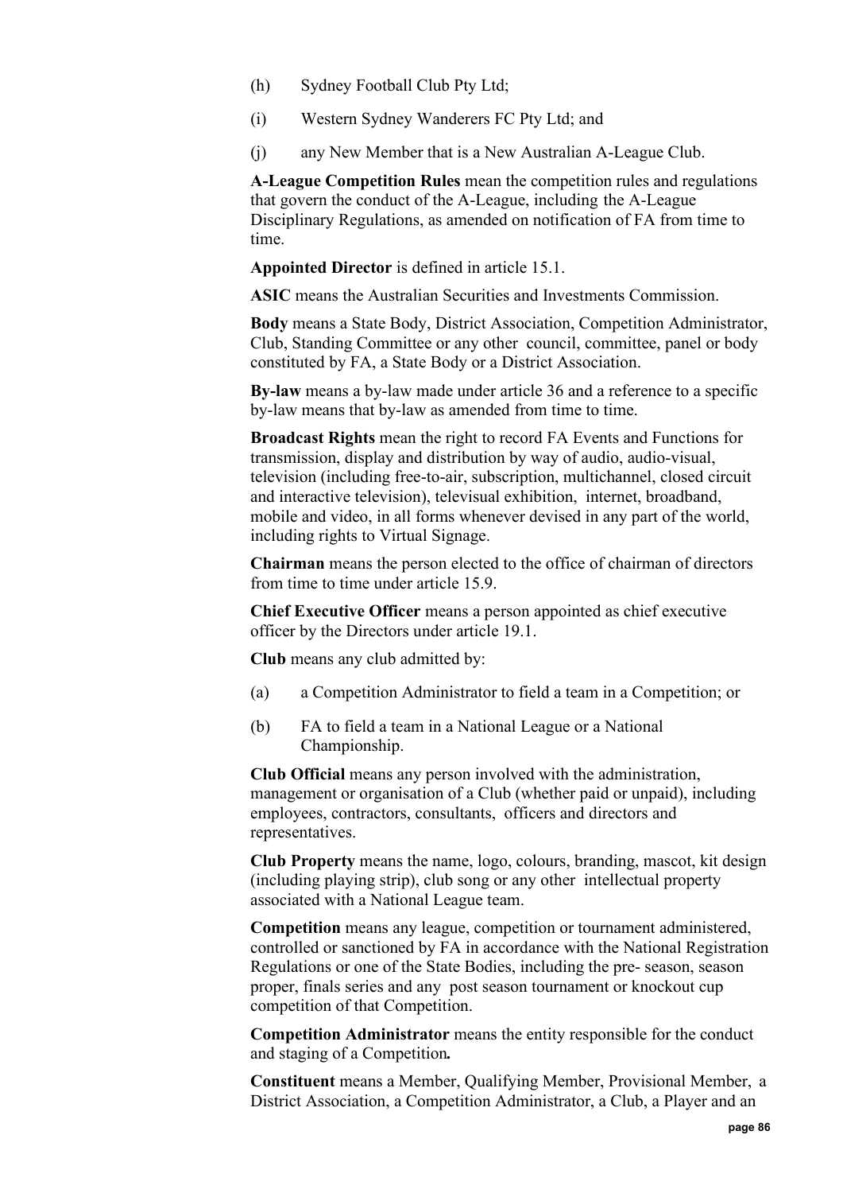(h) Sydney Football Club Pty Ltd;

(i) Western Sydney Wanderers FC Pty Ltd; and

(j) any New Member that is a New Australian A-League Club.

**A-League Competition Rules** mean the competition rules and regulations that govern the conduct of the A-League, including the A-League Disciplinary Regulations, as amended on notification of FA from time to time.

**Appointed Director** is defined in article 15.1.

**ASIC** means the Australian Securities and Investments Commission.

**Body** means a State Body, District Association, Competition Administrator, Club, Standing Committee or any other council, committee, panel or body constituted by FA, a State Body or a District Association.

**By-law** means a by-law made under article 36 and a reference to a specific by-law means that by-law as amended from time to time.

**Broadcast Rights** mean the right to record FA Events and Functions for transmission, display and distribution by way of audio, audio-visual, television (including free-to-air, subscription, multichannel, closed circuit and interactive television), televisual exhibition, internet, broadband, mobile and video, in all forms whenever devised in any part of the world, including rights to Virtual Signage.

**Chairman** means the person elected to the office of chairman of directors from time to time under article 15.9.

**Chief Executive Officer** means a person appointed as chief executive officer by the Directors under article 19.1.

**Club** means any club admitted by:

(a) a Competition Administrator to field a team in a Competition; or

(b) FA to field a team in a National League or a National Championship.

**Club Official** means any person involved with the administration, management or organisation of a Club (whether paid or unpaid), including employees, contractors, consultants, officers and directors and representatives.

**Club Property** means the name, logo, colours, branding, mascot, kit design (including playing strip), club song or any other intellectual property associated with a National League team.

**Competition** means any league, competition or tournament administered, controlled or sanctioned by FA in accordance with the National Registration Regulations or one of the State Bodies, including the pre- season, season proper, finals series and any post season tournament or knockout cup competition of that Competition.

**Competition Administrator** means the entity responsible for the conduct and staging of a Competition**.**

**Constituent** means a Member, Qualifying Member, Provisional Member, a District Association, a Competition Administrator, a Club, a Player and an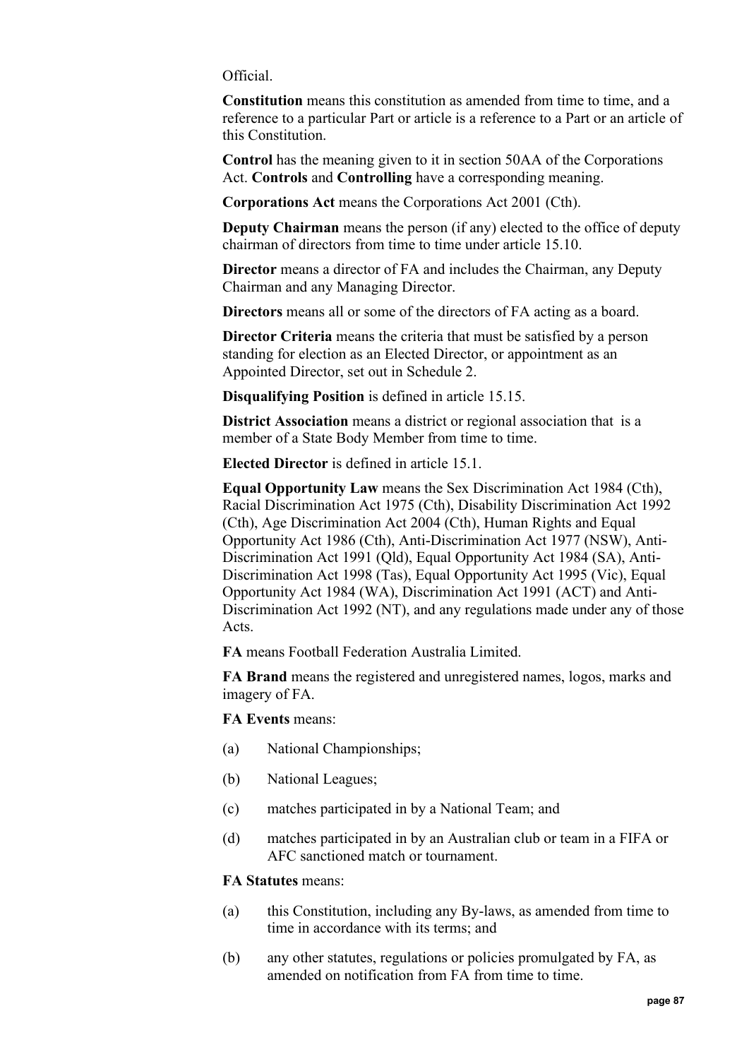Official.

**Constitution** means this constitution as amended from time to time, and a reference to a particular Part or article is a reference to a Part or an article of this Constitution.

**Control** has the meaning given to it in section 50AA of the Corporations Act. **Controls** and **Controlling** have a corresponding meaning.

**Corporations Act** means the Corporations Act 2001 (Cth).

**Deputy Chairman** means the person (if any) elected to the office of deputy chairman of directors from time to time under article 15.10.

**Director** means a director of FA and includes the Chairman, any Deputy Chairman and any Managing Director.

**Directors** means all or some of the directors of FA acting as a board.

**Director Criteria** means the criteria that must be satisfied by a person standing for election as an Elected Director, or appointment as an Appointed Director, set out in Schedule 2.

**Disqualifying Position** is defined in article 15.15.

**District Association** means a district or regional association that is a member of a State Body Member from time to time.

**Elected Director** is defined in article 15.1.

**Equal Opportunity Law** means the Sex Discrimination Act 1984 (Cth), Racial Discrimination Act 1975 (Cth), Disability Discrimination Act 1992 (Cth), Age Discrimination Act 2004 (Cth), Human Rights and Equal Opportunity Act 1986 (Cth), Anti-Discrimination Act 1977 (NSW), Anti-Discrimination Act 1991 (Qld), Equal Opportunity Act 1984 (SA), Anti-Discrimination Act 1998 (Tas), Equal Opportunity Act 1995 (Vic), Equal Opportunity Act 1984 (WA), Discrimination Act 1991 (ACT) and Anti-Discrimination Act 1992 (NT), and any regulations made under any of those Acts.

**FA** means Football Federation Australia Limited.

**FA Brand** means the registered and unregistered names, logos, marks and imagery of FA.

**FA Events** means:

(a) National Championships;

(b) National Leagues;

(c) matches participated in by a National Team; and

(d) matches participated in by an Australian club or team in a FIFA or AFC sanctioned match or tournament.

**FA Statutes** means:

(a) this Constitution, including any By-laws, as amended from time to time in accordance with its terms; and

(b) any other statutes, regulations or policies promulgated by FA, as amended on notification from FA from time to time.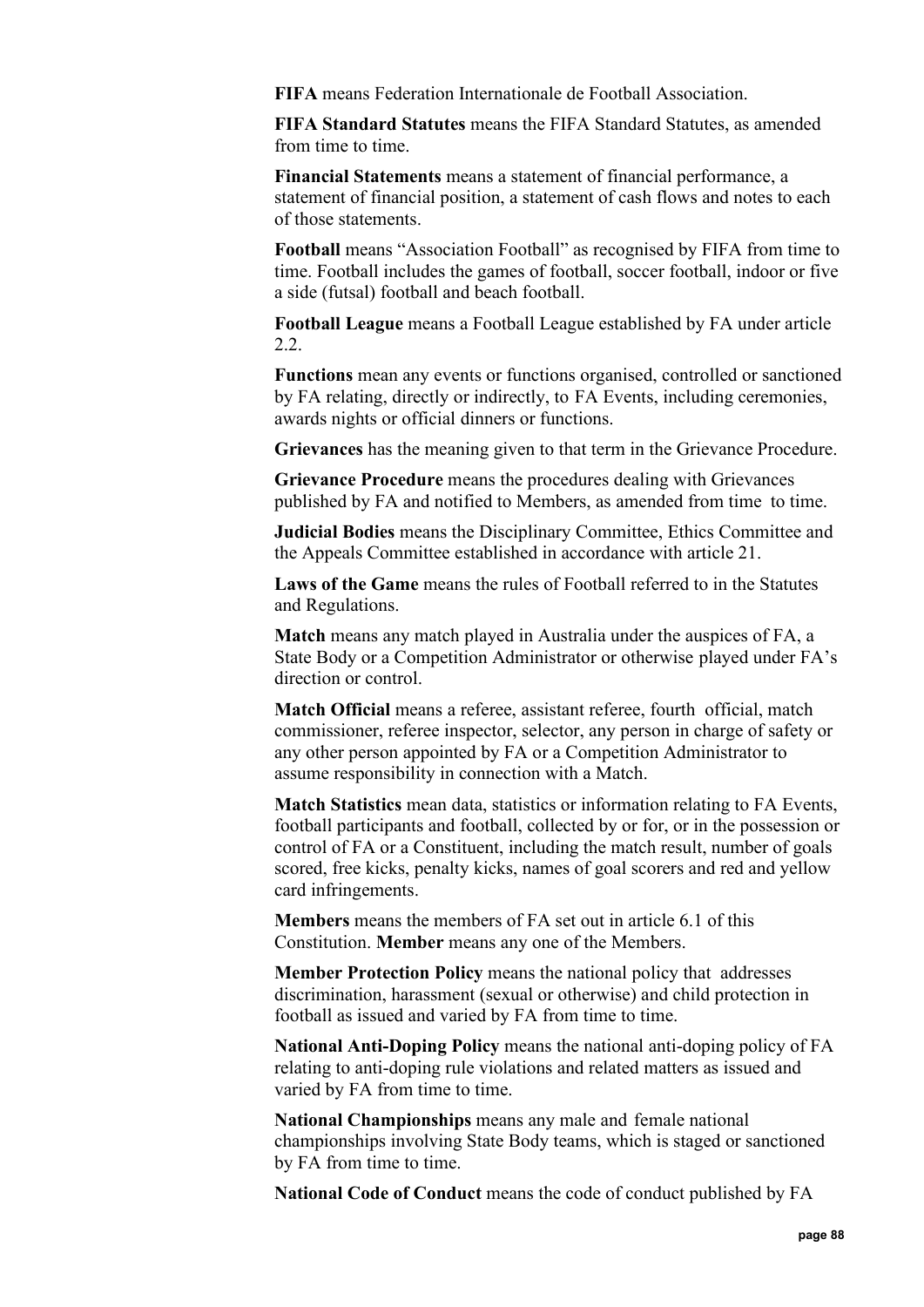**FIFA** means Federation Internationale de Football Association.

**FIFA Standard Statutes** means the FIFA Standard Statutes, as amended from time to time.

**Financial Statements** means a statement of financial performance, a statement of financial position, a statement of cash flows and notes to each of those statements.

**Football** means "Association Football" as recognised by FIFA from time to time. Football includes the games of football, soccer football, indoor or five a side (futsal) football and beach football.

**Football League** means a Football League established by FA under article 2.2.

**Functions** mean any events or functions organised, controlled or sanctioned by FA relating, directly or indirectly, to FA Events, including ceremonies, awards nights or official dinners or functions.

**Grievances** has the meaning given to that term in the Grievance Procedure.

**Grievance Procedure** means the procedures dealing with Grievances published by FA and notified to Members, as amended from time to time.

**Judicial Bodies** means the Disciplinary Committee, Ethics Committee and the Appeals Committee established in accordance with article 21.

**Laws of the Game** means the rules of Football referred to in the Statutes and Regulations.

**Match** means any match played in Australia under the auspices of FA, a State Body or a Competition Administrator or otherwise played under FA's direction or control.

**Match Official** means a referee, assistant referee, fourth official, match commissioner, referee inspector, selector, any person in charge of safety or any other person appointed by FA or a Competition Administrator to assume responsibility in connection with a Match.

**Match Statistics** mean data, statistics or information relating to FA Events, football participants and football, collected by or for, or in the possession or control of FA or a Constituent, including the match result, number of goals scored, free kicks, penalty kicks, names of goal scorers and red and yellow card infringements.

**Members** means the members of FA set out in article 6.1 of this Constitution. **Member** means any one of the Members.

**Member Protection Policy** means the national policy that addresses discrimination, harassment (sexual or otherwise) and child protection in football as issued and varied by FA from time to time.

**National Anti-Doping Policy** means the national anti-doping policy of FA relating to anti-doping rule violations and related matters as issued and varied by FA from time to time.

**National Championships** means any male and female national championships involving State Body teams, which is staged or sanctioned by FA from time to time.

**National Code of Conduct** means the code of conduct published by FA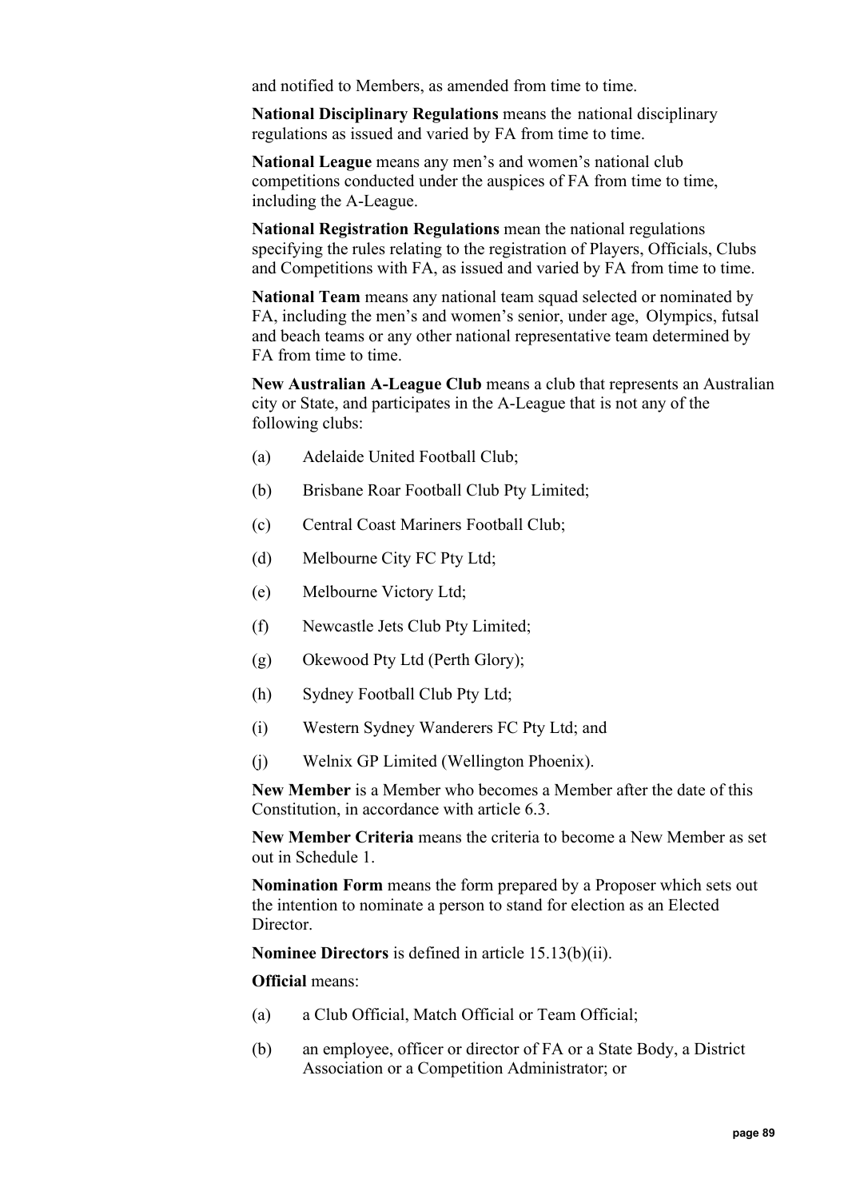and notified to Members, as amended from time to time.

**National Disciplinary Regulations** means the national disciplinary regulations as issued and varied by FA from time to time.

**National League** means any men's and women's national club competitions conducted under the auspices of FA from time to time, including the A-League.

**National Registration Regulations** mean the national regulations specifying the rules relating to the registration of Players, Officials, Clubs and Competitions with FA, as issued and varied by FA from time to time.

**National Team** means any national team squad selected or nominated by FA, including the men's and women's senior, under age, Olympics, futsal and beach teams or any other national representative team determined by FA from time to time.

**New Australian A-League Club** means a club that represents an Australian city or State, and participates in the A-League that is not any of the following clubs:

(a) Adelaide United Football Club;

(b) Brisbane Roar Football Club Pty Limited;

(c) Central Coast Mariners Football Club;

(d) Melbourne City FC Pty Ltd;

(e) Melbourne Victory Ltd;

(f) Newcastle Jets Club Pty Limited;

(g) Okewood Pty Ltd (Perth Glory);

(h) Sydney Football Club Pty Ltd;

(i) Western Sydney Wanderers FC Pty Ltd; and

(j) Welnix GP Limited (Wellington Phoenix).

**New Member** is a Member who becomes a Member after the date of this Constitution, in accordance with article 6.3.

**New Member Criteria** means the criteria to become a New Member as set out in Schedule 1.

**Nomination Form** means the form prepared by a Proposer which sets out the intention to nominate a person to stand for election as an Elected Director.

**Nominee Directors** is defined in article 15.13(b)(ii).

**Official** means:

(a) a Club Official, Match Official or Team Official;

(b) an employee, officer or director of FA or a State Body, a District Association or a Competition Administrator; or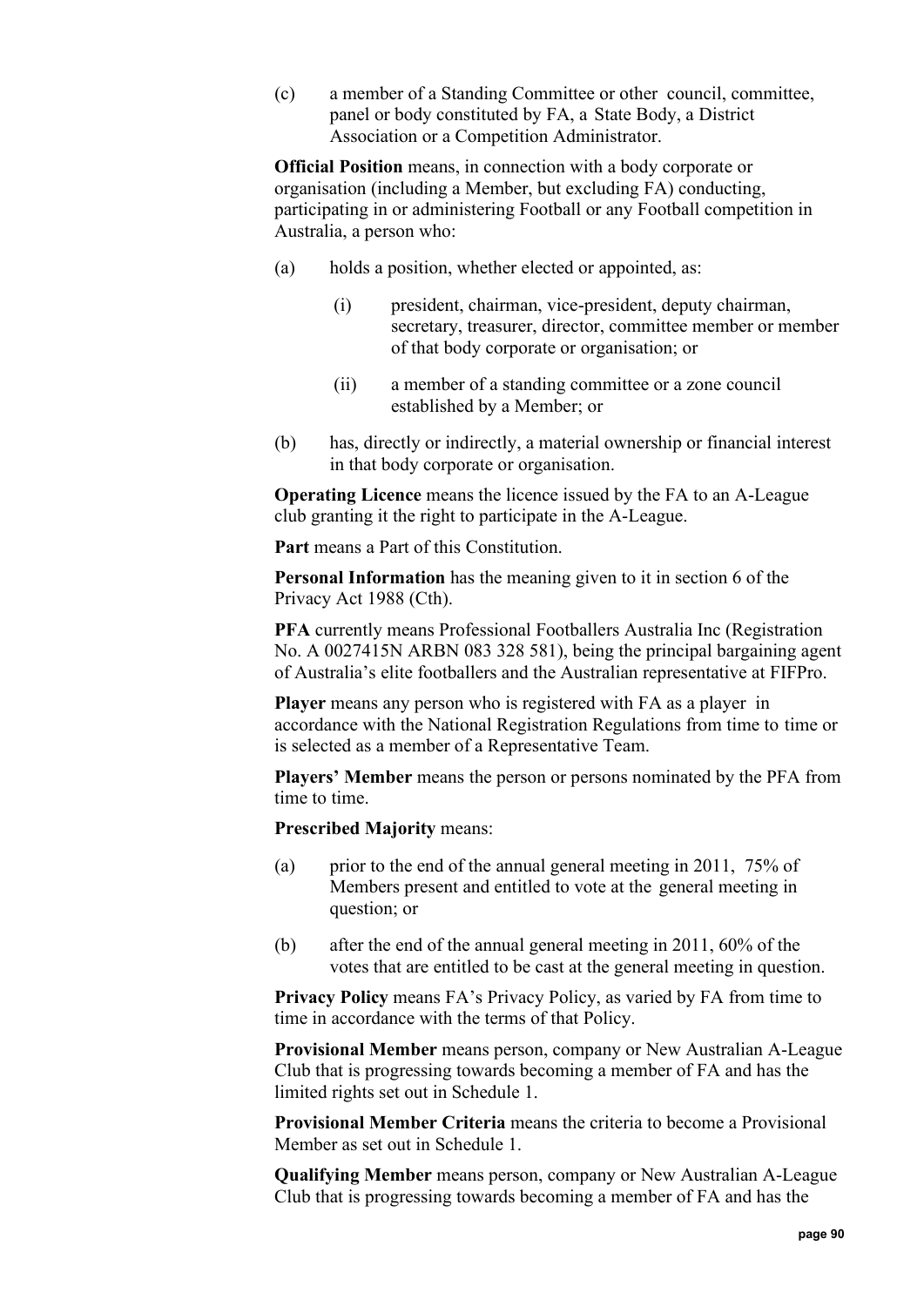(c) a member of a Standing Committee or other council, committee, panel or body constituted by FA, a State Body, a District Association or a Competition Administrator.

**Official Position** means, in connection with a body corporate or organisation (including a Member, but excluding FA) conducting, participating in or administering Football or any Football competition in Australia, a person who:

(a) holds a position, whether elected or appointed, as:

(i) president, chairman, vice-president, deputy chairman, secretary, treasurer, director, committee member or member of that body corporate or organisation; or

(ii) a member of a standing committee or a zone council established by a Member; or

(b) has, directly or indirectly, a material ownership or financial interest in that body corporate or organisation.

**Operating Licence** means the licence issued by the FA to an A-League club granting it the right to participate in the A-League.

**Part** means a Part of this Constitution.

**Personal Information** has the meaning given to it in section 6 of the Privacy Act 1988 (Cth).

**PFA** currently means Professional Footballers Australia Inc (Registration No. A 0027415N ARBN 083 328 581), being the principal bargaining agent of Australia's elite footballers and the Australian representative at FIFPro.

**Player** means any person who is registered with FA as a player in accordance with the National Registration Regulations from time to time or is selected as a member of a Representative Team.

**Players' Member** means the person or persons nominated by the PFA from time to time.

**Prescribed Majority** means:

(a) prior to the end of the annual general meeting in 2011, 75% of Members present and entitled to vote at the general meeting in question; or

(b) after the end of the annual general meeting in 2011, 60% of the votes that are entitled to be cast at the general meeting in question.

**Privacy Policy** means FA's Privacy Policy, as varied by FA from time to time in accordance with the terms of that Policy.

**Provisional Member** means person, company or New Australian A-League Club that is progressing towards becoming a member of FA and has the limited rights set out in Schedule 1.

**Provisional Member Criteria** means the criteria to become a Provisional Member as set out in Schedule 1.

**Qualifying Member** means person, company or New Australian A-League Club that is progressing towards becoming a member of FA and has the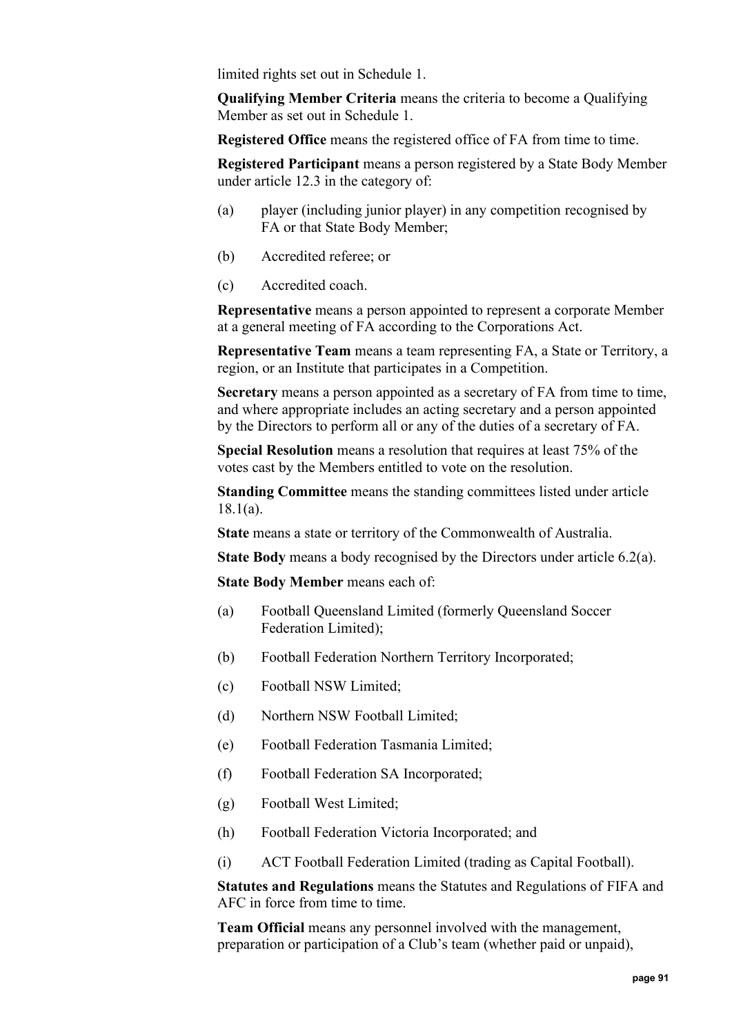limited rights set out in Schedule 1.

**Qualifying Member Criteria** means the criteria to become a Qualifying Member as set out in Schedule 1.

**Registered Office** means the registered office of FA from time to time.

**Registered Participant** means a person registered by a State Body Member under article 12.3 in the category of:

(a) player (including junior player) in any competition recognised by FA or that State Body Member;

(b) Accredited referee; or

(c) Accredited coach.

**Representative** means a person appointed to represent a corporate Member at a general meeting of FA according to the Corporations Act.

**Representative Team** means a team representing FA, a State or Territory, a region, or an Institute that participates in a Competition.

**Secretary** means a person appointed as a secretary of FA from time to time, and where appropriate includes an acting secretary and a person appointed by the Directors to perform all or any of the duties of a secretary of FA.

**Special Resolution** means a resolution that requires at least 75% of the votes cast by the Members entitled to vote on the resolution.

**Standing Committee** means the standing committees listed under article 18.1(a).

**State** means a state or territory of the Commonwealth of Australia.

**State Body** means a body recognised by the Directors under article 6.2(a).

**State Body Member** means each of:

(a) Football Queensland Limited (formerly Queensland Soccer Federation Limited);

(b) Football Federation Northern Territory Incorporated;

(c) Football NSW Limited;

(d) Northern NSW Football Limited;

(e) Football Federation Tasmania Limited;

(f) Football Federation SA Incorporated;

(g) Football West Limited;

(h) Football Federation Victoria Incorporated; and

(i) ACT Football Federation Limited (trading as Capital Football).

**Statutes and Regulations** means the Statutes and Regulations of FIFA and AFC in force from time to time.

**Team Official** means any personnel involved with the management, preparation or participation of a Club's team (whether paid or unpaid),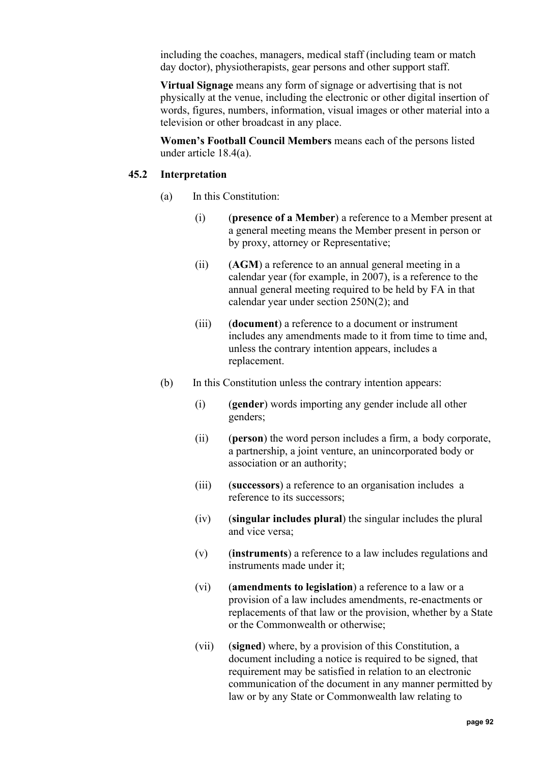including the coaches, managers, medical staff (including team or match day doctor), physiotherapists, gear persons and other support staff.

**Virtual Signage** means any form of signage or advertising that is not physically at the venue, including the electronic or other digital insertion of words, figures, numbers, information, visual images or other material into a television or other broadcast in any place.

**Women's Football Council Members** means each of the persons listed under article 18.4(a).

### 45.2 Interpretation

(a) In this Constitution:

(i) (**presence of a Member**) a reference to a Member present at a general meeting means the Member present in person or by proxy, attorney or Representative;

(ii) (**AGM**) a reference to an annual general meeting in a calendar year (for example, in 2007), is a reference to the annual general meeting required to be held by FA in that calendar year under section 250N(2); and

(iii) (**document**) a reference to a document or instrument includes any amendments made to it from time to time and, unless the contrary intention appears, includes a replacement.

(b) In this Constitution unless the contrary intention appears:

(i) (**gender**) words importing any gender include all other genders;

(ii) (**person**) the word person includes a firm, a body corporate, a partnership, a joint venture, an unincorporated body or association or an authority;

(iii) (**successors**) a reference to an organisation includes a reference to its successors;

(iv) (**singular includes plural**) the singular includes the plural and vice versa;

(v) (**instruments**) a reference to a law includes regulations and instruments made under it;

(vi) (**amendments to legislation**) a reference to a law or a provision of a law includes amendments, re-enactments or replacements of that law or the provision, whether by a State or the Commonwealth or otherwise;

(vii) (**signed**) where, by a provision of this Constitution, a document including a notice is required to be signed, that requirement may be satisfied in relation to an electronic communication of the document in any manner permitted by law or by any State or Commonwealth law relating to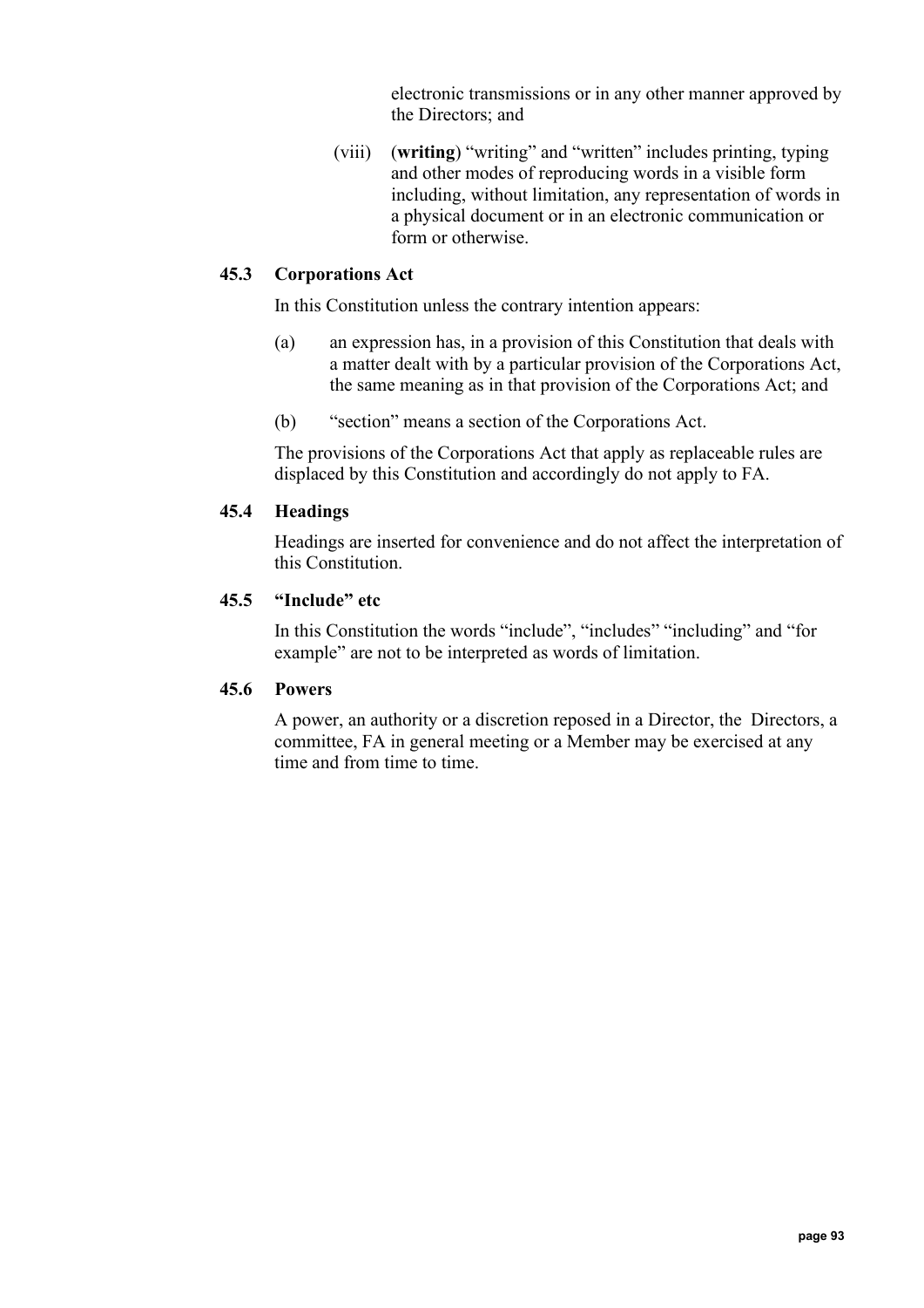electronic transmissions or in any other manner approved by the Directors; and

(viii) (**writing**) "writing" and "written" includes printing, typing and other modes of reproducing words in a visible form including, without limitation, any representation of words in a physical document or in an electronic communication or form or otherwise.

### 45.3 Corporations Act

In this Constitution unless the contrary intention appears:

(a) an expression has, in a provision of this Constitution that deals with a matter dealt with by a particular provision of the Corporations Act, the same meaning as in that provision of the Corporations Act; and

(b) "section" means a section of the Corporations Act.

The provisions of the Corporations Act that apply as replaceable rules are displaced by this Constitution and accordingly do not apply to FA.

### 45.4 Headings

Headings are inserted for convenience and do not affect the interpretation of this Constitution.

### 45.5 "Include" etc

In this Constitution the words "include", "includes" "including" and "for example" are not to be interpreted as words of limitation.

### 45.6 Powers

A power, an authority or a discretion reposed in a Director, the Directors, a committee, FA in general meeting or a Member may be exercised at any time and from time to time.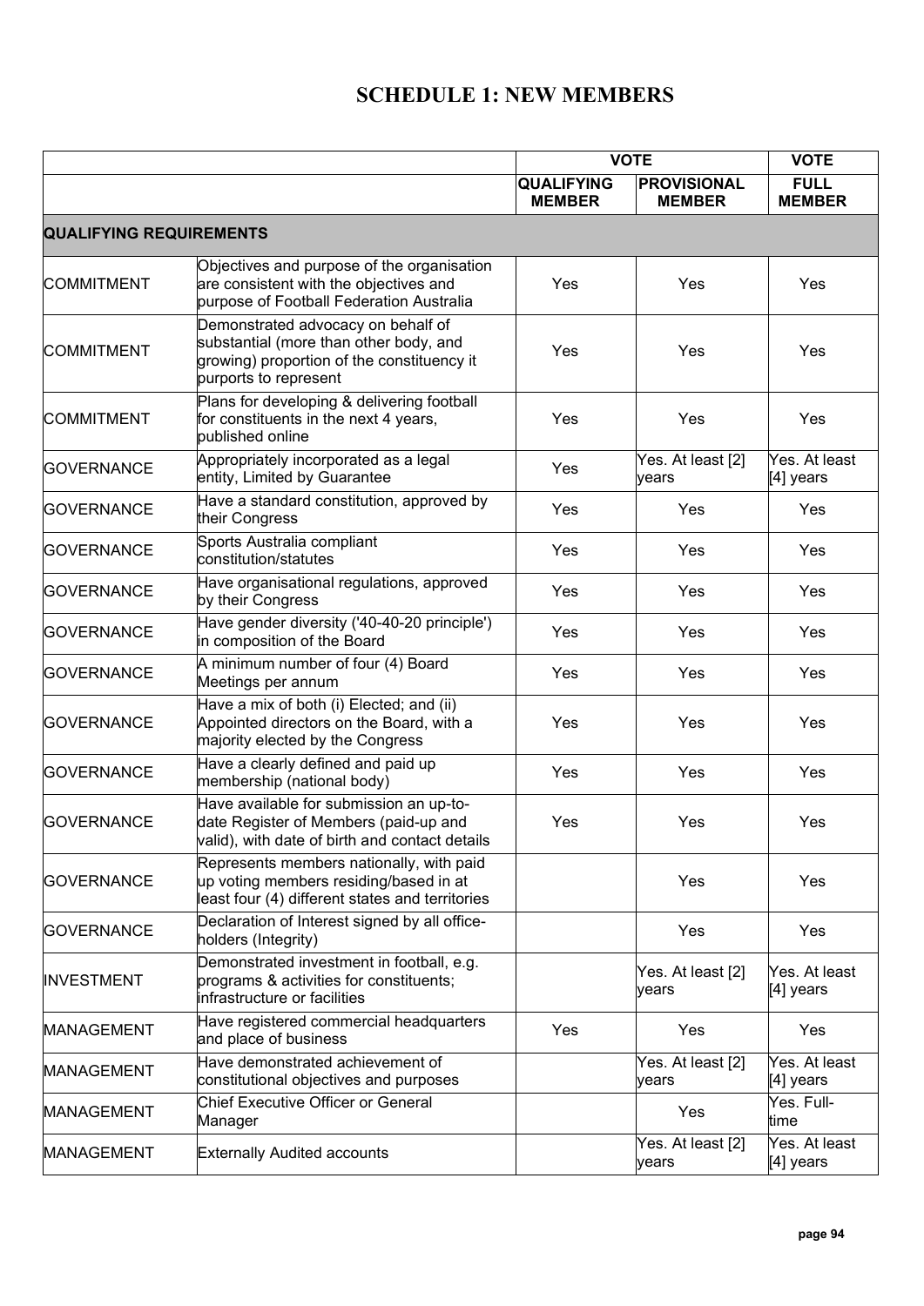# SCHEDULE 1: NEW MEMBERS

| | | VOTE | | VOTE |
|---|---|---|---|---|
| | | **QUALIFYING MEMBER** | **PROVISIONAL MEMBER** | **FULL MEMBER** |
| **QUALIFYING REQUIREMENTS** | | | | |
| COMMITMENT | Objectives and purpose of the organisation are consistent with the objectives and purpose of Football Federation Australia | Yes | Yes | Yes |
| COMMITMENT | Demonstrated advocacy on behalf of substantial (more than other body, and growing) proportion of the constituency it purports to represent | Yes | Yes | Yes |
| COMMITMENT | Plans for developing & delivering football for constituents in the next 4 years, published online | Yes | Yes | Yes |
| GOVERNANCE | Appropriately incorporated as a legal entity, Limited by Guarantee | Yes | Yes. At least [2] years | Yes. At least [4] years |
| GOVERNANCE | Have a standard constitution, approved by their Congress | Yes | Yes | Yes |
| GOVERNANCE | Sports Australia compliant constitution/statutes | Yes | Yes | Yes |
| GOVERNANCE | Have organisational regulations, approved by their Congress | Yes | Yes | Yes |
| GOVERNANCE | Have gender diversity ('40-40-20 principle') in composition of the Board | Yes | Yes | Yes |
| GOVERNANCE | A minimum number of four (4) Board Meetings per annum | Yes | Yes | Yes |
| GOVERNANCE | Have a mix of both (i) Elected; and (ii) Appointed directors on the Board, with a majority elected by the Congress | Yes | Yes | Yes |
| GOVERNANCE | Have a clearly defined and paid up membership (national body) | Yes | Yes | Yes |
| GOVERNANCE | Have available for submission an up-to-date Register of Members (paid-up and valid), with date of birth and contact details | Yes | Yes | Yes |
| GOVERNANCE | Represents members nationally, with paid up voting members residing/based in at least four (4) different states and territories | | Yes | Yes |
| GOVERNANCE | Declaration of Interest signed by all office-holders (Integrity) | | Yes | Yes |
| INVESTMENT | Demonstrated investment in football, e.g. programs & activities for constituents; infrastructure or facilities | | Yes. At least [2] years | Yes. At least [4] years |
| MANAGEMENT | Have registered commercial headquarters and place of business | Yes | Yes | Yes |
| MANAGEMENT | Have demonstrated achievement of constitutional objectives and purposes | | Yes. At least [2] years | Yes. At least [4] years |
| MANAGEMENT | Chief Executive Officer or General Manager | | Yes | Yes. Full-time |
| MANAGEMENT | Externally Audited accounts | | Yes. At least [2] years | Yes. At least [4] years |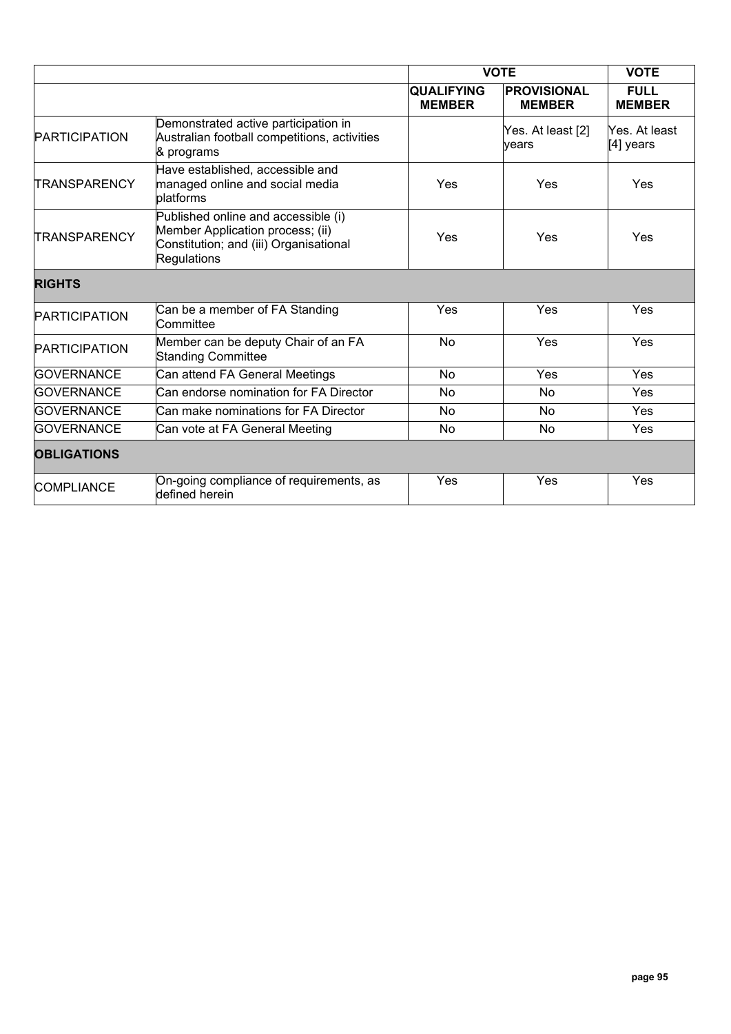| | | VOTE | | VOTE |
|---|---|---|---|---|
| | | **QUALIFYING MEMBER** | **PROVISIONAL MEMBER** | **FULL MEMBER** |
| PARTICIPATION | Demonstrated active participation in Australian football competitions, activities & programs | | Yes. At least [2] years | Yes. At least [4] years |
| TRANSPARENCY | Have established, accessible and managed online and social media platforms | Yes | Yes | Yes |
| TRANSPARENCY | Published online and accessible (i) Member Application process; (ii) Constitution; and (iii) Organisational Regulations | Yes | Yes | Yes |
| **RIGHTS** | | | | |
| PARTICIPATION | Can be a member of FA Standing Committee | Yes | Yes | Yes |
| PARTICIPATION | Member can be deputy Chair of an FA Standing Committee | No | Yes | Yes |
| GOVERNANCE | Can attend FA General Meetings | No | Yes | Yes |
| GOVERNANCE | Can endorse nomination for FA Director | No | No | Yes |
| GOVERNANCE | Can make nominations for FA Director | No | No | Yes |
| GOVERNANCE | Can vote at FA General Meeting | No | No | Yes |
| **OBLIGATIONS** | | | | |
| COMPLIANCE | On-going compliance of requirements, as defined herein | Yes | Yes | Yes |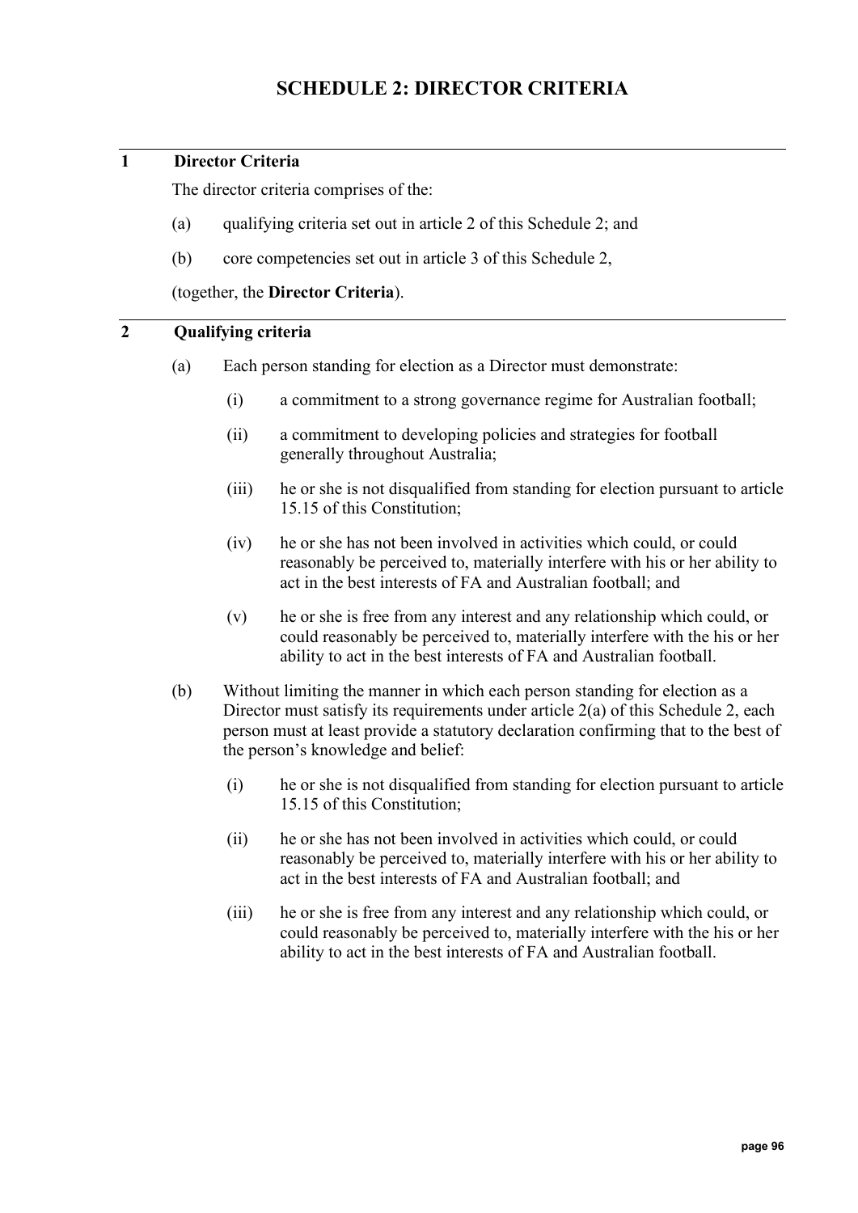# SCHEDULE 2: DIRECTOR CRITERIA

## 1 Director Criteria

The director criteria comprises of the:

(a) qualifying criteria set out in article 2 of this Schedule 2; and

(b) core competencies set out in article 3 of this Schedule 2,

(together, the **Director Criteria**).

## 2 Qualifying criteria

(a) Each person standing for election as a Director must demonstrate:

(i) a commitment to a strong governance regime for Australian football;

(ii) a commitment to developing policies and strategies for football generally throughout Australia;

(iii) he or she is not disqualified from standing for election pursuant to article 15.15 of this Constitution;

(iv) he or she has not been involved in activities which could, or could reasonably be perceived to, materially interfere with his or her ability to act in the best interests of FA and Australian football; and

(v) he or she is free from any interest and any relationship which could, or could reasonably be perceived to, materially interfere with the his or her ability to act in the best interests of FA and Australian football.

(b) Without limiting the manner in which each person standing for election as a Director must satisfy its requirements under article 2(a) of this Schedule 2, each person must at least provide a statutory declaration confirming that to the best of the person's knowledge and belief:

(i) he or she is not disqualified from standing for election pursuant to article 15.15 of this Constitution;

(ii) he or she has not been involved in activities which could, or could reasonably be perceived to, materially interfere with his or her ability to act in the best interests of FA and Australian football; and

(iii) he or she is free from any interest and any relationship which could, or could reasonably be perceived to, materially interfere with the his or her ability to act in the best interests of FA and Australian football.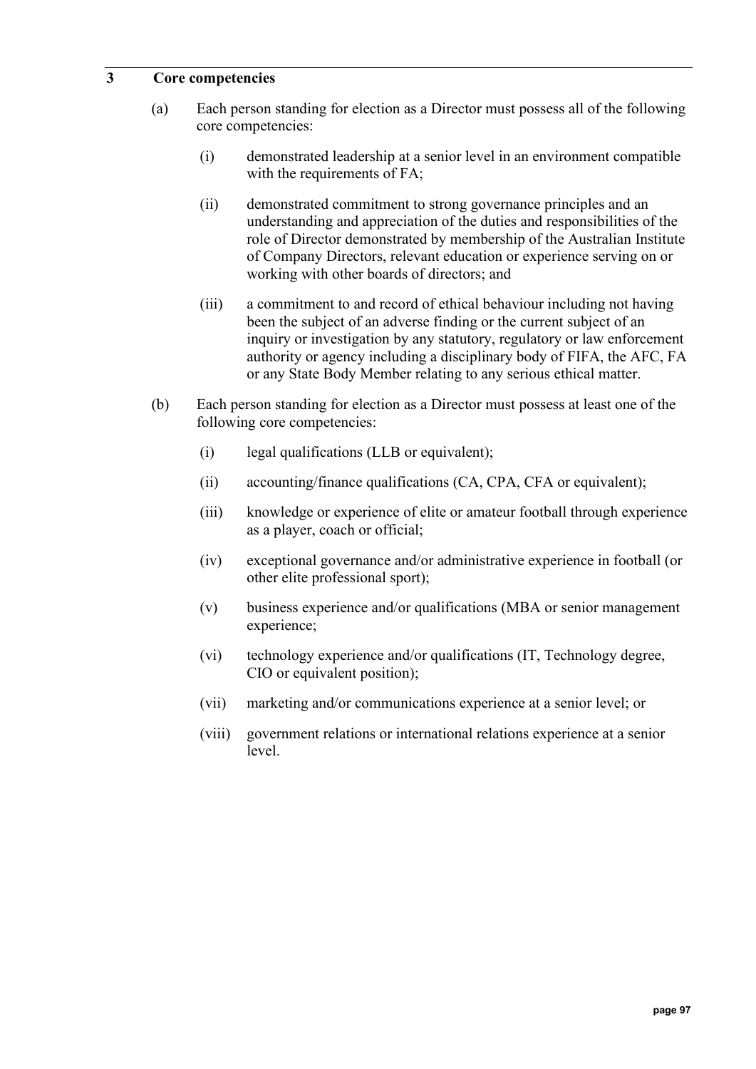## 3 Core competencies

(a) Each person standing for election as a Director must possess all of the following core competencies:

(i) demonstrated leadership at a senior level in an environment compatible with the requirements of FA;

(ii) demonstrated commitment to strong governance principles and an understanding and appreciation of the duties and responsibilities of the role of Director demonstrated by membership of the Australian Institute of Company Directors, relevant education or experience serving on or working with other boards of directors; and

(iii) a commitment to and record of ethical behaviour including not having been the subject of an adverse finding or the current subject of an inquiry or investigation by any statutory, regulatory or law enforcement authority or agency including a disciplinary body of FIFA, the AFC, FA or any State Body Member relating to any serious ethical matter.

(b) Each person standing for election as a Director must possess at least one of the following core competencies:

(i) legal qualifications (LLB or equivalent);

(ii) accounting/finance qualifications (CA, CPA, CFA or equivalent);

(iii) knowledge or experience of elite or amateur football through experience as a player, coach or official;

(iv) exceptional governance and/or administrative experience in football (or other elite professional sport);

(v) business experience and/or qualifications (MBA or senior management experience;

(vi) technology experience and/or qualifications (IT, Technology degree, CIO or equivalent position);

(vii) marketing and/or communications experience at a senior level; or

(viii) government relations or international relations experience at a senior level.